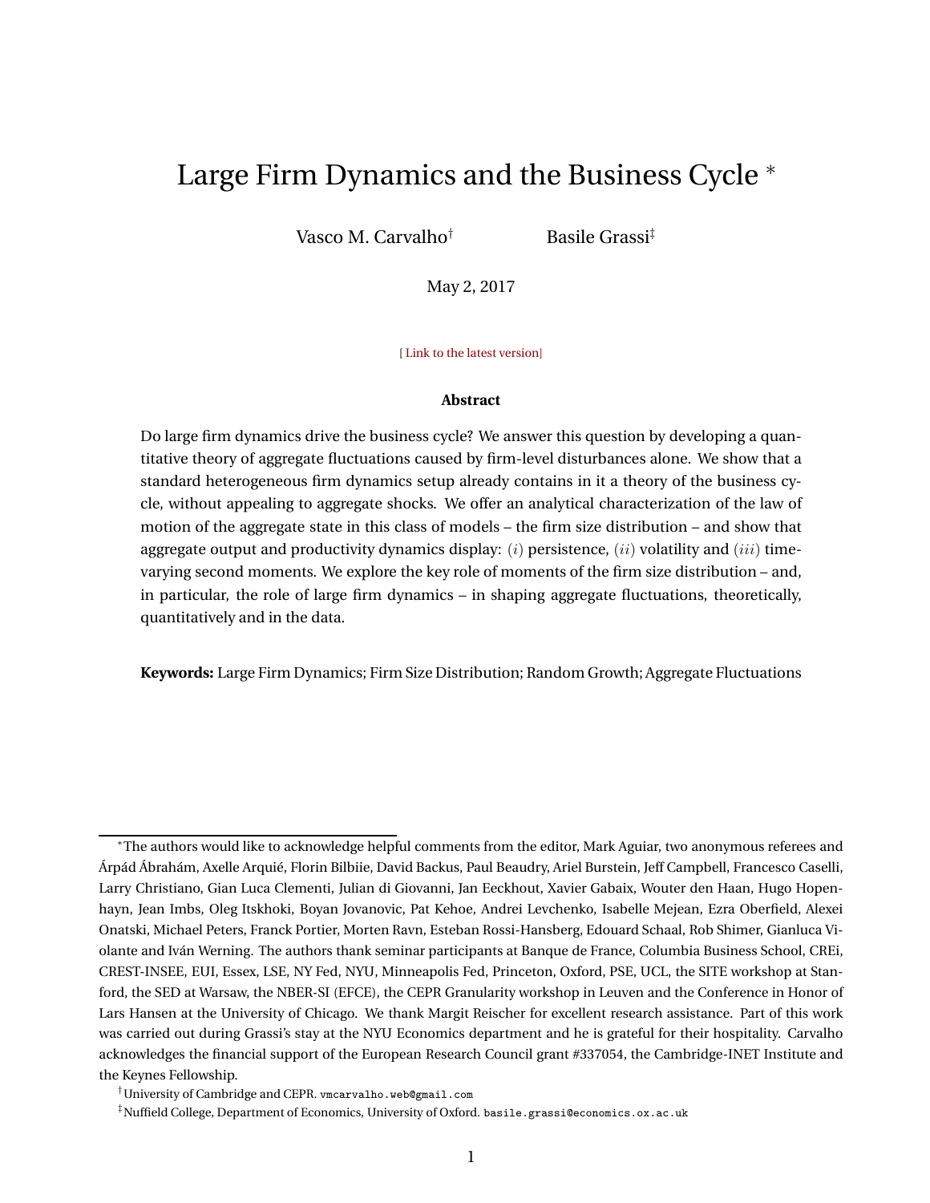# Large Firm Dynamics and the Business Cycle *

Vasco M. Carvalho†　　　　Basile Grassi‡

May 2, 2017

[ Link to the latest version]

**Abstract**

Do large firm dynamics drive the business cycle? We answer this question by developing a quantitative theory of aggregate fluctuations caused by firm-level disturbances alone. We show that a standard heterogeneous firm dynamics setup already contains in it a theory of the business cycle, without appealing to aggregate shocks. We offer an analytical characterization of the law of motion of the aggregate state in this class of models – the firm size distribution – and show that aggregate output and productivity dynamics display: $(i)$ persistence, $(ii)$ volatility and $(iii)$ time-varying second moments. We explore the key role of moments of the firm size distribution – and, in particular, the role of large firm dynamics – in shaping aggregate fluctuations, theoretically, quantitatively and in the data.

**Keywords:** Large Firm Dynamics; Firm Size Distribution; Random Growth; Aggregate Fluctuations

---

*The authors would like to acknowledge helpful comments from the editor, Mark Aguiar, two anonymous referees and Árpád Ábrahám, Axelle Arquié, Florin Bilbiie, David Backus, Paul Beaudry, Ariel Burstein, Jeff Campbell, Francesco Caselli, Larry Christiano, Gian Luca Clementi, Julian di Giovanni, Jan Eeckhout, Xavier Gabaix, Wouter den Haan, Hugo Hopenhayn, Jean Imbs, Oleg Itskhoki, Boyan Jovanovic, Pat Kehoe, Andrei Levchenko, Isabelle Mejean, Ezra Oberfield, Alexei Onatski, Michael Peters, Franck Portier, Morten Ravn, Esteban Rossi-Hansberg, Edouard Schaal, Rob Shimer, Gianluca Violante and Iván Werning. The authors thank seminar participants at Banque de France, Columbia Business School, CREi, CREST-INSEE, EUI, Essex, LSE, NY Fed, NYU, Minneapolis Fed, Princeton, Oxford, PSE, UCL, the SITE workshop at Stanford, the SED at Warsaw, the NBER-SI (EFCE), the CEPR Granularity workshop in Leuven and the Conference in Honor of Lars Hansen at the University of Chicago. We thank Margit Reischer for excellent research assistance. Part of this work was carried out during Grassi's stay at the NYU Economics department and he is grateful for their hospitality. Carvalho acknowledges the financial support of the European Research Council grant #337054, the Cambridge-INET Institute and the Keynes Fellowship.

†University of Cambridge and CEPR. vmcarvalho.web@gmail.com

‡Nuffield College, Department of Economics, University of Oxford. basile.grassi@economics.ox.ac.uk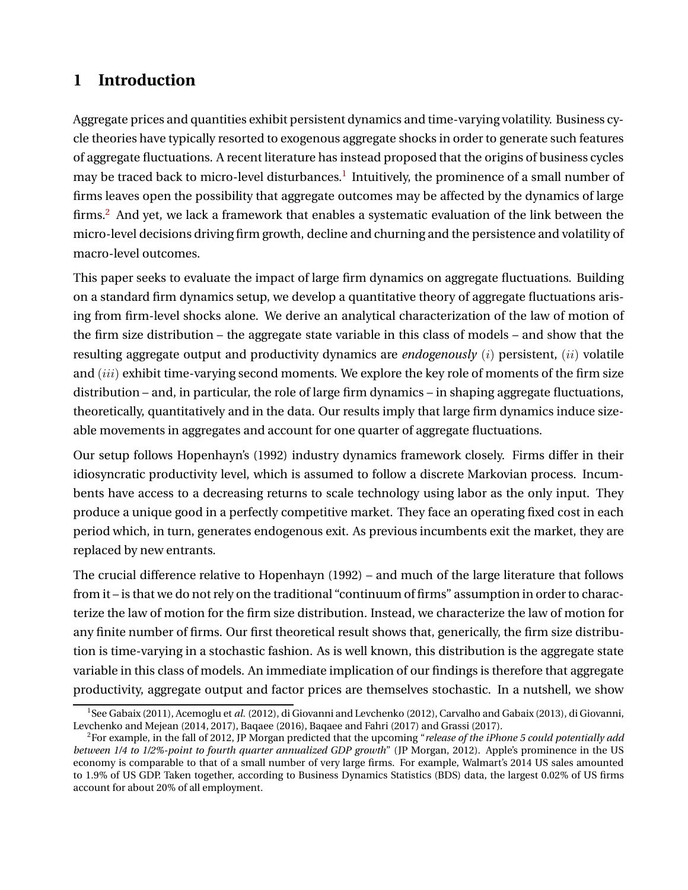# 1 Introduction

Aggregate prices and quantities exhibit persistent dynamics and time-varying volatility. Business cycle theories have typically resorted to exogenous aggregate shocks in order to generate such features of aggregate fluctuations. A recent literature has instead proposed that the origins of business cycles may be traced back to micro-level disturbances.[1] Intuitively, the prominence of a small number of firms leaves open the possibility that aggregate outcomes may be affected by the dynamics of large firms.[2] And yet, we lack a framework that enables a systematic evaluation of the link between the micro-level decisions driving firm growth, decline and churning and the persistence and volatility of macro-level outcomes.

This paper seeks to evaluate the impact of large firm dynamics on aggregate fluctuations. Building on a standard firm dynamics setup, we develop a quantitative theory of aggregate fluctuations arising from firm-level shocks alone. We derive an analytical characterization of the law of motion of the firm size distribution – the aggregate state variable in this class of models – and show that the resulting aggregate output and productivity dynamics are *endogenously* $(i)$ persistent, $(ii)$ volatile and $(iii)$ exhibit time-varying second moments. We explore the key role of moments of the firm size distribution – and, in particular, the role of large firm dynamics – in shaping aggregate fluctuations, theoretically, quantitatively and in the data. Our results imply that large firm dynamics induce sizeable movements in aggregates and account for one quarter of aggregate fluctuations.

Our setup follows Hopenhayn's (1992) industry dynamics framework closely. Firms differ in their idiosyncratic productivity level, which is assumed to follow a discrete Markovian process. Incumbents have access to a decreasing returns to scale technology using labor as the only input. They produce a unique good in a perfectly competitive market. They face an operating fixed cost in each period which, in turn, generates endogenous exit. As previous incumbents exit the market, they are replaced by new entrants.

The crucial difference relative to Hopenhayn (1992) – and much of the large literature that follows from it – is that we do not rely on the traditional "continuum of firms" assumption in order to characterize the law of motion for the firm size distribution. Instead, we characterize the law of motion for any finite number of firms. Our first theoretical result shows that, generically, the firm size distribution is time-varying in a stochastic fashion. As is well known, this distribution is the aggregate state variable in this class of models. An immediate implication of our findings is therefore that aggregate productivity, aggregate output and factor prices are themselves stochastic. In a nutshell, we show

[1] See Gabaix (2011), Acemoglu et *al.* (2012), di Giovanni and Levchenko (2012), Carvalho and Gabaix (2013), di Giovanni, Levchenko and Mejean (2014, 2017), Baqaee (2016), Baqaee and Fahri (2017) and Grassi (2017).

[2] For example, in the fall of 2012, JP Morgan predicted that the upcoming "*release of the iPhone 5 could potentially add between 1/4 to 1/2%-point to fourth quarter annualized GDP growth*" (JP Morgan, 2012). Apple's prominence in the US economy is comparable to that of a small number of very large firms. For example, Walmart's 2014 US sales amounted to 1.9% of US GDP. Taken together, according to Business Dynamics Statistics (BDS) data, the largest 0.02% of US firms account for about 20% of all employment.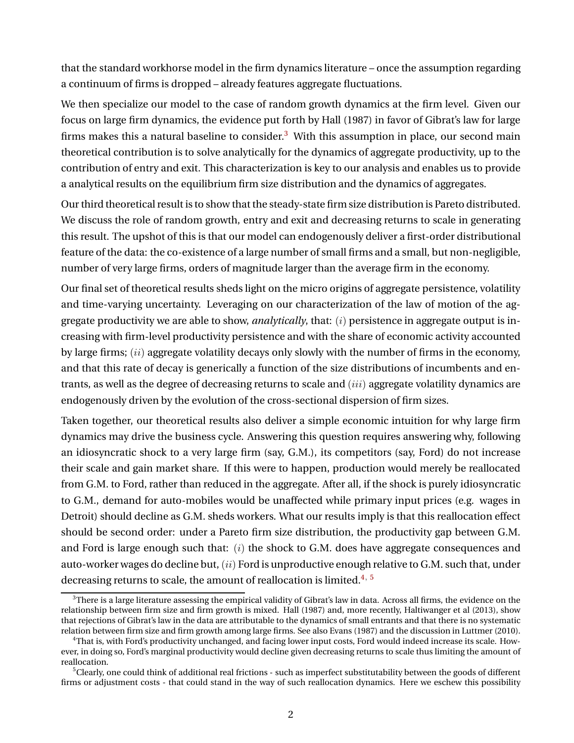that the standard workhorse model in the firm dynamics literature – once the assumption regarding a continuum of firms is dropped – already features aggregate fluctuations.

We then specialize our model to the case of random growth dynamics at the firm level. Given our focus on large firm dynamics, the evidence put forth by Hall (1987) in favor of Gibrat's law for large firms makes this a natural baseline to consider.[3] With this assumption in place, our second main theoretical contribution is to solve analytically for the dynamics of aggregate productivity, up to the contribution of entry and exit. This characterization is key to our analysis and enables us to provide a analytical results on the equilibrium firm size distribution and the dynamics of aggregates.

Our third theoretical result is to show that the steady-state firm size distribution is Pareto distributed. We discuss the role of random growth, entry and exit and decreasing returns to scale in generating this result. The upshot of this is that our model can endogenously deliver a first-order distributional feature of the data: the co-existence of a large number of small firms and a small, but non-negligible, number of very large firms, orders of magnitude larger than the average firm in the economy.

Our final set of theoretical results sheds light on the micro origins of aggregate persistence, volatility and time-varying uncertainty. Leveraging on our characterization of the law of motion of the aggregate productivity we are able to show, *analytically*, that: $(i)$ persistence in aggregate output is increasing with firm-level productivity persistence and with the share of economic activity accounted by large firms; $(ii)$ aggregate volatility decays only slowly with the number of firms in the economy, and that this rate of decay is generically a function of the size distributions of incumbents and entrants, as well as the degree of decreasing returns to scale and $(iii)$ aggregate volatility dynamics are endogenously driven by the evolution of the cross-sectional dispersion of firm sizes.

Taken together, our theoretical results also deliver a simple economic intuition for why large firm dynamics may drive the business cycle. Answering this question requires answering why, following an idiosyncratic shock to a very large firm (say, G.M.), its competitors (say, Ford) do not increase their scale and gain market share. If this were to happen, production would merely be reallocated from G.M. to Ford, rather than reduced in the aggregate. After all, if the shock is purely idiosyncratic to G.M., demand for auto-mobiles would be unaffected while primary input prices (e.g. wages in Detroit) should decline as G.M. sheds workers. What our results imply is that this reallocation effect should be second order: under a Pareto firm size distribution, the productivity gap between G.M. and Ford is large enough such that: $(i)$ the shock to G.M. does have aggregate consequences and auto-worker wages do decline but, $(ii)$ Ford is unproductive enough relative to G.M. such that, under decreasing returns to scale, the amount of reallocation is limited.[4, 5]

[3] There is a large literature assessing the empirical validity of Gibrat's law in data. Across all firms, the evidence on the relationship between firm size and firm growth is mixed. Hall (1987) and, more recently, Haltiwanger et al (2013), show that rejections of Gibrat's law in the data are attributable to the dynamics of small entrants and that there is no systematic relation between firm size and firm growth among large firms. See also Evans (1987) and the discussion in Luttmer (2010).

[4] That is, with Ford's productivity unchanged, and facing lower input costs, Ford would indeed increase its scale. However, in doing so, Ford's marginal productivity would decline given decreasing returns to scale thus limiting the amount of reallocation.

[5] Clearly, one could think of additional real frictions - such as imperfect substitutability between the goods of different firms or adjustment costs - that could stand in the way of such reallocation dynamics. Here we eschew this possibility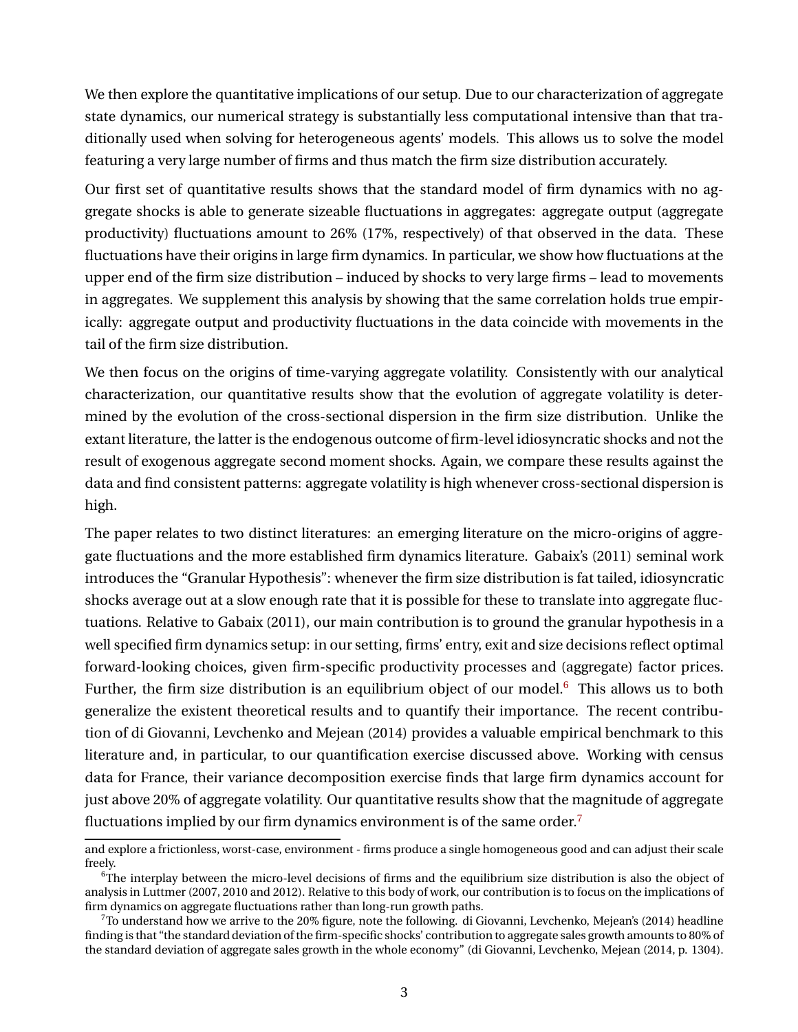We then explore the quantitative implications of our setup. Due to our characterization of aggregate state dynamics, our numerical strategy is substantially less computational intensive than that traditionally used when solving for heterogeneous agents' models. This allows us to solve the model featuring a very large number of firms and thus match the firm size distribution accurately.

Our first set of quantitative results shows that the standard model of firm dynamics with no aggregate shocks is able to generate sizeable fluctuations in aggregates: aggregate output (aggregate productivity) fluctuations amount to 26% (17%, respectively) of that observed in the data. These fluctuations have their origins in large firm dynamics. In particular, we show how fluctuations at the upper end of the firm size distribution – induced by shocks to very large firms – lead to movements in aggregates. We supplement this analysis by showing that the same correlation holds true empirically: aggregate output and productivity fluctuations in the data coincide with movements in the tail of the firm size distribution.

We then focus on the origins of time-varying aggregate volatility. Consistently with our analytical characterization, our quantitative results show that the evolution of aggregate volatility is determined by the evolution of the cross-sectional dispersion in the firm size distribution. Unlike the extant literature, the latter is the endogenous outcome of firm-level idiosyncratic shocks and not the result of exogenous aggregate second moment shocks. Again, we compare these results against the data and find consistent patterns: aggregate volatility is high whenever cross-sectional dispersion is high.

The paper relates to two distinct literatures: an emerging literature on the micro-origins of aggregate fluctuations and the more established firm dynamics literature. Gabaix's (2011) seminal work introduces the "Granular Hypothesis": whenever the firm size distribution is fat tailed, idiosyncratic shocks average out at a slow enough rate that it is possible for these to translate into aggregate fluctuations. Relative to Gabaix (2011), our main contribution is to ground the granular hypothesis in a well specified firm dynamics setup: in our setting, firms' entry, exit and size decisions reflect optimal forward-looking choices, given firm-specific productivity processes and (aggregate) factor prices. Further, the firm size distribution is an equilibrium object of our model.[6] This allows us to both generalize the existent theoretical results and to quantify their importance. The recent contribution of di Giovanni, Levchenko and Mejean (2014) provides a valuable empirical benchmark to this literature and, in particular, to our quantification exercise discussed above. Working with census data for France, their variance decomposition exercise finds that large firm dynamics account for just above 20% of aggregate volatility. Our quantitative results show that the magnitude of aggregate fluctuations implied by our firm dynamics environment is of the same order.[7]

---

and explore a frictionless, worst-case, environment - firms produce a single homogeneous good and can adjust their scale freely.

[6] The interplay between the micro-level decisions of firms and the equilibrium size distribution is also the object of analysis in Luttmer (2007, 2010 and 2012). Relative to this body of work, our contribution is to focus on the implications of firm dynamics on aggregate fluctuations rather than long-run growth paths.

[7] To understand how we arrive to the 20% figure, note the following. di Giovanni, Levchenko, Mejean's (2014) headline finding is that "the standard deviation of the firm-specific shocks' contribution to aggregate sales growth amounts to 80% of the standard deviation of aggregate sales growth in the whole economy" (di Giovanni, Levchenko, Mejean (2014, p. 1304).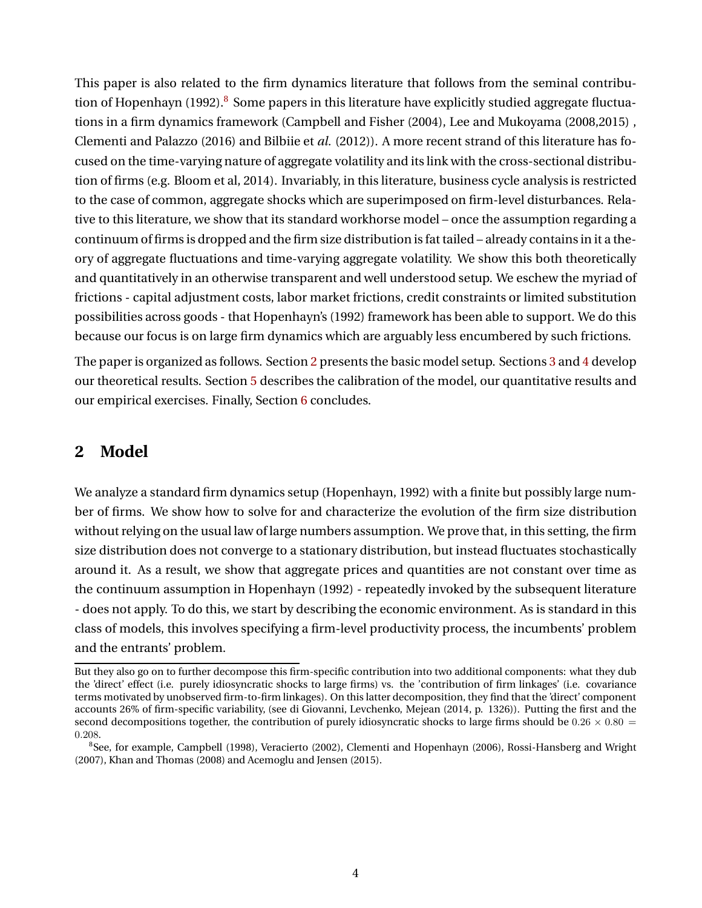This paper is also related to the firm dynamics literature that follows from the seminal contribution of Hopenhayn (1992).[8] Some papers in this literature have explicitly studied aggregate fluctuations in a firm dynamics framework (Campbell and Fisher (2004), Lee and Mukoyama (2008,2015) , Clementi and Palazzo (2016) and Bilbiie et *al.* (2012)). A more recent strand of this literature has focused on the time-varying nature of aggregate volatility and its link with the cross-sectional distribution of firms (e.g. Bloom et al, 2014). Invariably, in this literature, business cycle analysis is restricted to the case of common, aggregate shocks which are superimposed on firm-level disturbances. Relative to this literature, we show that its standard workhorse model – once the assumption regarding a continuum of firms is dropped and the firm size distribution is fat tailed – already contains in it a theory of aggregate fluctuations and time-varying aggregate volatility. We show this both theoretically and quantitatively in an otherwise transparent and well understood setup. We eschew the myriad of frictions - capital adjustment costs, labor market frictions, credit constraints or limited substitution possibilities across goods - that Hopenhayn's (1992) framework has been able to support. We do this because our focus is on large firm dynamics which are arguably less encumbered by such frictions.

The paper is organized as follows. Section 2 presents the basic model setup. Sections 3 and 4 develop our theoretical results. Section 5 describes the calibration of the model, our quantitative results and our empirical exercises. Finally, Section 6 concludes.

## 2 Model

We analyze a standard firm dynamics setup (Hopenhayn, 1992) with a finite but possibly large number of firms. We show how to solve for and characterize the evolution of the firm size distribution without relying on the usual law of large numbers assumption. We prove that, in this setting, the firm size distribution does not converge to a stationary distribution, but instead fluctuates stochastically around it. As a result, we show that aggregate prices and quantities are not constant over time as the continuum assumption in Hopenhayn (1992) - repeatedly invoked by the subsequent literature - does not apply. To do this, we start by describing the economic environment. As is standard in this class of models, this involves specifying a firm-level productivity process, the incumbents' problem and the entrants' problem.

---

But they also go on to further decompose this firm-specific contribution into two additional components: what they dub the 'direct' effect (i.e. purely idiosyncratic shocks to large firms) vs. the 'contribution of firm linkages' (i.e. covariance terms motivated by unobserved firm-to-firm linkages). On this latter decomposition, they find that the 'direct' component accounts 26% of firm-specific variability, (see di Giovanni, Levchenko, Mejean (2014, p. 1326)). Putting the first and the second decompositions together, the contribution of purely idiosyncratic shocks to large firms should be $0.26 \times 0.80 = 0.208$.

[8] See, for example, Campbell (1998), Veracierto (2002), Clementi and Hopenhayn (2006), Rossi-Hansberg and Wright (2007), Khan and Thomas (2008) and Acemoglu and Jensen (2015).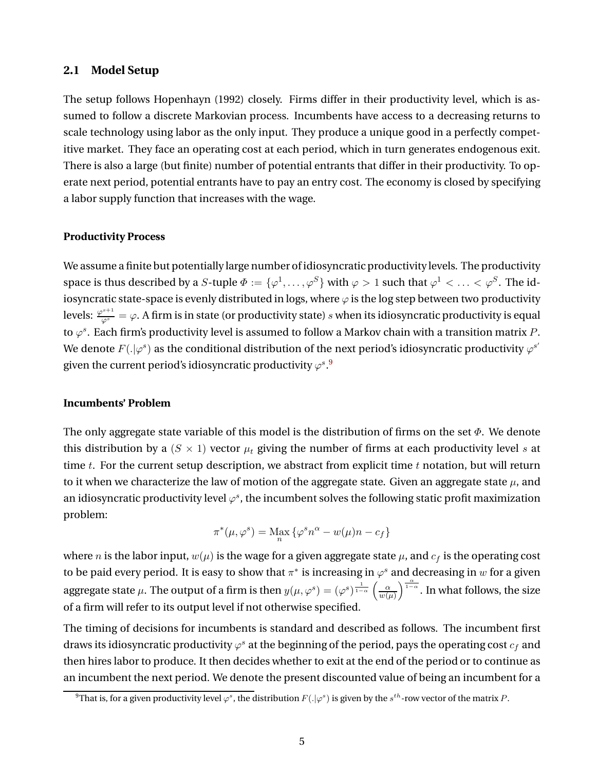## 2.1 Model Setup

The setup follows Hopenhayn (1992) closely. Firms differ in their productivity level, which is assumed to follow a discrete Markovian process. Incumbents have access to a decreasing returns to scale technology using labor as the only input. They produce a unique good in a perfectly competitive market. They face an operating cost at each period, which in turn generates endogenous exit. There is also a large (but finite) number of potential entrants that differ in their productivity. To operate next period, potential entrants have to pay an entry cost. The economy is closed by specifying a labor supply function that increases with the wage.

### Productivity Process

We assume a finite but potentially large number of idiosyncratic productivity levels. The productivity space is thus described by a $S$-tuple $\Phi := \{\varphi^1, \ldots, \varphi^S\}$ with $\varphi > 1$ such that $\varphi^1 < \ldots < \varphi^S$. The idiosyncratic state-space is evenly distributed in logs, where $\varphi$ is the log step between two productivity levels: $\frac{\varphi^{s+1}}{\varphi^s} = \varphi$. A firm is in state (or productivity state) $s$ when its idiosyncratic productivity is equal to $\varphi^s$. Each firm's productivity level is assumed to follow a Markov chain with a transition matrix $P$. We denote $F(.|\varphi^s)$ as the conditional distribution of the next period's idiosyncratic productivity $\varphi^{s'}$ given the current period's idiosyncratic productivity $\varphi^s$.[9]

### Incumbents' Problem

The only aggregate state variable of this model is the distribution of firms on the set $\Phi$. We denote this distribution by a $(S \times 1)$ vector $\mu_t$ giving the number of firms at each productivity level $s$ at time $t$. For the current setup description, we abstract from explicit time $t$ notation, but will return to it when we characterize the law of motion of the aggregate state. Given an aggregate state $\mu$, and an idiosyncratic productivity level $\varphi^s$, the incumbent solves the following static profit maximization problem:

$$\pi^*(\mu, \varphi^s) = \underset{n}{\text{Max}} \{\varphi^s n^\alpha - w(\mu)n - c_f\}$$

where $n$ is the labor input, $w(\mu)$ is the wage for a given aggregate state $\mu$, and $c_f$ is the operating cost to be paid every period. It is easy to show that $\pi^*$ is increasing in $\varphi^s$ and decreasing in $w$ for a given aggregate state $\mu$. The output of a firm is then $y(\mu, \varphi^s) = (\varphi^s)^{\frac{1}{1-\alpha}} \left(\frac{\alpha}{w(\mu)}\right)^{\frac{\alpha}{1-\alpha}}$. In what follows, the size of a firm will refer to its output level if not otherwise specified.

The timing of decisions for incumbents is standard and described as follows. The incumbent first draws its idiosyncratic productivity $\varphi^s$ at the beginning of the period, pays the operating cost $c_f$ and then hires labor to produce. It then decides whether to exit at the end of the period or to continue as an incumbent the next period. We denote the present discounted value of being an incumbent for a

[9] That is, for a given productivity level $\varphi^s$, the distribution $F(.|\varphi^s)$ is given by the $s^{th}$-row vector of the matrix $P$.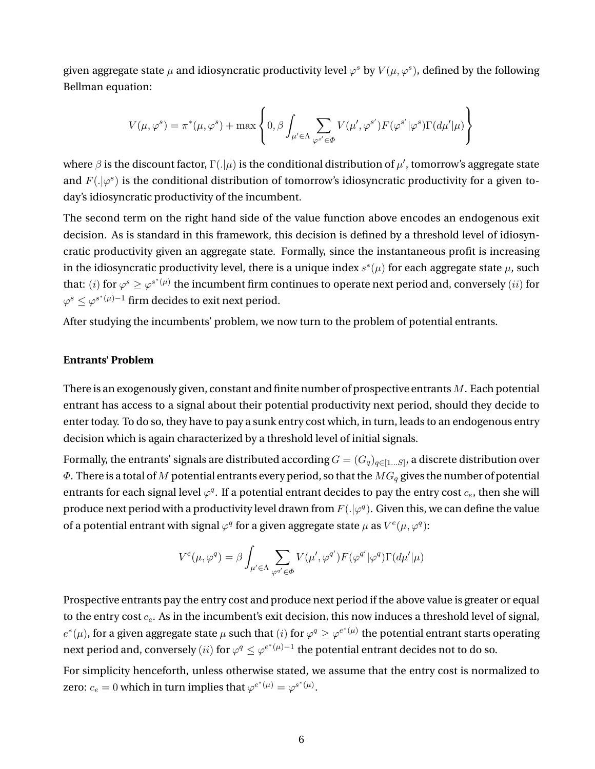given aggregate state $\mu$ and idiosyncratic productivity level $\varphi^s$ by $V(\mu, \varphi^s)$, defined by the following Bellman equation:

$$V(\mu, \varphi^s) = \pi^*(\mu, \varphi^s) + \max \left\{ 0, \beta \int_{\mu' \in \Lambda} \sum_{\varphi^{s'} \in \Phi} V(\mu', \varphi^{s'}) F(\varphi^{s'} | \varphi^s) \Gamma(d\mu' | \mu) \right\}$$

where $\beta$ is the discount factor, $\Gamma(.|\mu)$ is the conditional distribution of $\mu'$, tomorrow's aggregate state and $F(.|\varphi^s)$ is the conditional distribution of tomorrow's idiosyncratic productivity for a given today's idiosyncratic productivity of the incumbent.

The second term on the right hand side of the value function above encodes an endogenous exit decision. As is standard in this framework, this decision is defined by a threshold level of idiosyncratic productivity given an aggregate state. Formally, since the instantaneous profit is increasing in the idiosyncratic productivity level, there is a unique index $s^*(\mu)$ for each aggregate state $\mu$, such that: $(i)$ for $\varphi^s \geq \varphi^{s^*(\mu)}$ the incumbent firm continues to operate next period and, conversely $(ii)$ for $\varphi^s \leq \varphi^{s^*(\mu)-1}$ firm decides to exit next period.

After studying the incumbents' problem, we now turn to the problem of potential entrants.

**Entrants' Problem**

There is an exogenously given, constant and finite number of prospective entrants $M$. Each potential entrant has access to a signal about their potential productivity next period, should they decide to enter today. To do so, they have to pay a sunk entry cost which, in turn, leads to an endogenous entry decision which is again characterized by a threshold level of initial signals.

Formally, the entrants' signals are distributed according $G = (G_q)_{q \in [1...S]}$, a discrete distribution over $\Phi$. There is a total of $M$ potential entrants every period, so that the $MG_q$ gives the number of potential entrants for each signal level $\varphi^q$. If a potential entrant decides to pay the entry cost $c_e$, then she will produce next period with a productivity level drawn from $F(.|\varphi^q)$. Given this, we can define the value of a potential entrant with signal $\varphi^q$ for a given aggregate state $\mu$ as $V^e(\mu, \varphi^q)$:

$$V^e(\mu, \varphi^q) = \beta \int_{\mu' \in \Lambda} \sum_{\varphi^{q'} \in \Phi} V(\mu', \varphi^{q'}) F(\varphi^{q'} | \varphi^q) \Gamma(d\mu' | \mu)$$

Prospective entrants pay the entry cost and produce next period if the above value is greater or equal to the entry cost $c_e$. As in the incumbent's exit decision, this now induces a threshold level of signal, $e^*(\mu)$, for a given aggregate state $\mu$ such that $(i)$ for $\varphi^q \geq \varphi^{e^*(\mu)}$ the potential entrant starts operating next period and, conversely $(ii)$ for $\varphi^q \leq \varphi^{e^*(\mu)-1}$ the potential entrant decides not to do so.

For simplicity henceforth, unless otherwise stated, we assume that the entry cost is normalized to zero: $c_e = 0$ which in turn implies that $\varphi^{e^*(\mu)} = \varphi^{s^*(\mu)}$.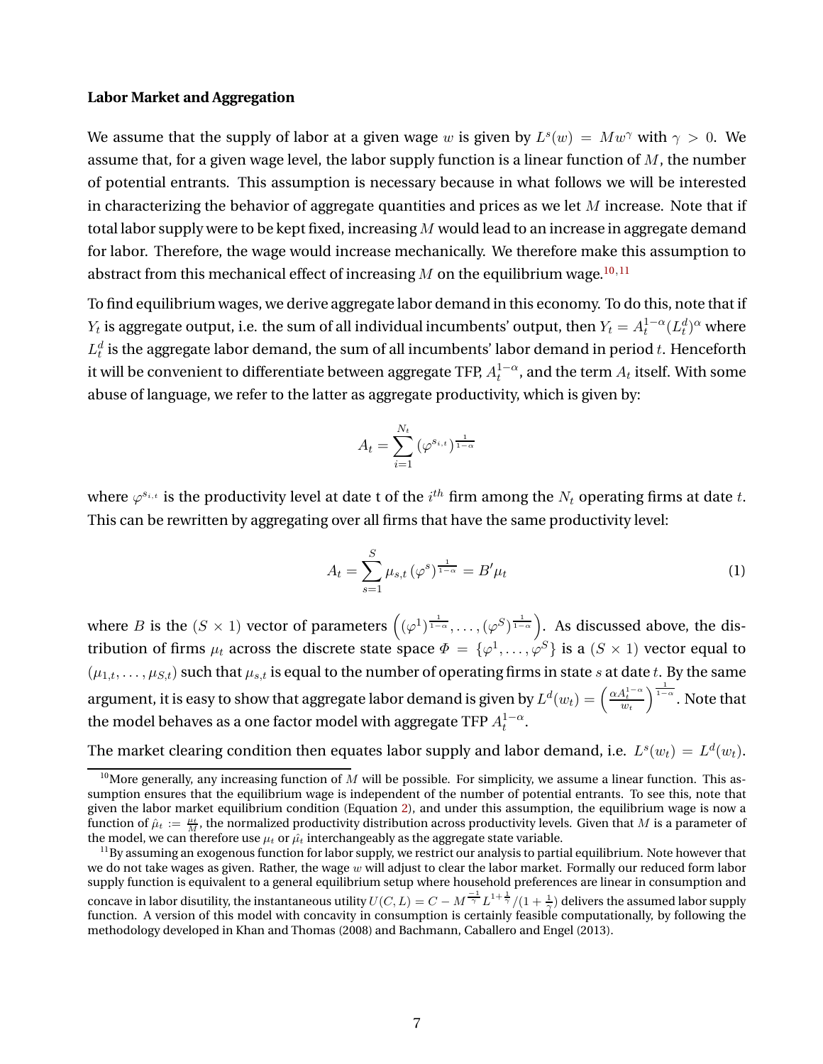**Labor Market and Aggregation**

We assume that the supply of labor at a given wage $w$ is given by $L^s(w) = Mw^\gamma$ with $\gamma > 0$. We assume that, for a given wage level, the labor supply function is a linear function of $M$, the number of potential entrants. This assumption is necessary because in what follows we will be interested in characterizing the behavior of aggregate quantities and prices as we let $M$ increase. Note that if total labor supply were to be kept fixed, increasing $M$ would lead to an increase in aggregate demand for labor. Therefore, the wage would increase mechanically. We therefore make this assumption to abstract from this mechanical effect of increasing $M$ on the equilibrium wage.[10,11]

To find equilibrium wages, we derive aggregate labor demand in this economy. To do this, note that if $Y_t$ is aggregate output, i.e. the sum of all individual incumbents' output, then $Y_t = A_t^{1-\alpha}(L_t^d)^\alpha$ where $L_t^d$ is the aggregate labor demand, the sum of all incumbents' labor demand in period $t$. Henceforth it will be convenient to differentiate between aggregate TFP, $A_t^{1-\alpha}$, and the term $A_t$ itself. With some abuse of language, we refer to the latter as aggregate productivity, which is given by:

$$A_t = \sum_{i=1}^{N_t} (\varphi^{s_{i,t}})^{\frac{1}{1-\alpha}}$$

where $\varphi^{s_{i,t}}$ is the productivity level at date t of the $i^{th}$ firm among the $N_t$ operating firms at date $t$. This can be rewritten by aggregating over all firms that have the same productivity level:

$$A_t = \sum_{s=1}^{S} \mu_{s,t} (\varphi^s)^{\frac{1}{1-\alpha}} = B'\mu_t \tag{1}$$

where $B$ is the $(S \times 1)$ vector of parameters $\left((\varphi^1)^{\frac{1}{1-\alpha}}, \ldots, (\varphi^S)^{\frac{1}{1-\alpha}}\right)$. As discussed above, the distribution of firms $\mu_t$ across the discrete state space $\Phi = \{\varphi^1, \ldots, \varphi^S\}$ is a $(S \times 1)$ vector equal to $(\mu_{1,t}, \ldots, \mu_{S,t})$ such that $\mu_{s,t}$ is equal to the number of operating firms in state $s$ at date $t$. By the same argument, it is easy to show that aggregate labor demand is given by $L^d(w_t) = \left(\frac{\alpha A_t^{1-\alpha}}{w_t}\right)^{\frac{1}{1-\alpha}}$. Note that the model behaves as a one factor model with aggregate TFP $A_t^{1-\alpha}$.

The market clearing condition then equates labor supply and labor demand, i.e. $L^s(w_t) = L^d(w_t)$.

[10] More generally, any increasing function of $M$ will be possible. For simplicity, we assume a linear function. This assumption ensures that the equilibrium wage is independent of the number of potential entrants. To see this, note that given the labor market equilibrium condition (Equation 2), and under this assumption, the equilibrium wage is now a function of $\hat{\mu}_t := \frac{\mu_t}{M}$, the normalized productivity distribution across productivity levels. Given that $M$ is a parameter of the model, we can therefore use $\mu_t$ or $\hat{\mu}_t$ interchangeably as the aggregate state variable.

[11] By assuming an exogenous function for labor supply, we restrict our analysis to partial equilibrium. Note however that we do not take wages as given. Rather, the wage $w$ will adjust to clear the labor market. Formally our reduced form labor supply function is equivalent to a general equilibrium setup where household preferences are linear in consumption and concave in labor disutility, the instantaneous utility $U(C,L) = C - M^{\frac{-1}{\gamma}} L^{1+\frac{1}{\gamma}}/(1+\frac{1}{\gamma})$ delivers the assumed labor supply function. A version of this model with concavity in consumption is certainly feasible computationally, by following the methodology developed in Khan and Thomas (2008) and Bachmann, Caballero and Engel (2013).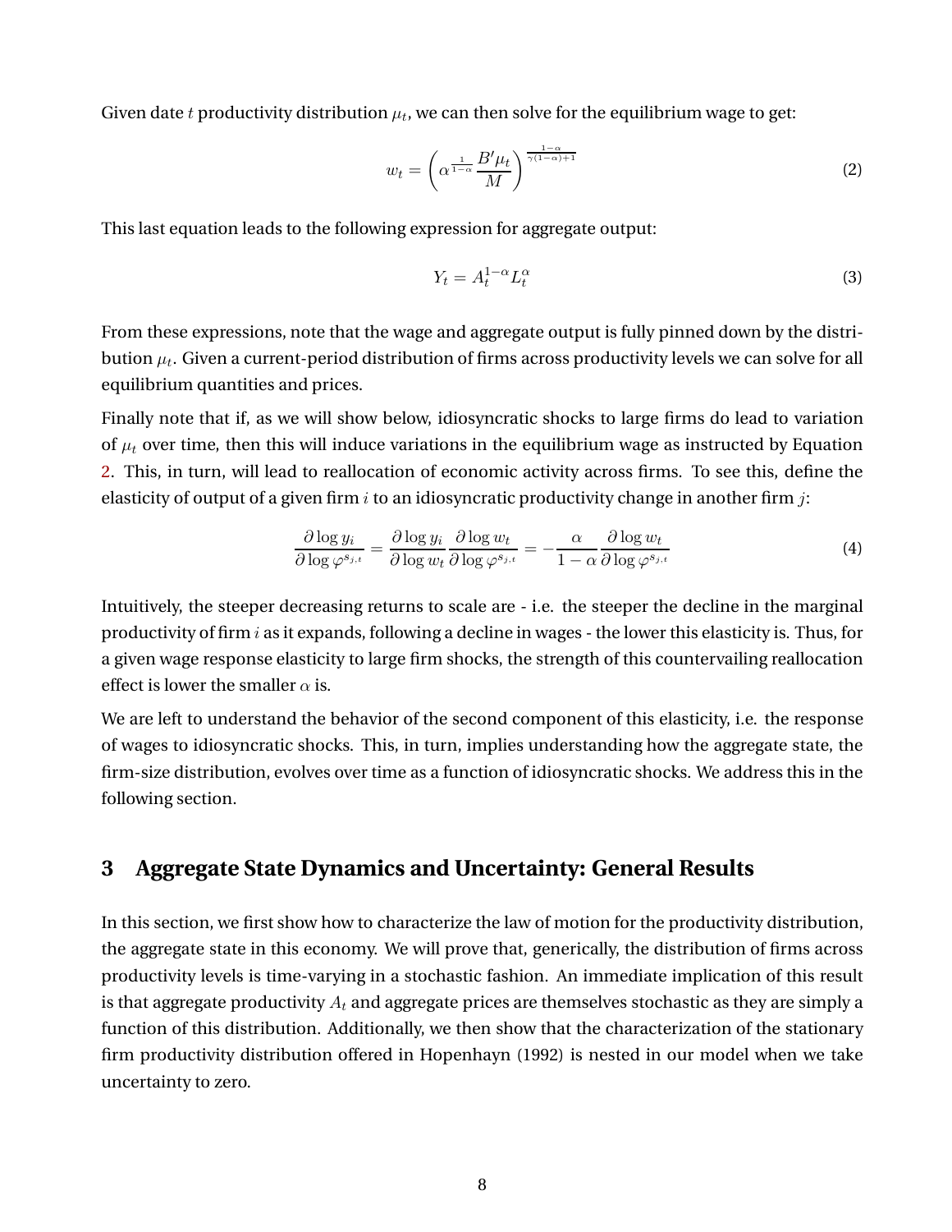Given date $t$ productivity distribution $\mu_t$, we can then solve for the equilibrium wage to get:

$$w_t = \left( \alpha^{\frac{1}{1-\alpha}} \frac{B'\mu_t}{M} \right)^{\frac{1-\alpha}{\gamma(1-\alpha)+1}} \tag{2}$$

This last equation leads to the following expression for aggregate output:

$$Y_t = A_t^{1-\alpha} L_t^{\alpha} \tag{3}$$

From these expressions, note that the wage and aggregate output is fully pinned down by the distribution $\mu_t$. Given a current-period distribution of firms across productivity levels we can solve for all equilibrium quantities and prices.

Finally note that if, as we will show below, idiosyncratic shocks to large firms do lead to variation of $\mu_t$ over time, then this will induce variations in the equilibrium wage as instructed by Equation 2. This, in turn, will lead to reallocation of economic activity across firms. To see this, define the elasticity of output of a given firm $i$ to an idiosyncratic productivity change in another firm $j$:

$$\frac{\partial \log y_i}{\partial \log \varphi^{s_{j,t}}} = \frac{\partial \log y_i}{\partial \log w_t} \frac{\partial \log w_t}{\partial \log \varphi^{s_{j,t}}} = -\frac{\alpha}{1-\alpha} \frac{\partial \log w_t}{\partial \log \varphi^{s_{j,t}}} \tag{4}$$

Intuitively, the steeper decreasing returns to scale are - i.e. the steeper the decline in the marginal productivity of firm $i$ as it expands, following a decline in wages - the lower this elasticity is. Thus, for a given wage response elasticity to large firm shocks, the strength of this countervailing reallocation effect is lower the smaller $\alpha$ is.

We are left to understand the behavior of the second component of this elasticity, i.e. the response of wages to idiosyncratic shocks. This, in turn, implies understanding how the aggregate state, the firm-size distribution, evolves over time as a function of idiosyncratic shocks. We address this in the following section.

# 3 Aggregate State Dynamics and Uncertainty: General Results

In this section, we first show how to characterize the law of motion for the productivity distribution, the aggregate state in this economy. We will prove that, generically, the distribution of firms across productivity levels is time-varying in a stochastic fashion. An immediate implication of this result is that aggregate productivity $A_t$ and aggregate prices are themselves stochastic as they are simply a function of this distribution. Additionally, we then show that the characterization of the stationary firm productivity distribution offered in Hopenhayn (1992) is nested in our model when we take uncertainty to zero.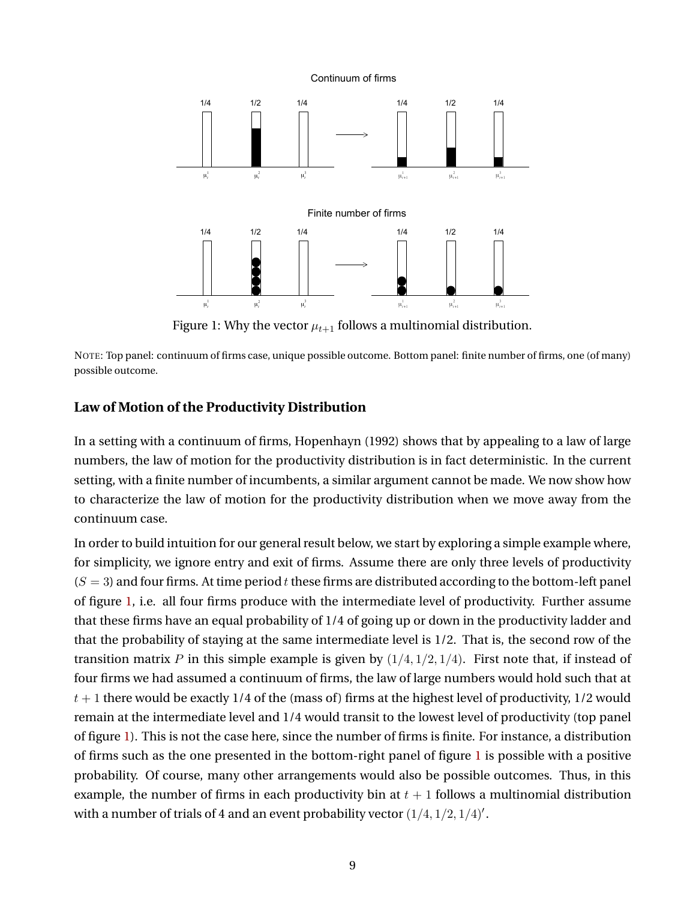Figure 1: Why the vector $\mu_{t+1}$ follows a multinomial distribution.

NOTE: Top panel: continuum of firms case, unique possible outcome. Bottom panel: finite number of firms, one (of many) possible outcome.

**Law of Motion of the Productivity Distribution**

In a setting with a continuum of firms, Hopenhayn (1992) shows that by appealing to a law of large numbers, the law of motion for the productivity distribution is in fact deterministic. In the current setting, with a finite number of incumbents, a similar argument cannot be made. We now show how to characterize the law of motion for the productivity distribution when we move away from the continuum case.

In order to build intuition for our general result below, we start by exploring a simple example where, for simplicity, we ignore entry and exit of firms. Assume there are only three levels of productivity ($S = 3$) and four firms. At time period $t$ these firms are distributed according to the bottom-left panel of figure 1, i.e. all four firms produce with the intermediate level of productivity. Further assume that these firms have an equal probability of 1/4 of going up or down in the productivity ladder and that the probability of staying at the same intermediate level is 1/2. That is, the second row of the transition matrix $P$ in this simple example is given by $(1/4, 1/2, 1/4)$. First note that, if instead of four firms we had assumed a continuum of firms, the law of large numbers would hold such that at $t + 1$ there would be exactly 1/4 of the (mass of) firms at the highest level of productivity, 1/2 would remain at the intermediate level and 1/4 would transit to the lowest level of productivity (top panel of figure 1). This is not the case here, since the number of firms is finite. For instance, a distribution of firms such as the one presented in the bottom-right panel of figure 1 is possible with a positive probability. Of course, many other arrangements would also be possible outcomes. Thus, in this example, the number of firms in each productivity bin at $t + 1$ follows a multinomial distribution with a number of trials of 4 and an event probability vector $(1/4, 1/2, 1/4)'$.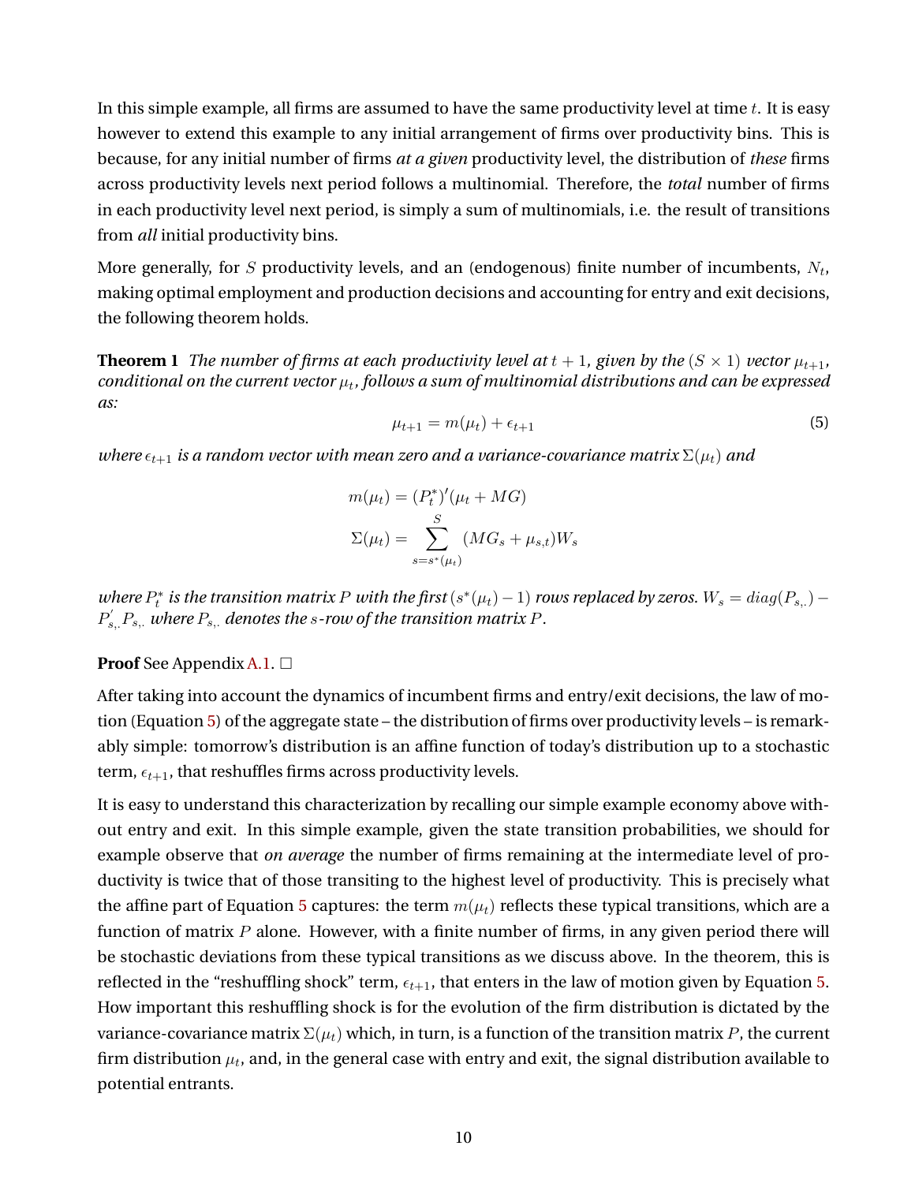In this simple example, all firms are assumed to have the same productivity level at time $t$. It is easy however to extend this example to any initial arrangement of firms over productivity bins. This is because, for any initial number of firms *at a given* productivity level, the distribution of *these* firms across productivity levels next period follows a multinomial. Therefore, the *total* number of firms in each productivity level next period, is simply a sum of multinomials, i.e. the result of transitions from *all* initial productivity bins.

More generally, for $S$ productivity levels, and an (endogenous) finite number of incumbents, $N_t$, making optimal employment and production decisions and accounting for entry and exit decisions, the following theorem holds.

**Theorem 1** *The number of firms at each productivity level at $t+1$, given by the $(S \times 1)$ vector $\mu_{t+1}$, conditional on the current vector $\mu_t$, follows a sum of multinomial distributions and can be expressed as:*

$$\mu_{t+1} = m(\mu_t) + \epsilon_{t+1} \tag{5}$$

*where $\epsilon_{t+1}$ is a random vector with mean zero and a variance-covariance matrix $\Sigma(\mu_t)$ and*

$$m(\mu_t) = (P_t^*)'(\mu_t + MG)$$

$$\Sigma(\mu_t) = \sum_{s=s^*(\mu_t)}^{S} (MG_s + \mu_{s,t})W_s$$

*where $P_t^*$ is the transition matrix $P$ with the first $(s^*(\mu_t) - 1)$ rows replaced by zeros. $W_s = diag(P_{s,.}) - P_{s,.}^{'} P_{s,.}$ where $P_{s,.}$ denotes the $s$-row of the transition matrix $P$.*

**Proof** See Appendix A.1. □

After taking into account the dynamics of incumbent firms and entry/exit decisions, the law of motion (Equation 5) of the aggregate state – the distribution of firms over productivity levels – is remarkably simple: tomorrow's distribution is an affine function of today's distribution up to a stochastic term, $\epsilon_{t+1}$, that reshuffles firms across productivity levels.

It is easy to understand this characterization by recalling our simple example economy above without entry and exit. In this simple example, given the state transition probabilities, we should for example observe that *on average* the number of firms remaining at the intermediate level of productivity is twice that of those transiting to the highest level of productivity. This is precisely what the affine part of Equation 5 captures: the term $m(\mu_t)$ reflects these typical transitions, which are a function of matrix $P$ alone. However, with a finite number of firms, in any given period there will be stochastic deviations from these typical transitions as we discuss above. In the theorem, this is reflected in the "reshuffling shock" term, $\epsilon_{t+1}$, that enters in the law of motion given by Equation 5. How important this reshuffling shock is for the evolution of the firm distribution is dictated by the variance-covariance matrix $\Sigma(\mu_t)$ which, in turn, is a function of the transition matrix $P$, the current firm distribution $\mu_t$, and, in the general case with entry and exit, the signal distribution available to potential entrants.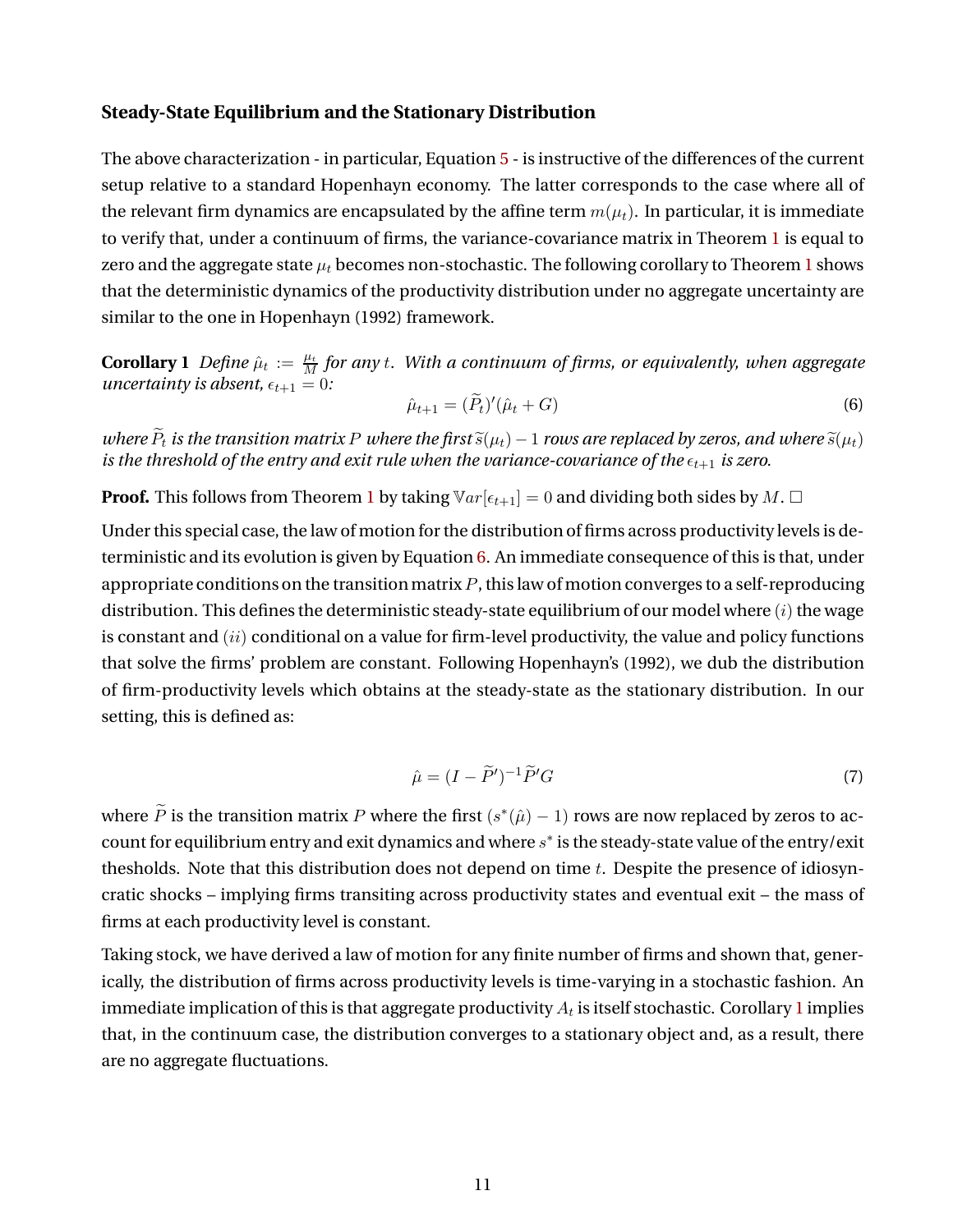### Steady-State Equilibrium and the Stationary Distribution

The above characterization - in particular, Equation 5 - is instructive of the differences of the current setup relative to a standard Hopenhayn economy. The latter corresponds to the case where all of the relevant firm dynamics are encapsulated by the affine term $m(\mu_t)$. In particular, it is immediate to verify that, under a continuum of firms, the variance-covariance matrix in Theorem 1 is equal to zero and the aggregate state $\mu_t$ becomes non-stochastic. The following corollary to Theorem 1 shows that the deterministic dynamics of the productivity distribution under no aggregate uncertainty are similar to the one in Hopenhayn (1992) framework.

**Corollary 1** *Define $\hat{\mu}_t := \frac{\mu_t}{M}$ for any $t$. With a continuum of firms, or equivalently, when aggregate uncertainty is absent, $\epsilon_{t+1} = 0$:*

$$\hat{\mu}_{t+1} = (\widetilde{P}_t)'(\hat{\mu}_t + G) \tag{6}$$

*where $\widetilde{P}_t$ is the transition matrix $P$ where the first $\widetilde{s}(\mu_t) - 1$ rows are replaced by zeros, and where $\widetilde{s}(\mu_t)$ is the threshold of the entry and exit rule when the variance-covariance of the $\epsilon_{t+1}$ is zero.*

**Proof.** This follows from Theorem 1 by taking $\mathbb{V}ar[\epsilon_{t+1}] = 0$ and dividing both sides by $M$. $\square$

Under this special case, the law of motion for the distribution of firms across productivity levels is deterministic and its evolution is given by Equation 6. An immediate consequence of this is that, under appropriate conditions on the transition matrix $P$, this law of motion converges to a self-reproducing distribution. This defines the deterministic steady-state equilibrium of our model where $(i)$ the wage is constant and $(ii)$ conditional on a value for firm-level productivity, the value and policy functions that solve the firms' problem are constant. Following Hopenhayn's (1992), we dub the distribution of firm-productivity levels which obtains at the steady-state as the stationary distribution. In our setting, this is defined as:

$$\hat{\mu} = (I - \widetilde{P}')^{-1}\widetilde{P}'G \tag{7}$$

where $\widetilde{P}$ is the transition matrix $P$ where the first $(s^*(\hat{\mu}) - 1)$ rows are now replaced by zeros to account for equilibrium entry and exit dynamics and where $s^*$ is the steady-state value of the entry/exit thesholds. Note that this distribution does not depend on time $t$. Despite the presence of idiosyncratic shocks – implying firms transiting across productivity states and eventual exit – the mass of firms at each productivity level is constant.

Taking stock, we have derived a law of motion for any finite number of firms and shown that, generically, the distribution of firms across productivity levels is time-varying in a stochastic fashion. An immediate implication of this is that aggregate productivity $A_t$ is itself stochastic. Corollary 1 implies that, in the continuum case, the distribution converges to a stationary object and, as a result, there are no aggregate fluctuations.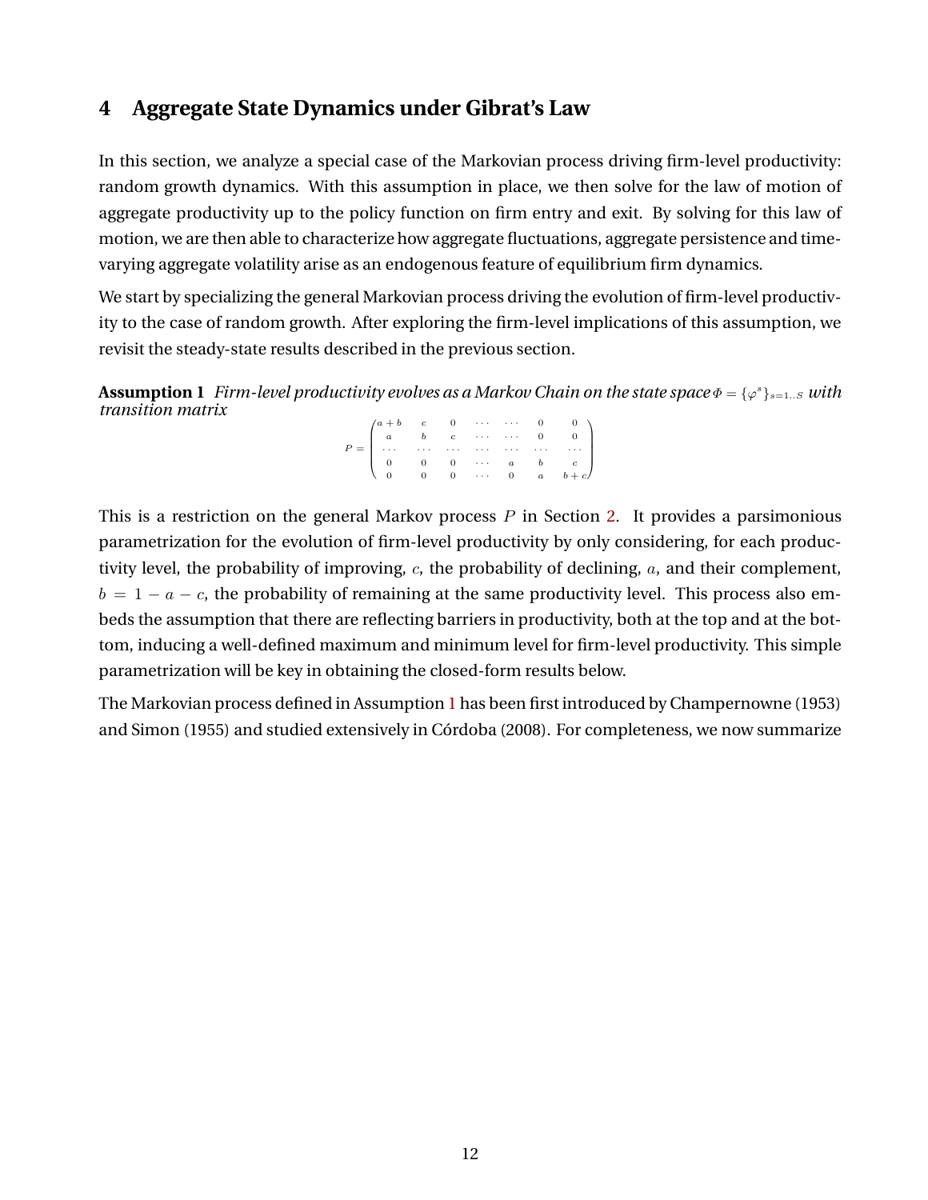## 4 Aggregate State Dynamics under Gibrat's Law

In this section, we analyze a special case of the Markovian process driving firm-level productivity: random growth dynamics. With this assumption in place, we then solve for the law of motion of aggregate productivity up to the policy function on firm entry and exit. By solving for this law of motion, we are then able to characterize how aggregate fluctuations, aggregate persistence and time-varying aggregate volatility arise as an endogenous feature of equilibrium firm dynamics.

We start by specializing the general Markovian process driving the evolution of firm-level productivity to the case of random growth. After exploring the firm-level implications of this assumption, we revisit the steady-state results described in the previous section.

**Assumption 1** *Firm-level productivity evolves as a Markov Chain on the state space $\Phi = \{\varphi^s\}_{s=1..S}$ with transition matrix*

$$P = \begin{pmatrix} a+b & c & 0 & \cdots & \cdots & 0 & 0 \\ a & b & c & \cdots & \cdots & 0 & 0 \\ \cdots & \cdots & \cdots & \cdots & \cdots & \cdots & \cdots \\ 0 & 0 & 0 & \cdots & a & b & c \\ 0 & 0 & 0 & \cdots & 0 & a & b+c \end{pmatrix}$$

This is a restriction on the general Markov process $P$ in Section 2. It provides a parsimonious parametrization for the evolution of firm-level productivity by only considering, for each productivity level, the probability of improving, $c$, the probability of declining, $a$, and their complement, $b = 1 - a - c$, the probability of remaining at the same productivity level. This process also embeds the assumption that there are reflecting barriers in productivity, both at the top and at the bottom, inducing a well-defined maximum and minimum level for firm-level productivity. This simple parametrization will be key in obtaining the closed-form results below.

The Markovian process defined in Assumption 1 has been first introduced by Champernowne (1953) and Simon (1955) and studied extensively in Córdoba (2008). For completeness, we now summarize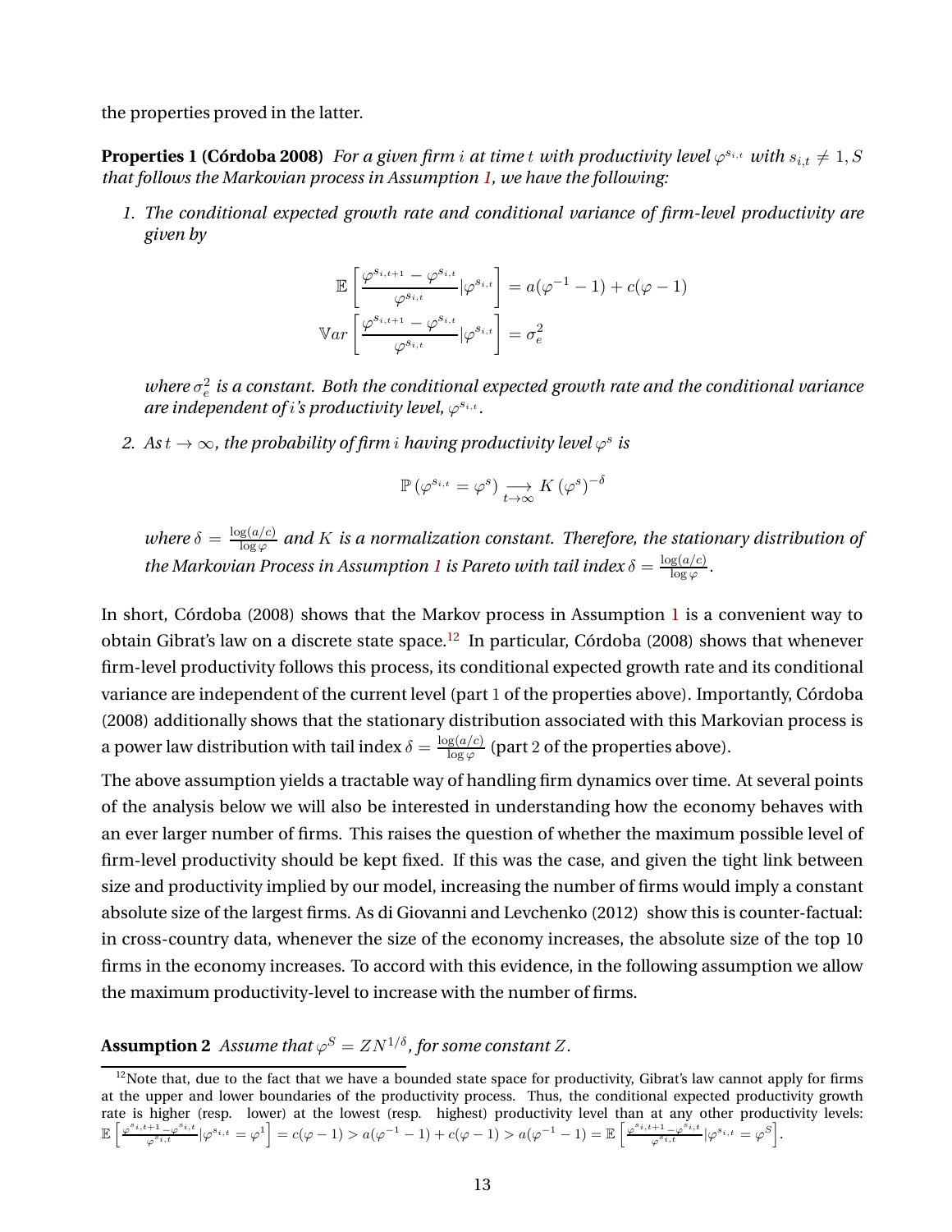the properties proved in the latter.

**Properties 1 (Córdoba 2008)** *For a given firm $i$ at time $t$ with productivity level $\varphi^{s_{i,t}}$ with $s_{i,t} \neq 1, S$ that follows the Markovian process in Assumption 1, we have the following:*

1. *The conditional expected growth rate and conditional variance of firm-level productivity are given by*

$$\mathbb{E}\left[\frac{\varphi^{s_{i,t+1}} - \varphi^{s_{i,t}}}{\varphi^{s_{i,t}}}|\varphi^{s_{i,t}}\right] = a(\varphi^{-1} - 1) + c(\varphi - 1)$$

$$\mathbb{V}ar\left[\frac{\varphi^{s_{i,t+1}} - \varphi^{s_{i,t}}}{\varphi^{s_{i,t}}}|\varphi^{s_{i,t}}\right] = \sigma_e^2$$

   *where $\sigma_e^2$ is a constant. Both the conditional expected growth rate and the conditional variance are independent of $i$'s productivity level, $\varphi^{s_{i,t}}$.*

2. *As $t \to \infty$, the probability of firm $i$ having productivity level $\varphi^s$ is*

$$\mathbb{P}\left(\varphi^{s_{i,t}} = \varphi^s\right) \underset{t\to\infty}{\longrightarrow} K\left(\varphi^s\right)^{-\delta}$$

   *where $\delta = \frac{\log(a/c)}{\log \varphi}$ and $K$ is a normalization constant. Therefore, the stationary distribution of the Markovian Process in Assumption 1 is Pareto with tail index $\delta = \frac{\log(a/c)}{\log \varphi}$.*

In short, Córdoba (2008) shows that the Markov process in Assumption 1 is a convenient way to obtain Gibrat's law on a discrete state space.[12] In particular, Córdoba (2008) shows that whenever firm-level productivity follows this process, its conditional expected growth rate and its conditional variance are independent of the current level (part 1 of the properties above). Importantly, Córdoba (2008) additionally shows that the stationary distribution associated with this Markovian process is a power law distribution with tail index $\delta = \frac{\log(a/c)}{\log \varphi}$ (part 2 of the properties above).

The above assumption yields a tractable way of handling firm dynamics over time. At several points of the analysis below we will also be interested in understanding how the economy behaves with an ever larger number of firms. This raises the question of whether the maximum possible level of firm-level productivity should be kept fixed. If this was the case, and given the tight link between size and productivity implied by our model, increasing the number of firms would imply a constant absolute size of the largest firms. As di Giovanni and Levchenko (2012) show this is counter-factual: in cross-country data, whenever the size of the economy increases, the absolute size of the top 10 firms in the economy increases. To accord with this evidence, in the following assumption we allow the maximum productivity-level to increase with the number of firms.

**Assumption 2** *Assume that $\varphi^S = ZN^{1/\delta}$, for some constant $Z$.*

[12] Note that, due to the fact that we have a bounded state space for productivity, Gibrat's law cannot apply for firms at the upper and lower boundaries of the productivity process. Thus, the conditional expected productivity growth rate is higher (resp. lower) at the lowest (resp. highest) productivity level than at any other productivity levels: $\mathbb{E}\left[\frac{\varphi^{s_{i,t+1}} - \varphi^{s_{i,t}}}{\varphi^{s_{i,t}}}|\varphi^{s_{i,t}} = \varphi^1\right] = c(\varphi - 1) > a(\varphi^{-1} - 1) + c(\varphi - 1) > a(\varphi^{-1} - 1) = \mathbb{E}\left[\frac{\varphi^{s_{i,t+1}} - \varphi^{s_{i,t}}}{\varphi^{s_{i,t}}}|\varphi^{s_{i,t}} = \varphi^S\right]$.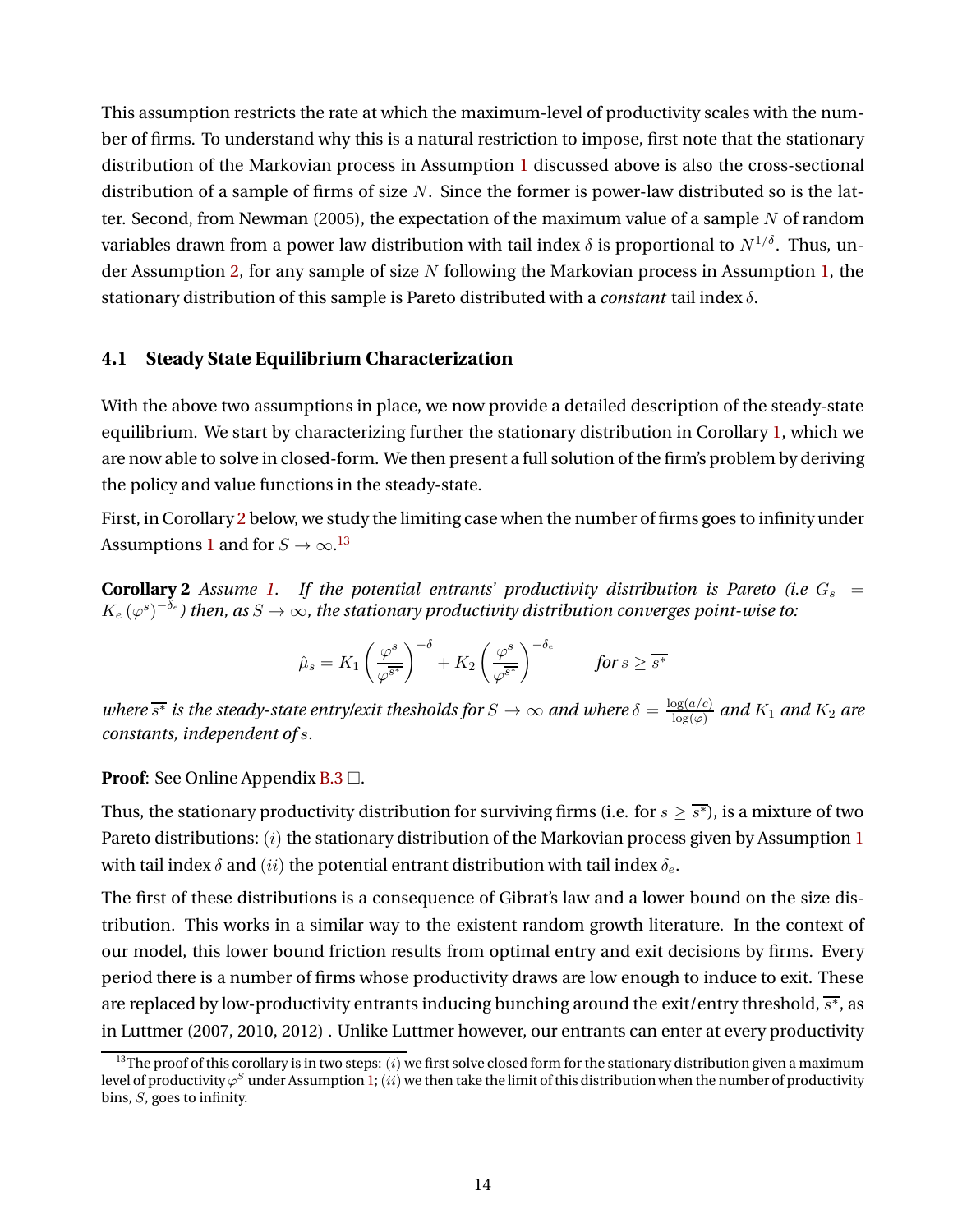This assumption restricts the rate at which the maximum-level of productivity scales with the number of firms. To understand why this is a natural restriction to impose, first note that the stationary distribution of the Markovian process in Assumption 1 discussed above is also the cross-sectional distribution of a sample of firms of size $N$. Since the former is power-law distributed so is the latter. Second, from Newman (2005), the expectation of the maximum value of a sample $N$ of random variables drawn from a power law distribution with tail index $\delta$ is proportional to $N^{1/\delta}$. Thus, under Assumption 2, for any sample of size $N$ following the Markovian process in Assumption 1, the stationary distribution of this sample is Pareto distributed with a *constant* tail index $\delta$.

### 4.1 Steady State Equilibrium Characterization

With the above two assumptions in place, we now provide a detailed description of the steady-state equilibrium. We start by characterizing further the stationary distribution in Corollary 1, which we are now able to solve in closed-form. We then present a full solution of the firm's problem by deriving the policy and value functions in the steady-state.

First, in Corollary 2 below, we study the limiting case when the number of firms goes to infinity under Assumptions 1 and for $S \to \infty$.[13]

**Corollary 2** *Assume 1. If the potential entrants' productivity distribution is Pareto (i.e $G_s = K_e\left(\varphi^s\right)^{-\delta_e}$) then, as $S \to \infty$, the stationary productivity distribution converges point-wise to:*

$$\hat{\mu}_s = K_1\left(\frac{\varphi^s}{\varphi^{\overline{s^*}}}\right)^{-\delta} + K_2\left(\frac{\varphi^s}{\varphi^{\overline{s^*}}}\right)^{-\delta_e} \qquad \textit{for } s \geq \overline{s^*}$$

*where $\overline{s^*}$ is the steady-state entry/exit thesholds for $S \to \infty$ and where $\delta = \frac{\log(a/c)}{\log(\varphi)}$ and $K_1$ and $K_2$ are constants, independent of $s$.*

**Proof**: See Online Appendix B.3 $\square$.

Thus, the stationary productivity distribution for surviving firms (i.e. for $s \geq \overline{s^*}$), is a mixture of two Pareto distributions: $(i)$ the stationary distribution of the Markovian process given by Assumption 1 with tail index $\delta$ and $(ii)$ the potential entrant distribution with tail index $\delta_e$.

The first of these distributions is a consequence of Gibrat's law and a lower bound on the size distribution. This works in a similar way to the existent random growth literature. In the context of our model, this lower bound friction results from optimal entry and exit decisions by firms. Every period there is a number of firms whose productivity draws are low enough to induce to exit. These are replaced by low-productivity entrants inducing bunching around the exit/entry threshold, $\overline{s^*}$, as in Luttmer (2007, 2010, 2012) . Unlike Luttmer however, our entrants can enter at every productivity

[13] The proof of this corollary is in two steps: $(i)$ we first solve closed form for the stationary distribution given a maximum level of productivity $\varphi^S$ under Assumption 1; $(ii)$ we then take the limit of this distribution when the number of productivity bins, $S$, goes to infinity.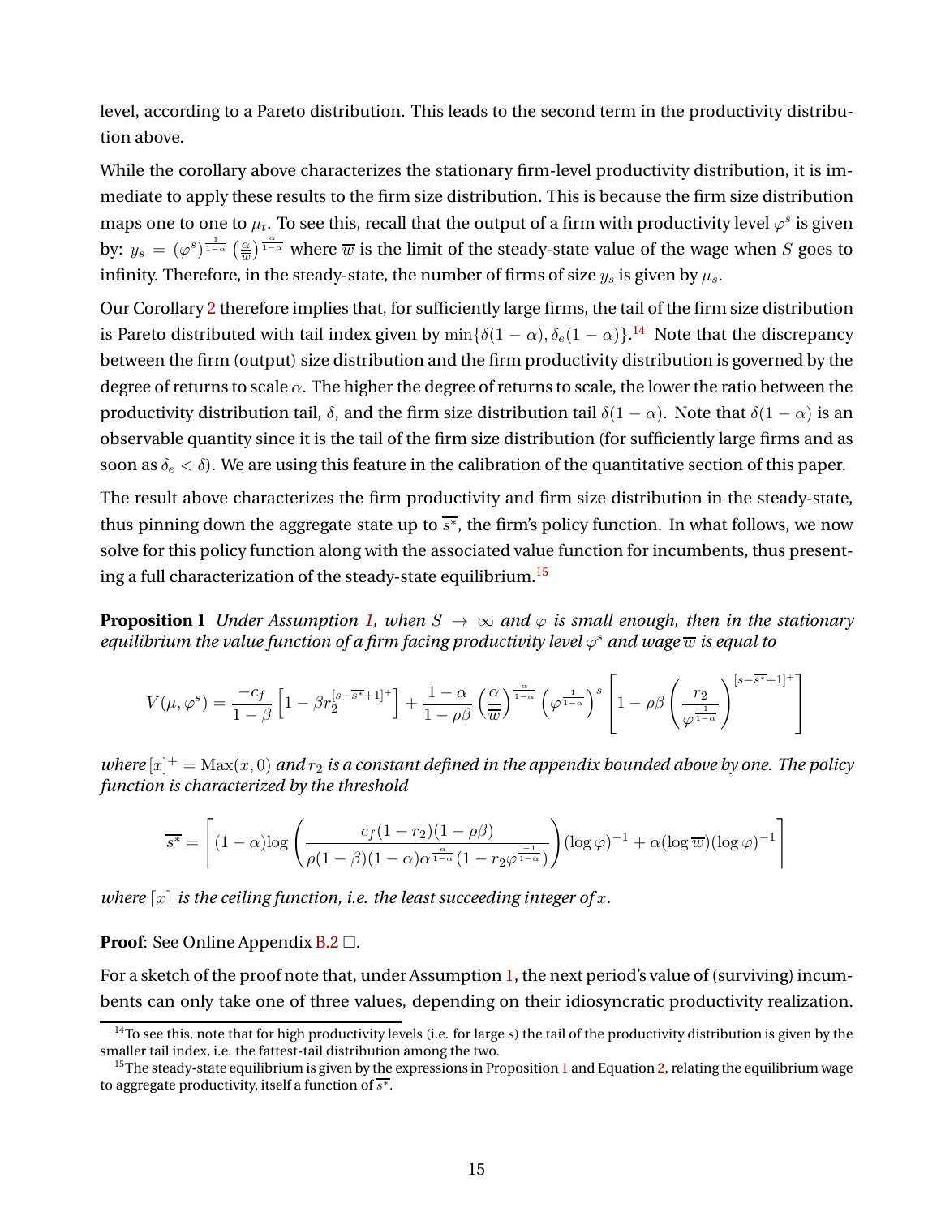level, according to a Pareto distribution. This leads to the second term in the productivity distribution above.

While the corollary above characterizes the stationary firm-level productivity distribution, it is immediate to apply these results to the firm size distribution. This is because the firm size distribution maps one to one to $\mu_t$. To see this, recall that the output of a firm with productivity level $\varphi^s$ is given by: $y_s = (\varphi^s)^{\frac{1}{1-\alpha}} \left(\frac{\alpha}{\overline{w}}\right)^{\frac{\alpha}{1-\alpha}}$ where $\overline{w}$ is the limit of the steady-state value of the wage when $S$ goes to infinity. Therefore, in the steady-state, the number of firms of size $y_s$ is given by $\mu_s$.

Our Corollary 2 therefore implies that, for sufficiently large firms, the tail of the firm size distribution is Pareto distributed with tail index given by $\min\{\delta(1-\alpha), \delta_e(1-\alpha)\}$.[14] Note that the discrepancy between the firm (output) size distribution and the firm productivity distribution is governed by the degree of returns to scale $\alpha$. The higher the degree of returns to scale, the lower the ratio between the productivity distribution tail, $\delta$, and the firm size distribution tail $\delta(1-\alpha)$. Note that $\delta(1-\alpha)$ is an observable quantity since it is the tail of the firm size distribution (for sufficiently large firms and as soon as $\delta_e < \delta$). We are using this feature in the calibration of the quantitative section of this paper.

The result above characterizes the firm productivity and firm size distribution in the steady-state, thus pinning down the aggregate state up to $\overline{s^*}$, the firm's policy function. In what follows, we now solve for this policy function along with the associated value function for incumbents, thus presenting a full characterization of the steady-state equilibrium.[15]

**Proposition 1** *Under Assumption 1, when $S \to \infty$ and $\varphi$ is small enough, then in the stationary equilibrium the value function of a firm facing productivity level $\varphi^s$ and wage $\overline{w}$ is equal to*

$$V(\mu, \varphi^s) = \frac{-c_f}{1-\beta}\left[1 - \beta r_2^{[s-\overline{s^*}+1]^+}\right] + \frac{1-\alpha}{1-\rho\beta}\left(\frac{\alpha}{\overline{w}}\right)^{\frac{\alpha}{1-\alpha}}\left(\varphi^{\frac{1}{1-\alpha}}\right)^s\left[1 - \rho\beta\left(\frac{r_2}{\varphi^{\frac{1}{1-\alpha}}}\right)^{[s-\overline{s^*}+1]^+}\right]$$

*where $[x]^+ = \mathrm{Max}(x, 0)$ and $r_2$ is a constant defined in the appendix bounded above by one. The policy function is characterized by the threshold*

$$\overline{s^*} = \left\lceil (1-\alpha)\log\left(\frac{c_f(1-r_2)(1-\rho\beta)}{\rho(1-\beta)(1-\alpha)\alpha^{\frac{\alpha}{1-\alpha}}(1-r_2\varphi^{\frac{-1}{1-\alpha}})}\right)(\log\varphi)^{-1} + \alpha(\log\overline{w})(\log\varphi)^{-1}\right\rceil$$

*where $\lceil x \rceil$ is the ceiling function, i.e. the least succeeding integer of $x$.*

**Proof**: See Online Appendix B.2 □.

For a sketch of the proof note that, under Assumption 1, the next period's value of (surviving) incumbents can only take one of three values, depending on their idiosyncratic productivity realization.

[14] To see this, note that for high productivity levels (i.e. for large $s$) the tail of the productivity distribution is given by the smaller tail index, i.e. the fattest-tail distribution among the two.

[15] The steady-state equilibrium is given by the expressions in Proposition 1 and Equation 2, relating the equilibrium wage to aggregate productivity, itself a function of $\overline{s^*}$.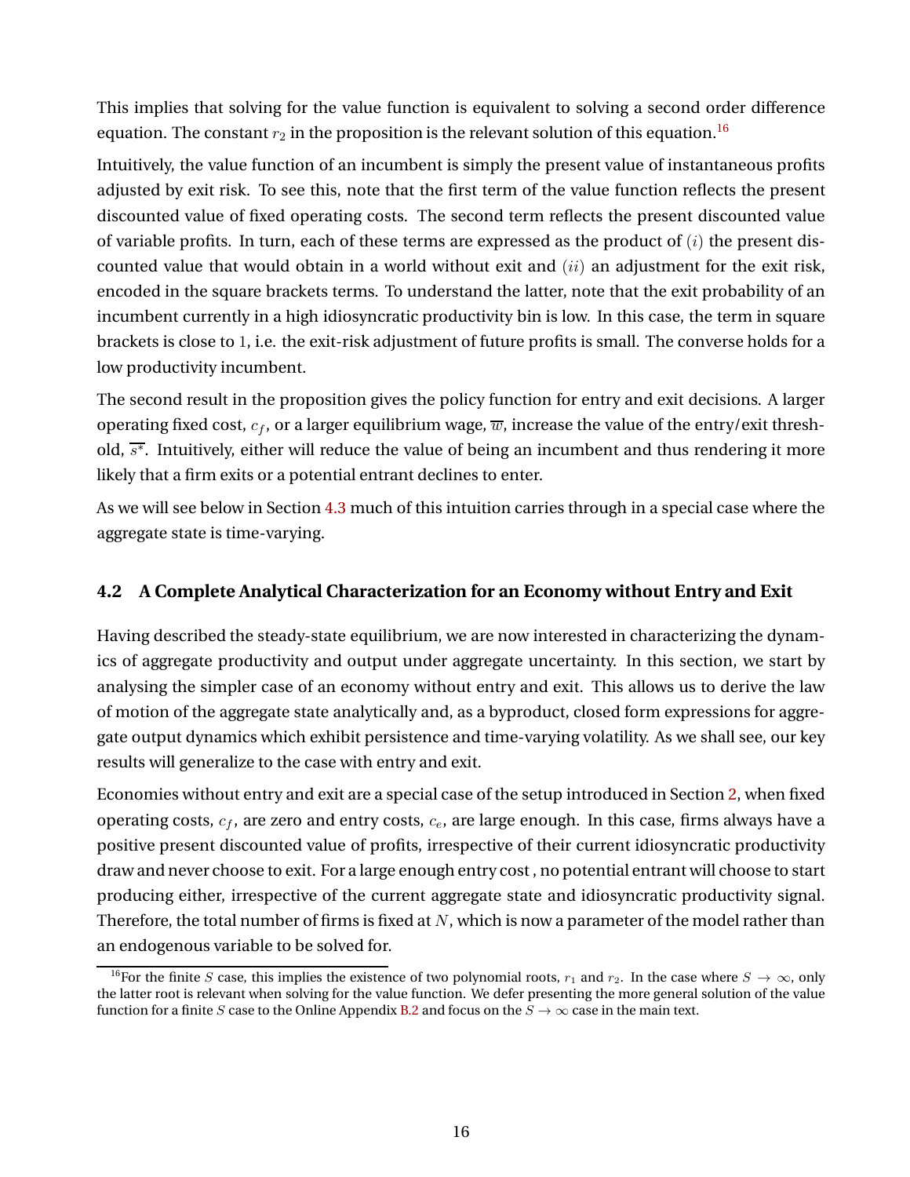This implies that solving for the value function is equivalent to solving a second order difference equation. The constant $r_2$ in the proposition is the relevant solution of this equation.[16]

Intuitively, the value function of an incumbent is simply the present value of instantaneous profits adjusted by exit risk. To see this, note that the first term of the value function reflects the present discounted value of fixed operating costs. The second term reflects the present discounted value of variable profits. In turn, each of these terms are expressed as the product of $(i)$ the present discounted value that would obtain in a world without exit and $(ii)$ an adjustment for the exit risk, encoded in the square brackets terms. To understand the latter, note that the exit probability of an incumbent currently in a high idiosyncratic productivity bin is low. In this case, the term in square brackets is close to $1$, i.e. the exit-risk adjustment of future profits is small. The converse holds for a low productivity incumbent.

The second result in the proposition gives the policy function for entry and exit decisions. A larger operating fixed cost, $c_f$, or a larger equilibrium wage, $\overline{w}$, increase the value of the entry/exit threshold, $\overline{s^*}$. Intuitively, either will reduce the value of being an incumbent and thus rendering it more likely that a firm exits or a potential entrant declines to enter.

As we will see below in Section 4.3 much of this intuition carries through in a special case where the aggregate state is time-varying.

### 4.2 A Complete Analytical Characterization for an Economy without Entry and Exit

Having described the steady-state equilibrium, we are now interested in characterizing the dynamics of aggregate productivity and output under aggregate uncertainty. In this section, we start by analysing the simpler case of an economy without entry and exit. This allows us to derive the law of motion of the aggregate state analytically and, as a byproduct, closed form expressions for aggregate output dynamics which exhibit persistence and time-varying volatility. As we shall see, our key results will generalize to the case with entry and exit.

Economies without entry and exit are a special case of the setup introduced in Section 2, when fixed operating costs, $c_f$, are zero and entry costs, $c_e$, are large enough. In this case, firms always have a positive present discounted value of profits, irrespective of their current idiosyncratic productivity draw and never choose to exit. For a large enough entry cost , no potential entrant will choose to start producing either, irrespective of the current aggregate state and idiosyncratic productivity signal. Therefore, the total number of firms is fixed at $N$, which is now a parameter of the model rather than an endogenous variable to be solved for.

[16] For the finite $S$ case, this implies the existence of two polynomial roots, $r_1$ and $r_2$. In the case where $S \to \infty$, only the latter root is relevant when solving for the value function. We defer presenting the more general solution of the value function for a finite $S$ case to the Online Appendix B.2 and focus on the $S \to \infty$ case in the main text.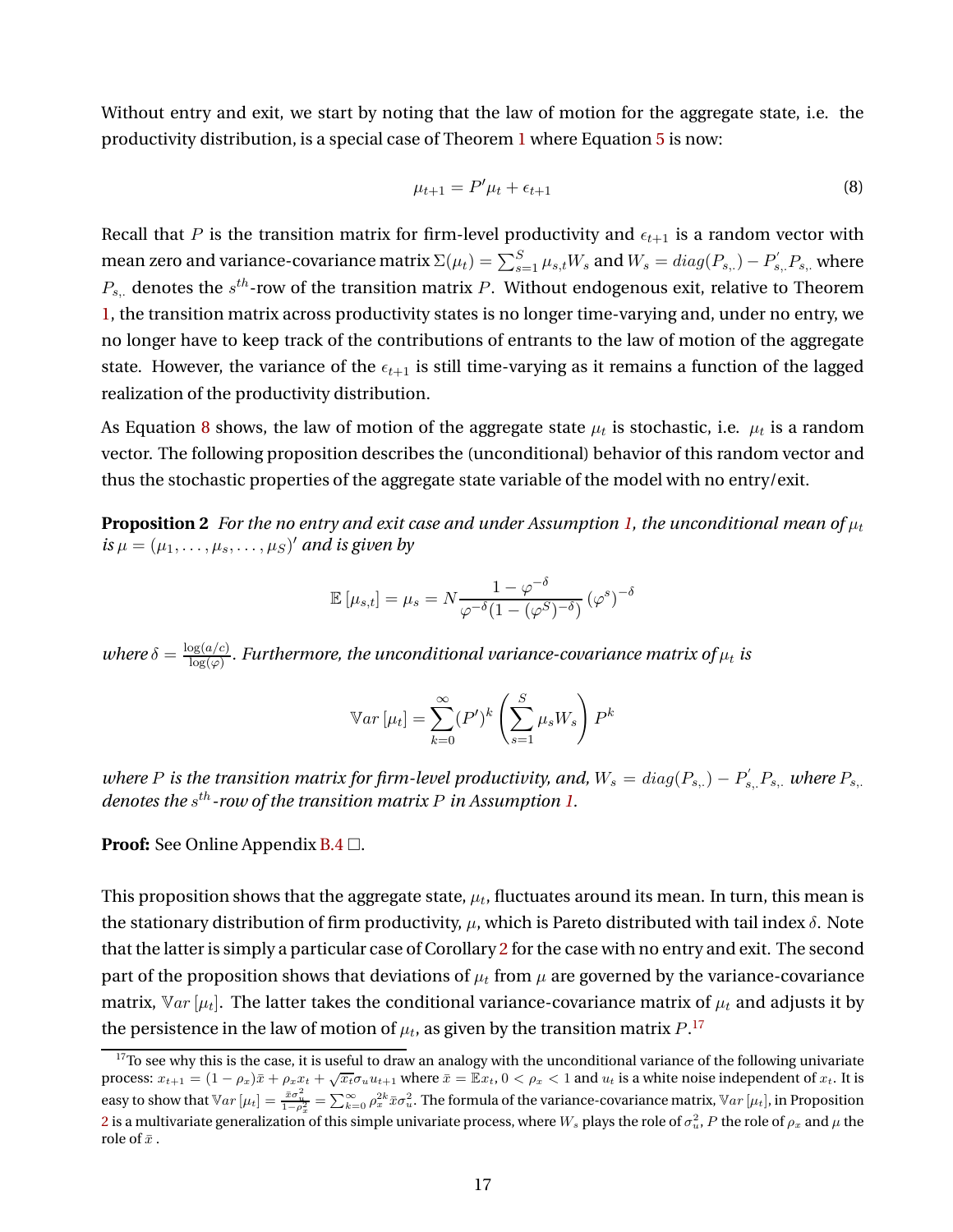Without entry and exit, we start by noting that the law of motion for the aggregate state, i.e. the productivity distribution, is a special case of Theorem 1 where Equation 5 is now:

$$\mu_{t+1} = P'\mu_t + \epsilon_{t+1} \tag{8}$$

Recall that $P$ is the transition matrix for firm-level productivity and $\epsilon_{t+1}$ is a random vector with mean zero and variance-covariance matrix $\Sigma(\mu_t) = \sum_{s=1}^{S} \mu_{s,t} W_s$ and $W_s = diag(P_{s,.}) - P_{s,.}^{'} P_{s,.}$ where $P_{s,.}$ denotes the $s^{th}$-row of the transition matrix $P$. Without endogenous exit, relative to Theorem 1, the transition matrix across productivity states is no longer time-varying and, under no entry, we no longer have to keep track of the contributions of entrants to the law of motion of the aggregate state. However, the variance of the $\epsilon_{t+1}$ is still time-varying as it remains a function of the lagged realization of the productivity distribution.

As Equation 8 shows, the law of motion of the aggregate state $\mu_t$ is stochastic, i.e. $\mu_t$ is a random vector. The following proposition describes the (unconditional) behavior of this random vector and thus the stochastic properties of the aggregate state variable of the model with no entry/exit.

**Proposition 2** *For the no entry and exit case and under Assumption 1, the unconditional mean of $\mu_t$ is $\mu = (\mu_1, \ldots, \mu_s, \ldots, \mu_S)'$ and is given by*

$$\mathbb{E}[\mu_{s,t}] = \mu_s = N \frac{1 - \varphi^{-\delta}}{\varphi^{-\delta}(1 - (\varphi^S)^{-\delta})} (\varphi^s)^{-\delta}$$

*where $\delta = \frac{\log(a/c)}{\log(\varphi)}$. Furthermore, the unconditional variance-covariance matrix of $\mu_t$ is*

$$\mathbb{V}ar[\mu_t] = \sum_{k=0}^{\infty} (P')^k \left( \sum_{s=1}^{S} \mu_s W_s \right) P^k$$

*where $P$ is the transition matrix for firm-level productivity, and, $W_s = diag(P_{s,.}) - P_{s,.}^{'} P_{s,.}$ where $P_{s,.}$ denotes the $s^{th}$-row of the transition matrix $P$ in Assumption 1.*

**Proof:** See Online Appendix B.4 $\square$.

This proposition shows that the aggregate state, $\mu_t$, fluctuates around its mean. In turn, this mean is the stationary distribution of firm productivity, $\mu$, which is Pareto distributed with tail index $\delta$. Note that the latter is simply a particular case of Corollary 2 for the case with no entry and exit. The second part of the proposition shows that deviations of $\mu_t$ from $\mu$ are governed by the variance-covariance matrix, $\mathbb{V}ar[\mu_t]$. The latter takes the conditional variance-covariance matrix of $\mu_t$ and adjusts it by the persistence in the law of motion of $\mu_t$, as given by the transition matrix $P$.[17]

[17] To see why this is the case, it is useful to draw an analogy with the unconditional variance of the following univariate process: $x_{t+1} = (1 - \rho_x)\bar{x} + \rho_x x_t + \sqrt{x_t}\sigma_u u_{t+1}$ where $\bar{x} = \mathbb{E}x_t$, $0 < \rho_x < 1$ and $u_t$ is a white noise independent of $x_t$. It is easy to show that $\mathbb{V}ar[\mu_t] = \frac{\bar{x}\sigma_u^2}{1-\rho_x^2} = \sum_{k=0}^{\infty} \rho_x^{2k} \bar{x}\sigma_u^2$. The formula of the variance-covariance matrix, $\mathbb{V}ar[\mu_t]$, in Proposition 2 is a multivariate generalization of this simple univariate process, where $W_s$ plays the role of $\sigma_u^2$, $P$ the role of $\rho_x$ and $\mu$ the role of $\bar{x}$.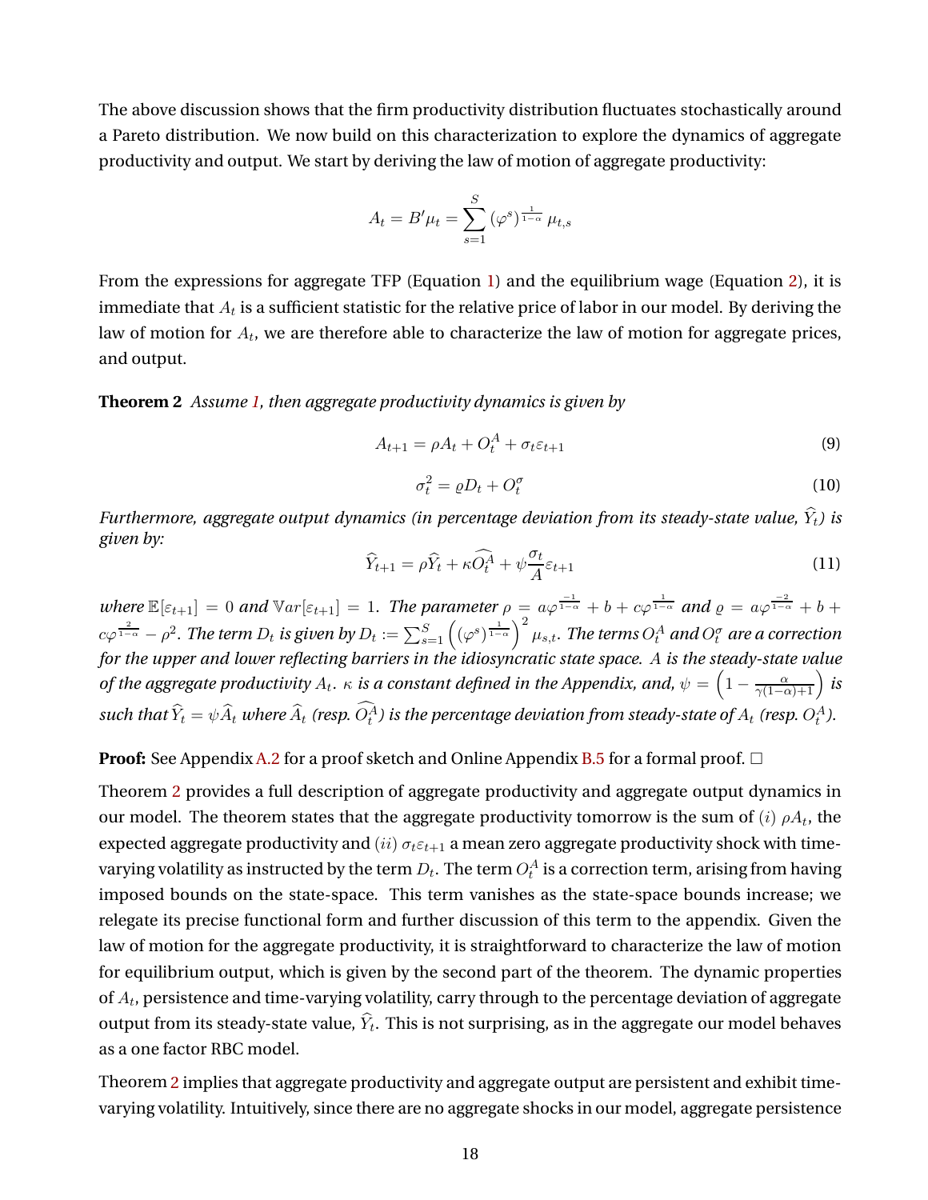The above discussion shows that the firm productivity distribution fluctuates stochastically around a Pareto distribution. We now build on this characterization to explore the dynamics of aggregate productivity and output. We start by deriving the law of motion of aggregate productivity:

$$A_t = B'\mu_t = \sum_{s=1}^{S} (\varphi^s)^{\frac{1}{1-\alpha}} \mu_{t,s}$$

From the expressions for aggregate TFP (Equation 1) and the equilibrium wage (Equation 2), it is immediate that $A_t$ is a sufficient statistic for the relative price of labor in our model. By deriving the law of motion for $A_t$, we are therefore able to characterize the law of motion for aggregate prices, and output.

**Theorem 2** *Assume 1, then aggregate productivity dynamics is given by*

$$A_{t+1} = \rho A_t + O_t^A + \sigma_t \varepsilon_{t+1} \tag{9}$$

$$\sigma_t^2 = \varrho D_t + O_t^\sigma \tag{10}$$

*Furthermore, aggregate output dynamics (in percentage deviation from its steady-state value, $\widehat{Y}_t$) is given by:*

$$\widehat{Y}_{t+1} = \rho \widehat{Y}_t + \kappa \widehat{O_t^A} + \psi \frac{\sigma_t}{A} \varepsilon_{t+1} \tag{11}$$

*where $\mathbb{E}[\varepsilon_{t+1}] = 0$ and $\mathbb{V}ar[\varepsilon_{t+1}] = 1$. The parameter $\rho = a\varphi^{\frac{-1}{1-\alpha}} + b + c\varphi^{\frac{1}{1-\alpha}}$ and $\varrho = a\varphi^{\frac{-2}{1-\alpha}} + b + c\varphi^{\frac{2}{1-\alpha}} - \rho^2$. The term $D_t$ is given by $D_t := \sum_{s=1}^{S} \left( (\varphi^s)^{\frac{1}{1-\alpha}} \right)^2 \mu_{s,t}$. The terms $O_t^A$ and $O_t^\sigma$ are a correction for the upper and lower reflecting barriers in the idiosyncratic state space. $A$ is the steady-state value of the aggregate productivity $A_t$. $\kappa$ is a constant defined in the Appendix, and, $\psi = \left(1 - \frac{\alpha}{\gamma(1-\alpha)+1}\right)$ is such that $\widehat{Y}_t = \psi \widehat{A}_t$ where $\widehat{A}_t$ (resp. $\widehat{O_t^A}$) is the percentage deviation from steady-state of $A_t$ (resp. $O_t^A$).*

**Proof:** See Appendix A.2 for a proof sketch and Online Appendix B.5 for a formal proof. □

Theorem 2 provides a full description of aggregate productivity and aggregate output dynamics in our model. The theorem states that the aggregate productivity tomorrow is the sum of $(i)$ $\rho A_t$, the expected aggregate productivity and $(ii)$ $\sigma_t \varepsilon_{t+1}$ a mean zero aggregate productivity shock with time-varying volatility as instructed by the term $D_t$. The term $O_t^A$ is a correction term, arising from having imposed bounds on the state-space. This term vanishes as the state-space bounds increase; we relegate its precise functional form and further discussion of this term to the appendix. Given the law of motion for the aggregate productivity, it is straightforward to characterize the law of motion for equilibrium output, which is given by the second part of the theorem. The dynamic properties of $A_t$, persistence and time-varying volatility, carry through to the percentage deviation of aggregate output from its steady-state value, $\widehat{Y}_t$. This is not surprising, as in the aggregate our model behaves as a one factor RBC model.

Theorem 2 implies that aggregate productivity and aggregate output are persistent and exhibit time-varying volatility. Intuitively, since there are no aggregate shocks in our model, aggregate persistence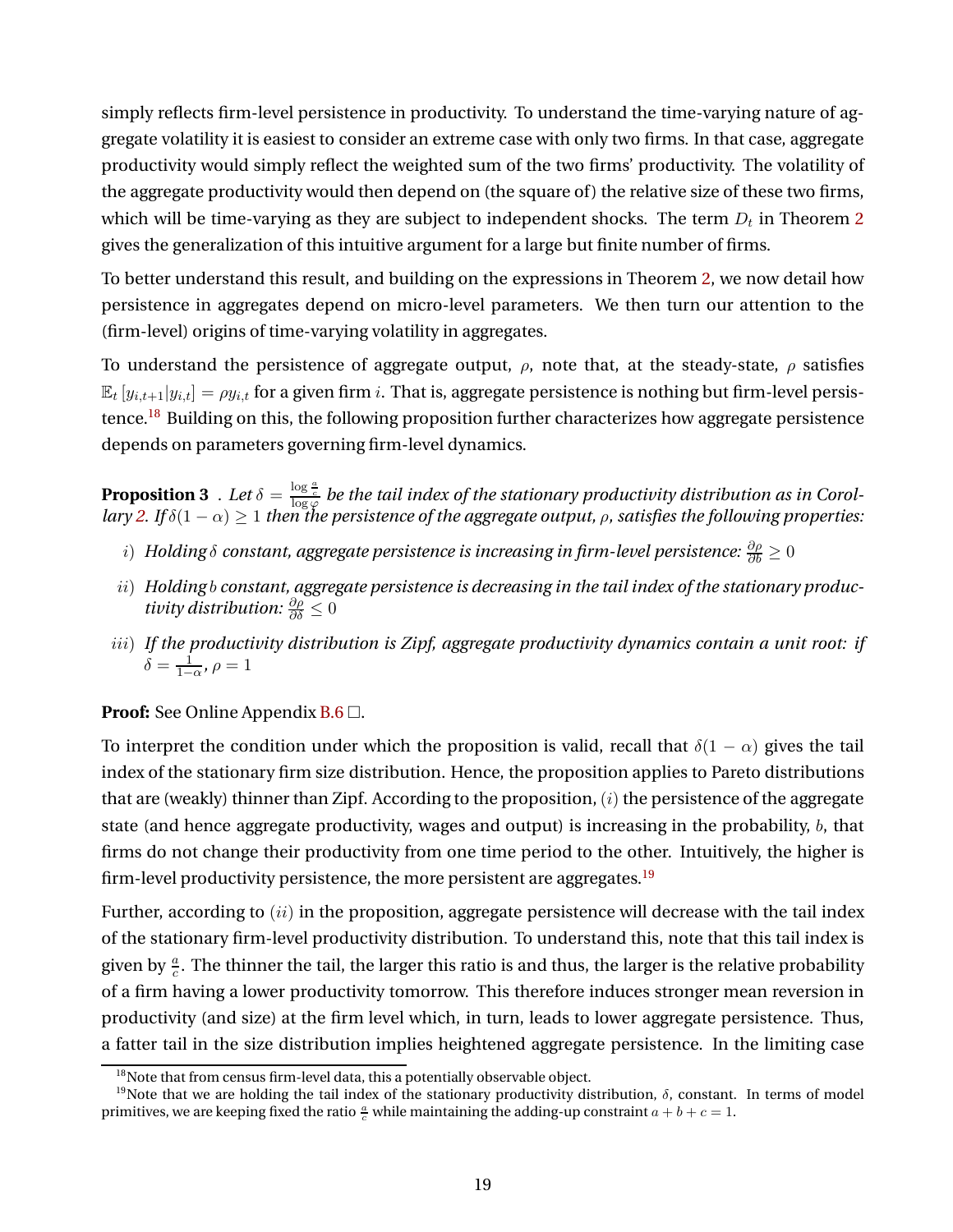simply reflects firm-level persistence in productivity. To understand the time-varying nature of aggregate volatility it is easiest to consider an extreme case with only two firms. In that case, aggregate productivity would simply reflect the weighted sum of the two firms' productivity. The volatility of the aggregate productivity would then depend on (the square of) the relative size of these two firms, which will be time-varying as they are subject to independent shocks. The term $D_t$ in Theorem 2 gives the generalization of this intuitive argument for a large but finite number of firms.

To better understand this result, and building on the expressions in Theorem 2, we now detail how persistence in aggregates depend on micro-level parameters. We then turn our attention to the (firm-level) origins of time-varying volatility in aggregates.

To understand the persistence of aggregate output, $\rho$, note that, at the steady-state, $\rho$ satisfies $\mathbb{E}_t\left[y_{i,t+1}|y_{i,t}\right] = \rho y_{i,t}$ for a given firm $i$. That is, aggregate persistence is nothing but firm-level persistence.[18] Building on this, the following proposition further characterizes how aggregate persistence depends on parameters governing firm-level dynamics.

**Proposition 3** . *Let $\delta = \frac{\log \frac{a}{c}}{\log \varphi}$ be the tail index of the stationary productivity distribution as in Corollary 2. If $\delta(1-\alpha) \geq 1$ then the persistence of the aggregate output, $\rho$, satisfies the following properties:*

- $i)$ *Holding $\delta$ constant, aggregate persistence is increasing in firm-level persistence: $\frac{\partial \rho}{\partial b} \geq 0$*
- $ii)$ *Holding $b$ constant, aggregate persistence is decreasing in the tail index of the stationary productivity distribution: $\frac{\partial \rho}{\partial \delta} \leq 0$*
- $iii)$ *If the productivity distribution is Zipf, aggregate productivity dynamics contain a unit root: if $\delta = \frac{1}{1-\alpha}$, $\rho = 1$*

**Proof:** See Online Appendix B.6 □.

To interpret the condition under which the proposition is valid, recall that $\delta(1-\alpha)$ gives the tail index of the stationary firm size distribution. Hence, the proposition applies to Pareto distributions that are (weakly) thinner than Zipf. According to the proposition, $(i)$ the persistence of the aggregate state (and hence aggregate productivity, wages and output) is increasing in the probability, $b$, that firms do not change their productivity from one time period to the other. Intuitively, the higher is firm-level productivity persistence, the more persistent are aggregates.[19]

Further, according to $(ii)$ in the proposition, aggregate persistence will decrease with the tail index of the stationary firm-level productivity distribution. To understand this, note that this tail index is given by $\frac{a}{c}$. The thinner the tail, the larger this ratio is and thus, the larger is the relative probability of a firm having a lower productivity tomorrow. This therefore induces stronger mean reversion in productivity (and size) at the firm level which, in turn, leads to lower aggregate persistence. Thus, a fatter tail in the size distribution implies heightened aggregate persistence. In the limiting case

[18] Note that from census firm-level data, this a potentially observable object.

[19] Note that we are holding the tail index of the stationary productivity distribution, $\delta$, constant. In terms of model primitives, we are keeping fixed the ratio $\frac{a}{c}$ while maintaining the adding-up constraint $a + b + c = 1$.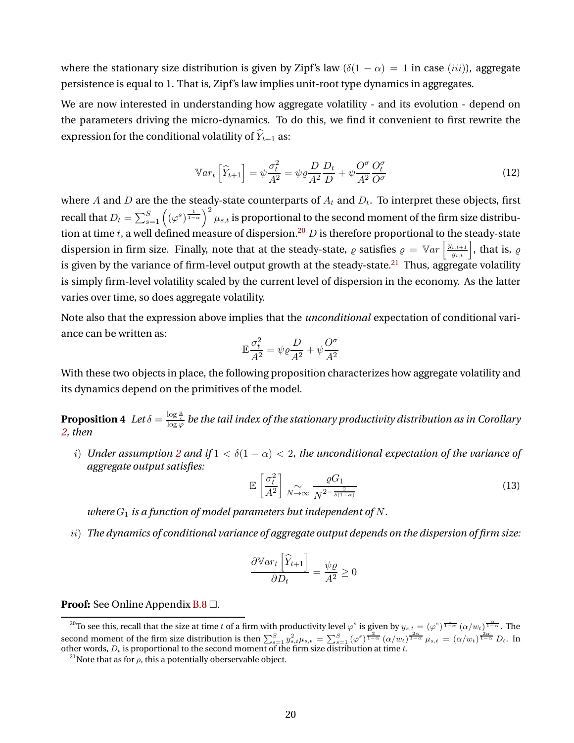where the stationary size distribution is given by Zipf's law ($\delta(1-\alpha) = 1$ in case $(iii)$), aggregate persistence is equal to 1. That is, Zipf's law implies unit-root type dynamics in aggregates.

We are now interested in understanding how aggregate volatility - and its evolution - depend on the parameters driving the micro-dynamics. To do this, we find it convenient to first rewrite the expression for the conditional volatility of $\widehat{Y}_{t+1}$ as:

$$\mathbb{V}ar_t\left[\widehat{Y}_{t+1}\right] = \psi\frac{\sigma_t^2}{A^2} = \psi\varrho\frac{D}{A^2}\frac{D_t}{D} + \psi\frac{O^\sigma}{A^2}\frac{O_t^\sigma}{O^\sigma} \tag{12}$$

where $A$ and $D$ are the the steady-state counterparts of $A_t$ and $D_t$. To interpret these objects, first recall that $D_t = \sum_{s=1}^{S}\left((\varphi^s)^{\frac{1}{1-\alpha}}\right)^2\mu_{s,t}$ is proportional to the second moment of the firm size distribution at time $t$, a well defined measure of dispersion.[20] $D$ is therefore proportional to the steady-state dispersion in firm size. Finally, note that at the steady-state, $\varrho$ satisfies $\varrho = \mathbb{V}ar\left[\frac{y_{i,t+1}}{y_{i,t}}\right]$, that is, $\varrho$ is given by the variance of firm-level output growth at the steady-state.[21] Thus, aggregate volatility is simply firm-level volatility scaled by the current level of dispersion in the economy. As the latter varies over time, so does aggregate volatility.

Note also that the expression above implies that the *unconditional* expectation of conditional variance can be written as:

$$\mathbb{E}\frac{\sigma_t^2}{A^2} = \psi\varrho\frac{D}{A^2} + \psi\frac{O^\sigma}{A^2}$$

With these two objects in place, the following proposition characterizes how aggregate volatility and its dynamics depend on the primitives of the model.

**Proposition 4** *Let $\delta = \frac{\log\frac{a}{c}}{\log\varphi}$ be the tail index of the stationary productivity distribution as in Corollary 2, then*

*i) Under assumption 2 and if $1 < \delta(1-\alpha) < 2$, the unconditional expectation of the variance of aggregate output satisfies:*

$$\mathbb{E}\left[\frac{\sigma_t^2}{A^2}\right] \underset{N\to\infty}{\sim} \frac{\varrho G_1}{N^{2-\frac{2}{\delta(1-\alpha)}}} \tag{13}$$

*where $G_1$ is a function of model parameters but independent of $N$.*

*ii) The dynamics of conditional variance of aggregate output depends on the dispersion of firm size:*

$$\frac{\partial\mathbb{V}ar_t\left[\widehat{Y}_{t+1}\right]}{\partial D_t} = \frac{\psi\varrho}{A^2} \geq 0$$

**Proof:** See Online Appendix B.8 □.

[20] To see this, recall that the size at time $t$ of a firm with productivity level $\varphi^s$ is given by $y_{s,t} = (\varphi^s)^{\frac{1}{1-\alpha}}(\alpha/w_t)^{\frac{\alpha}{1-\alpha}}$. The second moment of the firm size distribution is then $\sum_{s=1}^{S} y_{s,t}^2\mu_{s,t} = \sum_{s=1}^{S}(\varphi^s)^{\frac{2}{1-\alpha}}(\alpha/w_t)^{\frac{2\alpha}{1-\alpha}}\mu_{s,t} = (\alpha/w_t)^{\frac{2\alpha}{1-\alpha}}D_t$. In other words, $D_t$ is proportional to the second moment of the firm size distribution at time $t$.

[21] Note that as for $\rho$, this a potentially oberservable object.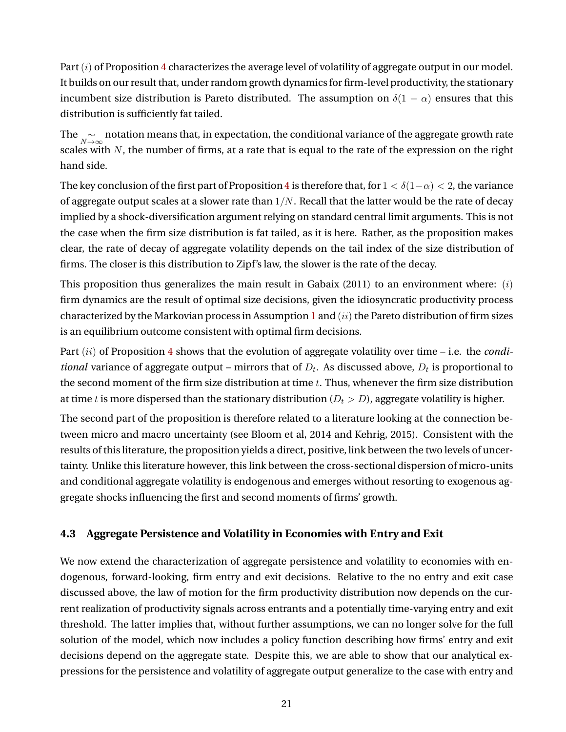Part $(i)$ of Proposition 4 characterizes the average level of volatility of aggregate output in our model. It builds on our result that, under random growth dynamics for firm-level productivity, the stationary incumbent size distribution is Pareto distributed. The assumption on $\delta(1-\alpha)$ ensures that this distribution is sufficiently fat tailed.

The $\underset{N\to\infty}{\sim}$ notation means that, in expectation, the conditional variance of the aggregate growth rate scales with $N$, the number of firms, at a rate that is equal to the rate of the expression on the right hand side.

The key conclusion of the first part of Proposition 4 is therefore that, for $1 < \delta(1-\alpha) < 2$, the variance of aggregate output scales at a slower rate than $1/N$. Recall that the latter would be the rate of decay implied by a shock-diversification argument relying on standard central limit arguments. This is not the case when the firm size distribution is fat tailed, as it is here. Rather, as the proposition makes clear, the rate of decay of aggregate volatility depends on the tail index of the size distribution of firms. The closer is this distribution to Zipf's law, the slower is the rate of the decay.

This proposition thus generalizes the main result in Gabaix (2011) to an environment where: $(i)$ firm dynamics are the result of optimal size decisions, given the idiosyncratic productivity process characterized by the Markovian process in Assumption 1 and $(ii)$ the Pareto distribution of firm sizes is an equilibrium outcome consistent with optimal firm decisions.

Part $(ii)$ of Proposition 4 shows that the evolution of aggregate volatility over time – i.e. the *conditional* variance of aggregate output – mirrors that of $D_t$. As discussed above, $D_t$ is proportional to the second moment of the firm size distribution at time $t$. Thus, whenever the firm size distribution at time $t$ is more dispersed than the stationary distribution ($D_t > D$), aggregate volatility is higher.

The second part of the proposition is therefore related to a literature looking at the connection between micro and macro uncertainty (see Bloom et al, 2014 and Kehrig, 2015). Consistent with the results of this literature, the proposition yields a direct, positive, link between the two levels of uncertainty. Unlike this literature however, this link between the cross-sectional dispersion of micro-units and conditional aggregate volatility is endogenous and emerges without resorting to exogenous aggregate shocks influencing the first and second moments of firms' growth.

### 4.3 Aggregate Persistence and Volatility in Economies with Entry and Exit

We now extend the characterization of aggregate persistence and volatility to economies with endogenous, forward-looking, firm entry and exit decisions. Relative to the no entry and exit case discussed above, the law of motion for the firm productivity distribution now depends on the current realization of productivity signals across entrants and a potentially time-varying entry and exit threshold. The latter implies that, without further assumptions, we can no longer solve for the full solution of the model, which now includes a policy function describing how firms' entry and exit decisions depend on the aggregate state. Despite this, we are able to show that our analytical expressions for the persistence and volatility of aggregate output generalize to the case with entry and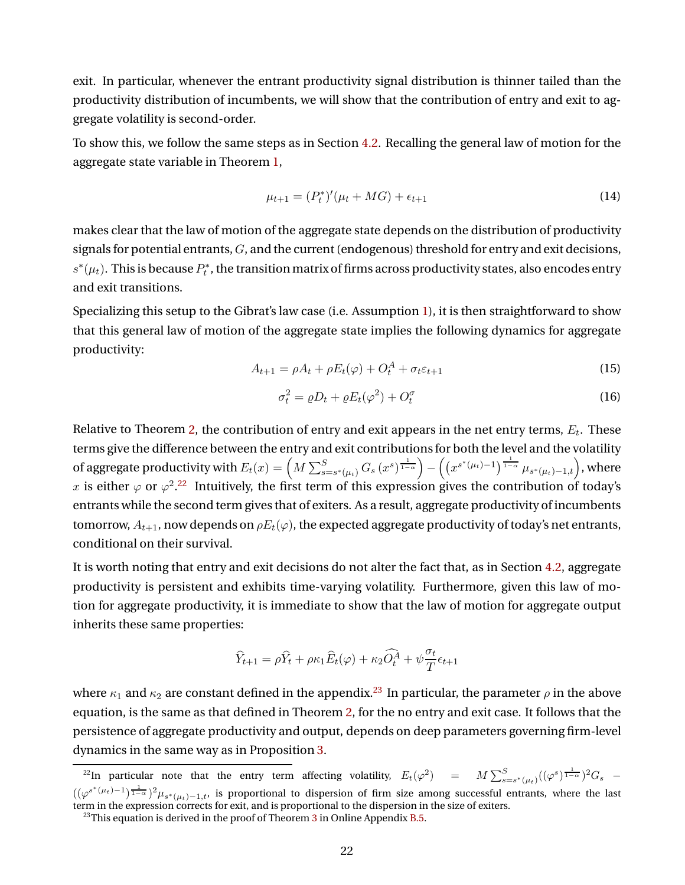exit. In particular, whenever the entrant productivity signal distribution is thinner tailed than the productivity distribution of incumbents, we will show that the contribution of entry and exit to aggregate volatility is second-order.

To show this, we follow the same steps as in Section 4.2. Recalling the general law of motion for the aggregate state variable in Theorem 1,

$$\mu_{t+1} = (P_t^*)'(\mu_t + MG) + \epsilon_{t+1} \tag{14}$$

makes clear that the law of motion of the aggregate state depends on the distribution of productivity signals for potential entrants, $G$, and the current (endogenous) threshold for entry and exit decisions, $s^*(\mu_t)$. This is because $P_t^*$, the transition matrix of firms across productivity states, also encodes entry and exit transitions.

Specializing this setup to the Gibrat's law case (i.e. Assumption 1), it is then straightforward to show that this general law of motion of the aggregate state implies the following dynamics for aggregate productivity:

$$A_{t+1} = \rho A_t + \rho E_t(\varphi) + O_t^A + \sigma_t \varepsilon_{t+1} \tag{15}$$

$$\sigma_t^2 = \varrho D_t + \varrho E_t(\varphi^2) + O_t^\sigma \tag{16}$$

Relative to Theorem 2, the contribution of entry and exit appears in the net entry terms, $E_t$. These terms give the difference between the entry and exit contributions for both the level and the volatility of aggregate productivity with $E_t(x) = \left(M \sum_{s=s^*(\mu_t)}^{S} G_s \left(x^s\right)^{\frac{1}{1-\alpha}}\right) - \left(\left(x^{s^*(\mu_t)-1}\right)^{\frac{1}{1-\alpha}} \mu_{s^*(\mu_t)-1,t}\right)$, where $x$ is either $\varphi$ or $\varphi^2$.[22] Intuitively, the first term of this expression gives the contribution of today's entrants while the second term gives that of exiters. As a result, aggregate productivity of incumbents tomorrow, $A_{t+1}$, now depends on $\rho E_t(\varphi)$, the expected aggregate productivity of today's net entrants, conditional on their survival.

It is worth noting that entry and exit decisions do not alter the fact that, as in Section 4.2, aggregate productivity is persistent and exhibits time-varying volatility. Furthermore, given this law of motion for aggregate productivity, it is immediate to show that the law of motion for aggregate output inherits these same properties:

$$\widehat{Y}_{t+1} = \rho \widehat{Y}_t + \rho \kappa_1 \widehat{E}_t(\varphi) + \kappa_2 \widehat{O_t^A} + \psi \frac{\sigma_t}{T} \epsilon_{t+1}$$

where $\kappa_1$ and $\kappa_2$ are constant defined in the appendix.[23] In particular, the parameter $\rho$ in the above equation, is the same as that defined in Theorem 2, for the no entry and exit case. It follows that the persistence of aggregate productivity and output, depends on deep parameters governing firm-level dynamics in the same way as in Proposition 3.

[22] In particular note that the entry term affecting volatility, $E_t(\varphi^2) = M \sum_{s=s^*(\mu_t)}^{S} ((\varphi^s)^{\frac{1}{1-\alpha}})^2 G_s - ((\varphi^{s^*(\mu_t)-1})^{\frac{1}{1-\alpha}})^2 \mu_{s^*(\mu_t)-1,t}$, is proportional to dispersion of firm size among successful entrants, where the last term in the expression corrects for exit, and is proportional to the dispersion in the size of exiters.

[23] This equation is derived in the proof of Theorem 3 in Online Appendix B.5.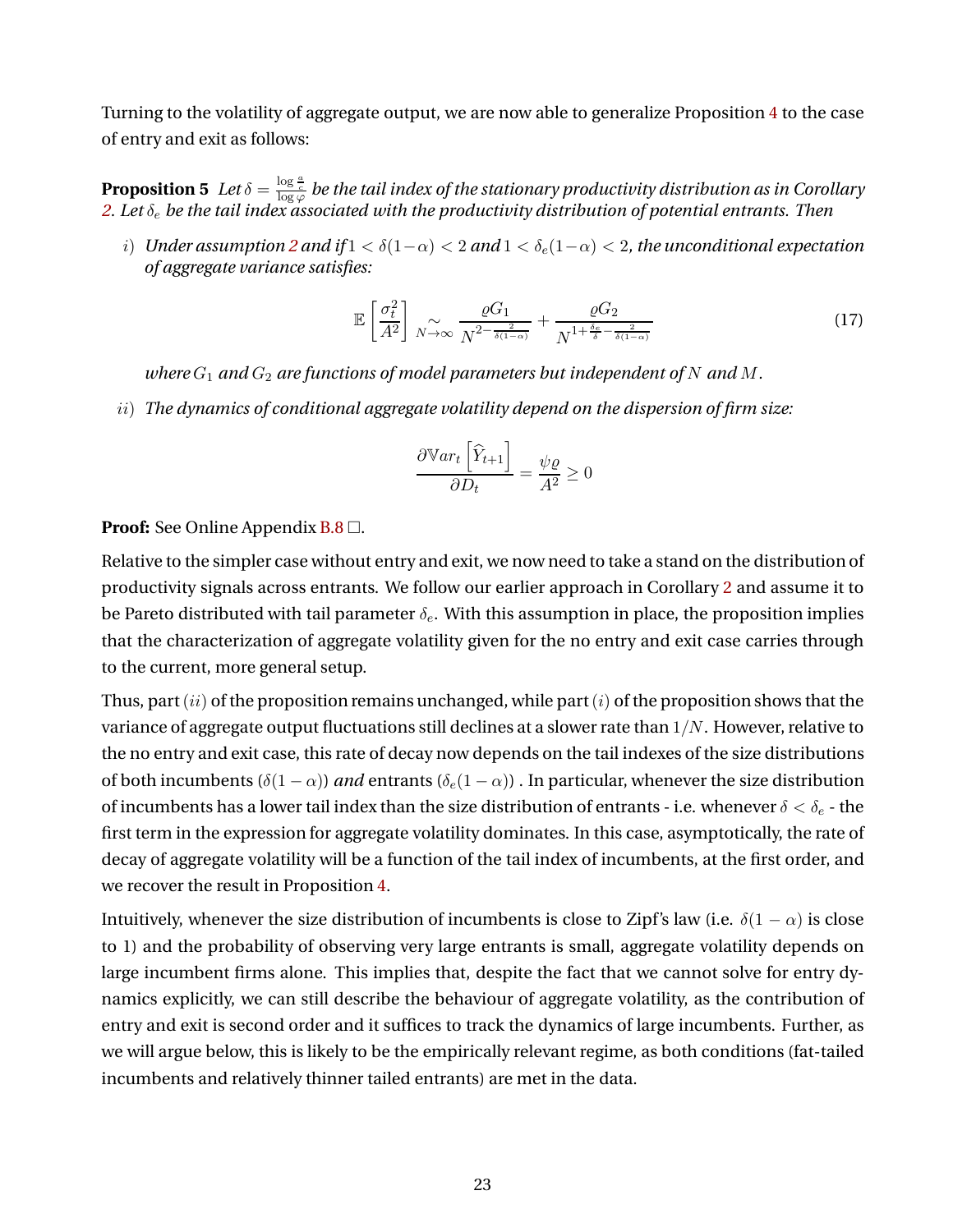Turning to the volatility of aggregate output, we are now able to generalize Proposition 4 to the case of entry and exit as follows:

**Proposition 5** *Let $\delta = \frac{\log \frac{a}{c}}{\log \varphi}$ be the tail index of the stationary productivity distribution as in Corollary 2. Let $\delta_e$ be the tail index associated with the productivity distribution of potential entrants. Then*

*$i)$ Under assumption 2 and if $1 < \delta(1-\alpha) < 2$ and $1 < \delta_e(1-\alpha) < 2$, the unconditional expectation of aggregate variance satisfies:*

$$
\mathbb{E}\left[\frac{\sigma_t^2}{A^2}\right] \underset{N \to \infty}{\sim} \frac{\varrho G_1}{N^{2-\frac{2}{\delta(1-\alpha)}}} + \frac{\varrho G_2}{N^{1+\frac{\delta_e}{\delta}-\frac{2}{\delta(1-\alpha)}}} \tag{17}
$$

*where $G_1$ and $G_2$ are functions of model parameters but independent of $N$ and $M$.*

*$ii)$ The dynamics of conditional aggregate volatility depend on the dispersion of firm size:*

$$
\frac{\partial \mathbb{V}ar_t\left[\widehat{Y}_{t+1}\right]}{\partial D_t} = \frac{\psi \varrho}{A^2} \geq 0
$$

**Proof:** See Online Appendix B.8 □.

Relative to the simpler case without entry and exit, we now need to take a stand on the distribution of productivity signals across entrants. We follow our earlier approach in Corollary 2 and assume it to be Pareto distributed with tail parameter $\delta_e$. With this assumption in place, the proposition implies that the characterization of aggregate volatility given for the no entry and exit case carries through to the current, more general setup.

Thus, part $(ii)$ of the proposition remains unchanged, while part $(i)$ of the proposition shows that the variance of aggregate output fluctuations still declines at a slower rate than $1/N$. However, relative to the no entry and exit case, this rate of decay now depends on the tail indexes of the size distributions of both incumbents ($\delta(1-\alpha)$) *and* entrants ($\delta_e(1-\alpha)$) . In particular, whenever the size distribution of incumbents has a lower tail index than the size distribution of entrants - i.e. whenever $\delta < \delta_e$ - the first term in the expression for aggregate volatility dominates. In this case, asymptotically, the rate of decay of aggregate volatility will be a function of the tail index of incumbents, at the first order, and we recover the result in Proposition 4.

Intuitively, whenever the size distribution of incumbents is close to Zipf's law (i.e. $\delta(1-\alpha)$ is close to 1) and the probability of observing very large entrants is small, aggregate volatility depends on large incumbent firms alone. This implies that, despite the fact that we cannot solve for entry dynamics explicitly, we can still describe the behaviour of aggregate volatility, as the contribution of entry and exit is second order and it suffices to track the dynamics of large incumbents. Further, as we will argue below, this is likely to be the empirically relevant regime, as both conditions (fat-tailed incumbents and relatively thinner tailed entrants) are met in the data.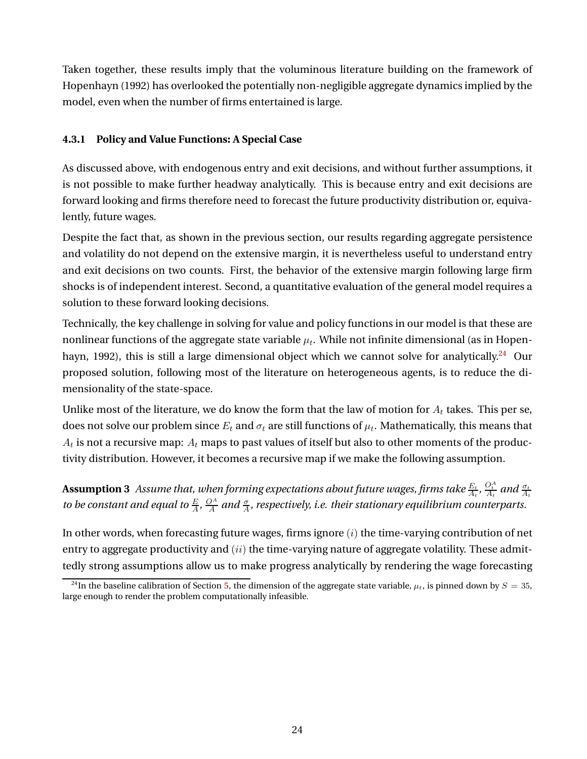Taken together, these results imply that the voluminous literature building on the framework of Hopenhayn (1992) has overlooked the potentially non-negligible aggregate dynamics implied by the model, even when the number of firms entertained is large.

#### 4.3.1 Policy and Value Functions: A Special Case

As discussed above, with endogenous entry and exit decisions, and without further assumptions, it is not possible to make further headway analytically. This is because entry and exit decisions are forward looking and firms therefore need to forecast the future productivity distribution or, equivalently, future wages.

Despite the fact that, as shown in the previous section, our results regarding aggregate persistence and volatility do not depend on the extensive margin, it is nevertheless useful to understand entry and exit decisions on two counts. First, the behavior of the extensive margin following large firm shocks is of independent interest. Second, a quantitative evaluation of the general model requires a solution to these forward looking decisions.

Technically, the key challenge in solving for value and policy functions in our model is that these are nonlinear functions of the aggregate state variable $\mu_t$. While not infinite dimensional (as in Hopenhayn, 1992), this is still a large dimensional object which we cannot solve for analytically.[24] Our proposed solution, following most of the literature on heterogeneous agents, is to reduce the dimensionality of the state-space.

Unlike most of the literature, we do know the form that the law of motion for $A_t$ takes. This per se, does not solve our problem since $E_t$ and $\sigma_t$ are still functions of $\mu_t$. Mathematically, this means that $A_t$ is not a recursive map: $A_t$ maps to past values of itself but also to other moments of the productivity distribution. However, it becomes a recursive map if we make the following assumption.

**Assumption 3** *Assume that, when forming expectations about future wages, firms take $\frac{E_t}{A_t}$, $\frac{O_t^A}{A_t}$ and $\frac{\sigma_t}{A_t}$ to be constant and equal to $\frac{E}{A}$, $\frac{O^A}{A}$ and $\frac{\sigma}{A}$, respectively, i.e. their stationary equilibrium counterparts.*

In other words, when forecasting future wages, firms ignore $(i)$ the time-varying contribution of net entry to aggregate productivity and $(ii)$ the time-varying nature of aggregate volatility. These admittedly strong assumptions allow us to make progress analytically by rendering the wage forecasting

[24] In the baseline calibration of Section 5, the dimension of the aggregate state variable, $\mu_t$, is pinned down by $S = 35$, large enough to render the problem computationally infeasible.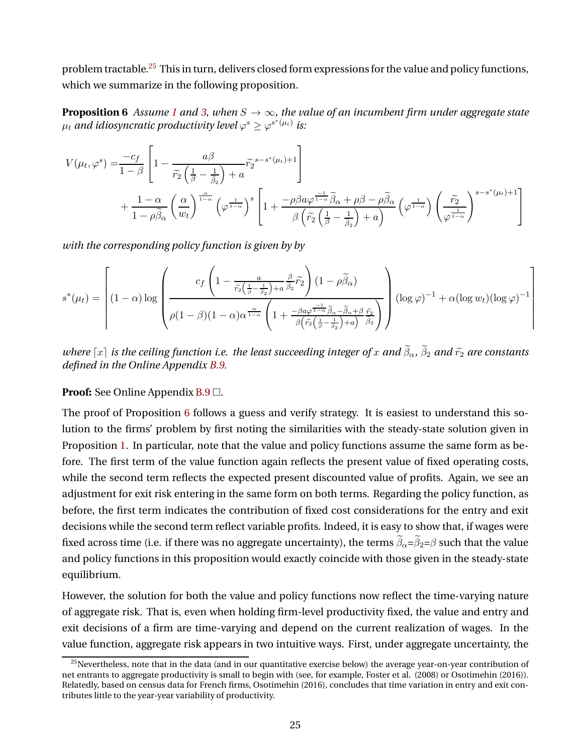problem tractable.[25] This in turn, delivers closed form expressions for the value and policy functions, which we summarize in the following proposition.

**Proposition 6** *Assume 1 and 3, when $S \to \infty$, the value of an incumbent firm under aggregate state $\mu_t$ and idiosyncratic productivity level $\varphi^s \geq \varphi^{s^*(\mu_t)}$ is:*

$$
\begin{aligned}
V(\mu_t, \varphi^s) =& \frac{-c_f}{1-\beta}\left[1 - \frac{a\beta}{\widetilde{r}_2\left(\frac{1}{\beta} - \frac{1}{\widetilde{\beta}_2}\right) + a}\widetilde{r}_2^{\,s - s^*(\mu_t)+1}\right] \\
&+ \frac{1-\alpha}{1-\rho\widetilde{\beta}_\alpha}\left(\frac{\alpha}{w_t}\right)^{\frac{\alpha}{1-\alpha}}\left(\varphi^{\frac{1}{1-\alpha}}\right)^s\left[1 + \frac{-\rho\beta a \varphi^{\frac{-1}{1-\alpha}}\widetilde{\beta}_\alpha + \rho\beta - \rho\widetilde{\beta}_\alpha}{\beta\left(\widetilde{r}_2\left(\frac{1}{\beta} - \frac{1}{\widetilde{\beta}_2}\right) + a\right)}\left(\varphi^{\frac{1}{1-\alpha}}\right)\left(\frac{\widetilde{r}_2}{\varphi^{\frac{1}{1-\alpha}}}\right)^{s - s^*(\mu_t)+1}\right]
\end{aligned}
$$

*with the corresponding policy function is given by by*

$$
s^*(\mu_t) = \left\lceil (1-\alpha)\log\left(\frac{c_f\left(1 - \frac{a}{\widetilde{r}_2\left(\frac{1}{\beta} - \frac{1}{\widetilde{\beta}_2}\right) + a}\frac{\beta}{\widetilde{\beta}_2}\widetilde{r}_2\right)(1-\rho\widetilde{\beta}_\alpha)}{\rho(1-\beta)(1-\alpha)\alpha^{\frac{\alpha}{1-\alpha}}\left(1 + \frac{-\beta a \varphi^{\frac{-1}{1-\alpha}}\widetilde{\beta}_\alpha - \widetilde{\beta}_\alpha + \beta}{\beta\left(\widetilde{r}_2\left(\frac{1}{\beta} - \frac{1}{\widetilde{\beta}_2}\right) + a\right)}\frac{\widetilde{r}_2}{\widetilde{\beta}_2}\right)}\right)(\log\varphi)^{-1} + \alpha(\log w_t)(\log\varphi)^{-1}\right\rceil
$$

*where $\lceil x \rceil$ is the ceiling function i.e. the least succeeding integer of $x$ and $\widetilde{\beta}_\alpha$, $\widetilde{\beta}_2$ and $\widetilde{r}_2$ are constants defined in the Online Appendix B.9.*

**Proof:** See Online Appendix B.9 □.

The proof of Proposition 6 follows a guess and verify strategy. It is easiest to understand this solution to the firms' problem by first noting the similarities with the steady-state solution given in Proposition 1. In particular, note that the value and policy functions assume the same form as before. The first term of the value function again reflects the present value of fixed operating costs, while the second term reflects the expected present discounted value of profits. Again, we see an adjustment for exit risk entering in the same form on both terms. Regarding the policy function, as before, the first term indicates the contribution of fixed cost considerations for the entry and exit decisions while the second term reflect variable profits. Indeed, it is easy to show that, if wages were fixed across time (i.e. if there was no aggregate uncertainty), the terms $\widetilde{\beta}_\alpha$=$\widetilde{\beta}_2$=$\beta$ such that the value and policy functions in this proposition would exactly coincide with those given in the steady-state equilibrium.

However, the solution for both the value and policy functions now reflect the time-varying nature of aggregate risk. That is, even when holding firm-level productivity fixed, the value and entry and exit decisions of a firm are time-varying and depend on the current realization of wages. In the value function, aggregate risk appears in two intuitive ways. First, under aggregate uncertainty, the

[25] Nevertheless, note that in the data (and in our quantitative exercise below) the average year-on-year contribution of net entrants to aggregate productivity is small to begin with (see, for example, Foster et al. (2008) or Osotimehin (2016)). Relatedly, based on census data for French firms, Osotimehin (2016), concludes that time variation in entry and exit contributes little to the year-year variability of productivity.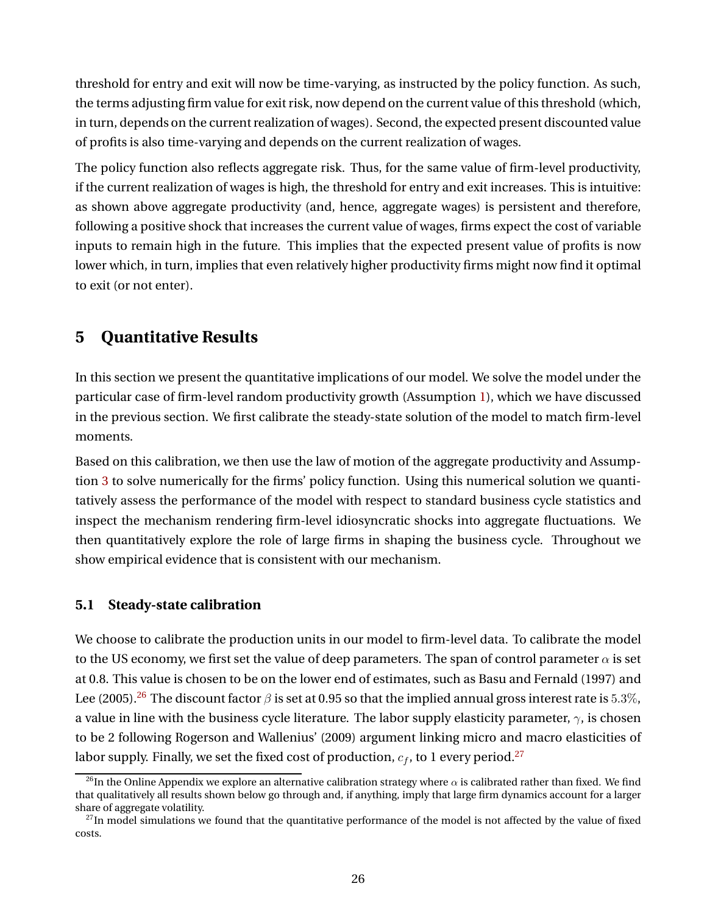threshold for entry and exit will now be time-varying, as instructed by the policy function. As such, the terms adjusting firm value for exit risk, now depend on the current value of this threshold (which, in turn, depends on the current realization of wages). Second, the expected present discounted value of profits is also time-varying and depends on the current realization of wages.

The policy function also reflects aggregate risk. Thus, for the same value of firm-level productivity, if the current realization of wages is high, the threshold for entry and exit increases. This is intuitive: as shown above aggregate productivity (and, hence, aggregate wages) is persistent and therefore, following a positive shock that increases the current value of wages, firms expect the cost of variable inputs to remain high in the future. This implies that the expected present value of profits is now lower which, in turn, implies that even relatively higher productivity firms might now find it optimal to exit (or not enter).

## 5 Quantitative Results

In this section we present the quantitative implications of our model. We solve the model under the particular case of firm-level random productivity growth (Assumption 1), which we have discussed in the previous section. We first calibrate the steady-state solution of the model to match firm-level moments.

Based on this calibration, we then use the law of motion of the aggregate productivity and Assumption 3 to solve numerically for the firms' policy function. Using this numerical solution we quantitatively assess the performance of the model with respect to standard business cycle statistics and inspect the mechanism rendering firm-level idiosyncratic shocks into aggregate fluctuations. We then quantitatively explore the role of large firms in shaping the business cycle. Throughout we show empirical evidence that is consistent with our mechanism.

### 5.1 Steady-state calibration

We choose to calibrate the production units in our model to firm-level data. To calibrate the model to the US economy, we first set the value of deep parameters. The span of control parameter $\alpha$ is set at 0.8. This value is chosen to be on the lower end of estimates, such as Basu and Fernald (1997) and Lee (2005).[26] The discount factor $\beta$ is set at 0.95 so that the implied annual gross interest rate is $5.3\%$, a value in line with the business cycle literature. The labor supply elasticity parameter, $\gamma$, is chosen to be 2 following Rogerson and Wallenius' (2009) argument linking micro and macro elasticities of labor supply. Finally, we set the fixed cost of production, $c_f$, to 1 every period.[27]

[26] In the Online Appendix we explore an alternative calibration strategy where $\alpha$ is calibrated rather than fixed. We find that qualitatively all results shown below go through and, if anything, imply that large firm dynamics account for a larger share of aggregate volatility.

[27] In model simulations we found that the quantitative performance of the model is not affected by the value of fixed costs.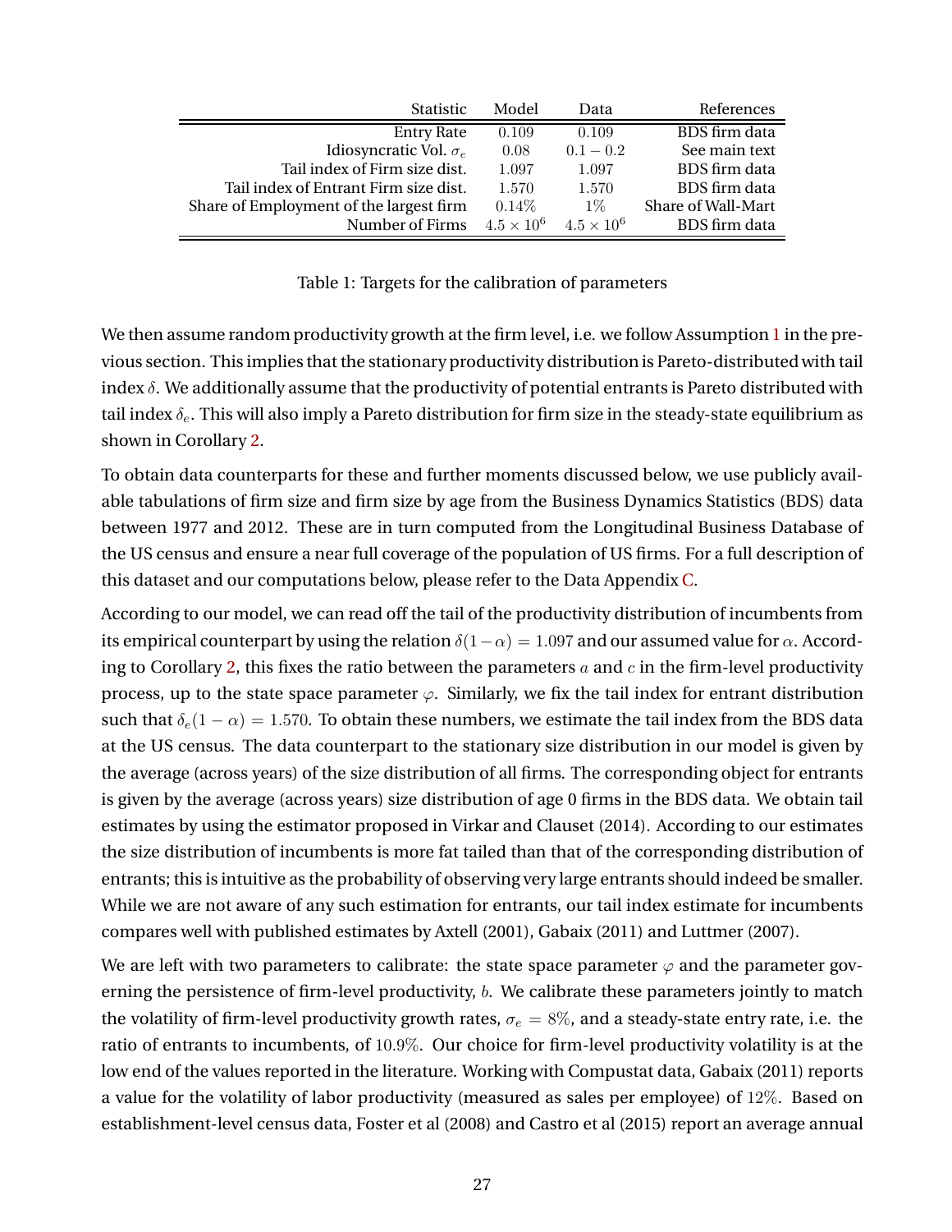| Statistic | Model | Data | References |
|---|---|---|---|
| Entry Rate | $0.109$ | $0.109$ | BDS firm data |
| Idiosyncratic Vol. $\sigma_e$ | $0.08$ | $0.1 - 0.2$ | See main text |
| Tail index of Firm size dist. | $1.097$ | $1.097$ | BDS firm data |
| Tail index of Entrant Firm size dist. | $1.570$ | $1.570$ | BDS firm data |
| Share of Employment of the largest firm | $0.14\%$ | $1\%$ | Share of Wall-Mart |
| Number of Firms | $4.5 \times 10^6$ | $4.5 \times 10^6$ | BDS firm data |

Table 1: Targets for the calibration of parameters

We then assume random productivity growth at the firm level, i.e. we follow Assumption 1 in the previous section. This implies that the stationary productivity distribution is Pareto-distributed with tail index $\delta$. We additionally assume that the productivity of potential entrants is Pareto distributed with tail index $\delta_e$. This will also imply a Pareto distribution for firm size in the steady-state equilibrium as shown in Corollary 2.

To obtain data counterparts for these and further moments discussed below, we use publicly available tabulations of firm size and firm size by age from the Business Dynamics Statistics (BDS) data between 1977 and 2012. These are in turn computed from the Longitudinal Business Database of the US census and ensure a near full coverage of the population of US firms. For a full description of this dataset and our computations below, please refer to the Data Appendix C.

According to our model, we can read off the tail of the productivity distribution of incumbents from its empirical counterpart by using the relation $\delta(1-\alpha) = 1.097$ and our assumed value for $\alpha$. According to Corollary 2, this fixes the ratio between the parameters $a$ and $c$ in the firm-level productivity process, up to the state space parameter $\varphi$. Similarly, we fix the tail index for entrant distribution such that $\delta_e(1-\alpha) = 1.570$. To obtain these numbers, we estimate the tail index from the BDS data at the US census. The data counterpart to the stationary size distribution in our model is given by the average (across years) of the size distribution of all firms. The corresponding object for entrants is given by the average (across years) size distribution of age 0 firms in the BDS data. We obtain tail estimates by using the estimator proposed in Virkar and Clauset (2014). According to our estimates the size distribution of incumbents is more fat tailed than that of the corresponding distribution of entrants; this is intuitive as the probability of observing very large entrants should indeed be smaller. While we are not aware of any such estimation for entrants, our tail index estimate for incumbents compares well with published estimates by Axtell (2001), Gabaix (2011) and Luttmer (2007).

We are left with two parameters to calibrate: the state space parameter $\varphi$ and the parameter governing the persistence of firm-level productivity, $b$. We calibrate these parameters jointly to match the volatility of firm-level productivity growth rates, $\sigma_e = 8\%$, and a steady-state entry rate, i.e. the ratio of entrants to incumbents, of $10.9\%$. Our choice for firm-level productivity volatility is at the low end of the values reported in the literature. Working with Compustat data, Gabaix (2011) reports a value for the volatility of labor productivity (measured as sales per employee) of $12\%$. Based on establishment-level census data, Foster et al (2008) and Castro et al (2015) report an average annual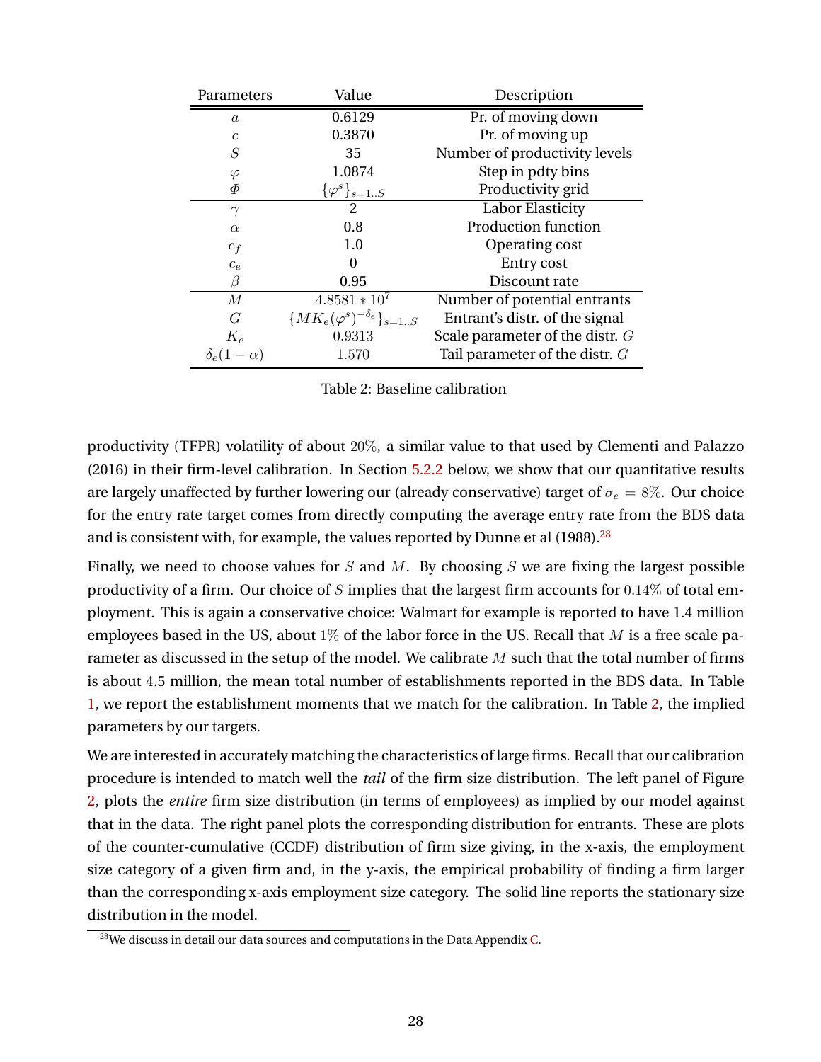| Parameters | Value | Description |
|---|---|---|
| $a$ | 0.6129 | Pr. of moving down |
| $c$ | 0.3870 | Pr. of moving up |
| $S$ | 35 | Number of productivity levels |
| $\varphi$ | 1.0874 | Step in pdty bins |
| $\Phi$ | $\{\varphi^s\}_{s=1..S}$ | Productivity grid |
| $\gamma$ | 2 | Labor Elasticity |
| $\alpha$ | 0.8 | Production function |
| $c_f$ | 1.0 | Operating cost |
| $c_e$ | 0 | Entry cost |
| $\beta$ | 0.95 | Discount rate |
| $M$ | $4.8581 * 10^7$ | Number of potential entrants |
| $G$ | $\{MK_e(\varphi^s)^{-\delta_e}\}_{s=1..S}$ | Entrant's distr. of the signal |
| $K_e$ | 0.9313 | Scale parameter of the distr. $G$ |
| $\delta_e(1-\alpha)$ | 1.570 | Tail parameter of the distr. $G$ |

Table 2: Baseline calibration

productivity (TFPR) volatility of about $20\%$, a similar value to that used by Clementi and Palazzo (2016) in their firm-level calibration. In Section 5.2.2 below, we show that our quantitative results are largely unaffected by further lowering our (already conservative) target of $\sigma_e = 8\%$. Our choice for the entry rate target comes from directly computing the average entry rate from the BDS data and is consistent with, for example, the values reported by Dunne et al (1988).[28]

Finally, we need to choose values for $S$ and $M$. By choosing $S$ we are fixing the largest possible productivity of a firm. Our choice of $S$ implies that the largest firm accounts for $0.14\%$ of total employment. This is again a conservative choice: Walmart for example is reported to have 1.4 million employees based in the US, about $1\%$ of the labor force in the US. Recall that $M$ is a free scale parameter as discussed in the setup of the model. We calibrate $M$ such that the total number of firms is about 4.5 million, the mean total number of establishments reported in the BDS data. In Table 1, we report the establishment moments that we match for the calibration. In Table 2, the implied parameters by our targets.

We are interested in accurately matching the characteristics of large firms. Recall that our calibration procedure is intended to match well the *tail* of the firm size distribution. The left panel of Figure 2, plots the *entire* firm size distribution (in terms of employees) as implied by our model against that in the data. The right panel plots the corresponding distribution for entrants. These are plots of the counter-cumulative (CCDF) distribution of firm size giving, in the x-axis, the employment size category of a given firm and, in the y-axis, the empirical probability of finding a firm larger than the corresponding x-axis employment size category. The solid line reports the stationary size distribution in the model.

[28] We discuss in detail our data sources and computations in the Data Appendix C.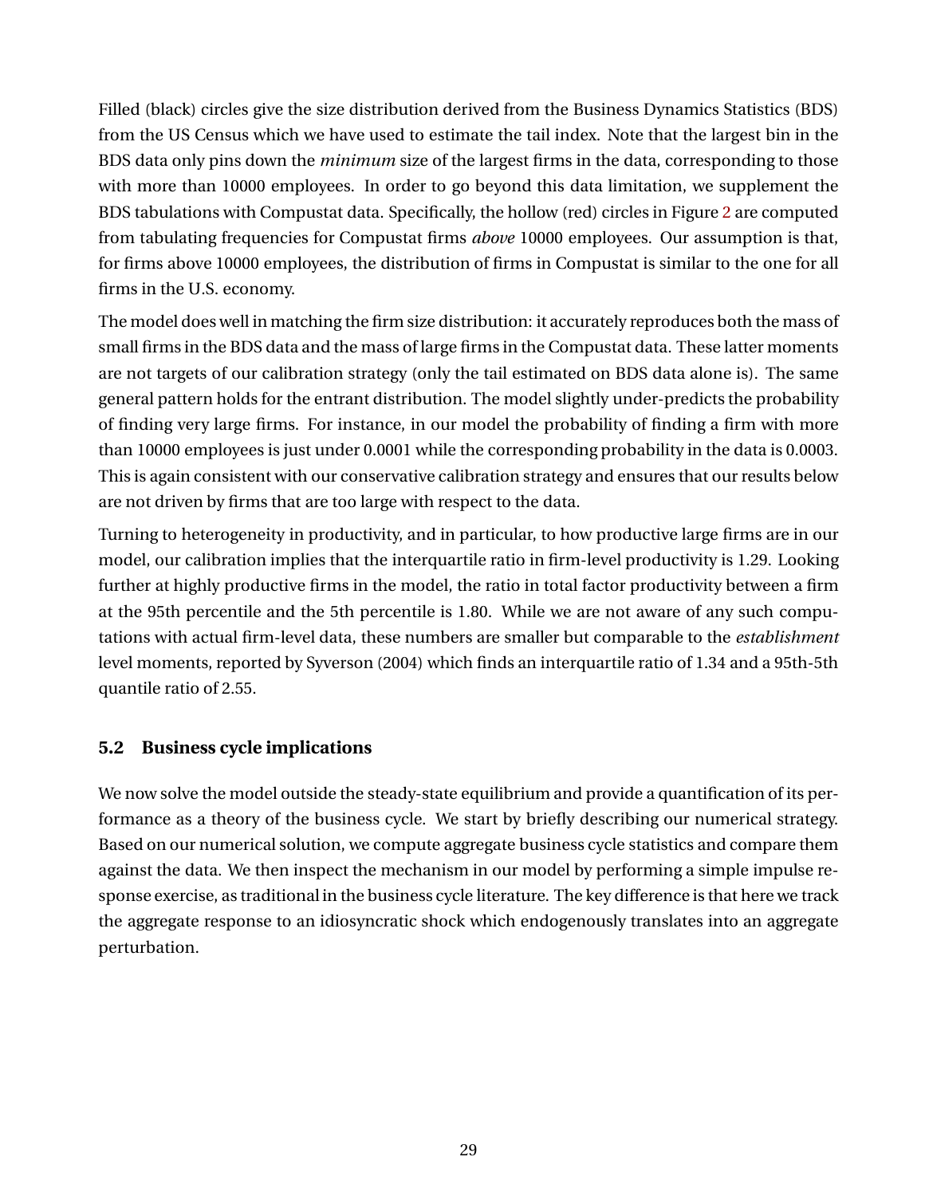Filled (black) circles give the size distribution derived from the Business Dynamics Statistics (BDS) from the US Census which we have used to estimate the tail index. Note that the largest bin in the BDS data only pins down the *minimum* size of the largest firms in the data, corresponding to those with more than 10000 employees. In order to go beyond this data limitation, we supplement the BDS tabulations with Compustat data. Specifically, the hollow (red) circles in Figure 2 are computed from tabulating frequencies for Compustat firms *above* 10000 employees. Our assumption is that, for firms above 10000 employees, the distribution of firms in Compustat is similar to the one for all firms in the U.S. economy.

The model does well in matching the firm size distribution: it accurately reproduces both the mass of small firms in the BDS data and the mass of large firms in the Compustat data. These latter moments are not targets of our calibration strategy (only the tail estimated on BDS data alone is). The same general pattern holds for the entrant distribution. The model slightly under-predicts the probability of finding very large firms. For instance, in our model the probability of finding a firm with more than 10000 employees is just under 0.0001 while the corresponding probability in the data is 0.0003. This is again consistent with our conservative calibration strategy and ensures that our results below are not driven by firms that are too large with respect to the data.

Turning to heterogeneity in productivity, and in particular, to how productive large firms are in our model, our calibration implies that the interquartile ratio in firm-level productivity is 1.29. Looking further at highly productive firms in the model, the ratio in total factor productivity between a firm at the 95th percentile and the 5th percentile is 1.80. While we are not aware of any such computations with actual firm-level data, these numbers are smaller but comparable to the *establishment* level moments, reported by Syverson (2004) which finds an interquartile ratio of 1.34 and a 95th-5th quantile ratio of 2.55.

### 5.2 Business cycle implications

We now solve the model outside the steady-state equilibrium and provide a quantification of its performance as a theory of the business cycle. We start by briefly describing our numerical strategy. Based on our numerical solution, we compute aggregate business cycle statistics and compare them against the data. We then inspect the mechanism in our model by performing a simple impulse response exercise, as traditional in the business cycle literature. The key difference is that here we track the aggregate response to an idiosyncratic shock which endogenously translates into an aggregate perturbation.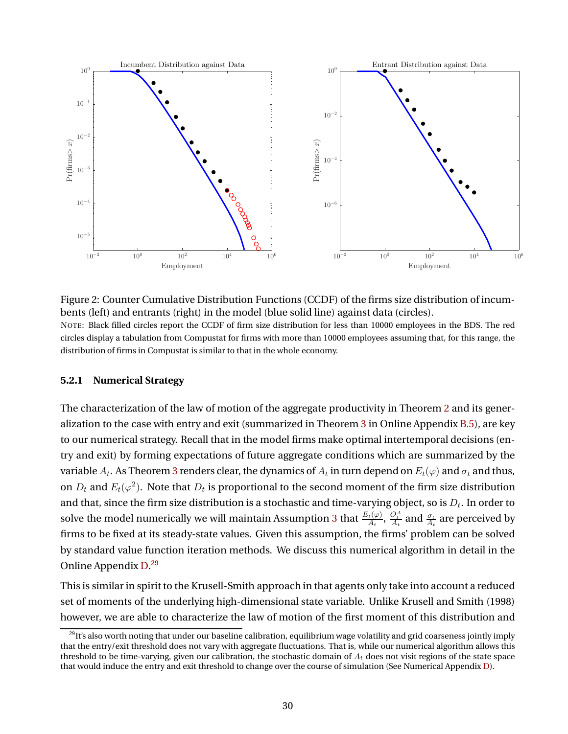Figure 2: Counter Cumulative Distribution Functions (CCDF) of the firms size distribution of incumbents (left) and entrants (right) in the model (blue solid line) against data (circles).

NOTE: Black filled circles report the CCDF of firm size distribution for less than 10000 employees in the BDS. The red circles display a tabulation from Compustat for firms with more than 10000 employees assuming that, for this range, the distribution of firms in Compustat is similar to that in the whole economy.

#### 5.2.1 Numerical Strategy

The characterization of the law of motion of the aggregate productivity in Theorem 2 and its generalization to the case with entry and exit (summarized in Theorem 3 in Online Appendix B.5), are key to our numerical strategy. Recall that in the model firms make optimal intertemporal decisions (entry and exit) by forming expectations of future aggregate conditions which are summarized by the variable $A_t$. As Theorem 3 renders clear, the dynamics of $A_t$ in turn depend on $E_t(\varphi)$ and $\sigma_t$ and thus, on $D_t$ and $E_t(\varphi^2)$. Note that $D_t$ is proportional to the second moment of the firm size distribution and that, since the firm size distribution is a stochastic and time-varying object, so is $D_t$. In order to solve the model numerically we will maintain Assumption 3 that $\frac{E_t(\varphi)}{A_t}$, $\frac{O_t^A}{A_t}$ and $\frac{\sigma_t}{A_t}$ are perceived by firms to be fixed at its steady-state values. Given this assumption, the firms' problem can be solved by standard value function iteration methods. We discuss this numerical algorithm in detail in the Online Appendix D.[29]

This is similar in spirit to the Krusell-Smith approach in that agents only take into account a reduced set of moments of the underlying high-dimensional state variable. Unlike Krusell and Smith (1998) however, we are able to characterize the law of motion of the first moment of this distribution and

[29] It's also worth noting that under our baseline calibration, equilibrium wage volatility and grid coarseness jointly imply that the entry/exit threshold does not vary with aggregate fluctuations. That is, while our numerical algorithm allows this threshold to be time-varying, given our calibration, the stochastic domain of $A_t$ does not visit regions of the state space that would induce the entry and exit threshold to change over the course of simulation (See Numerical Appendix D).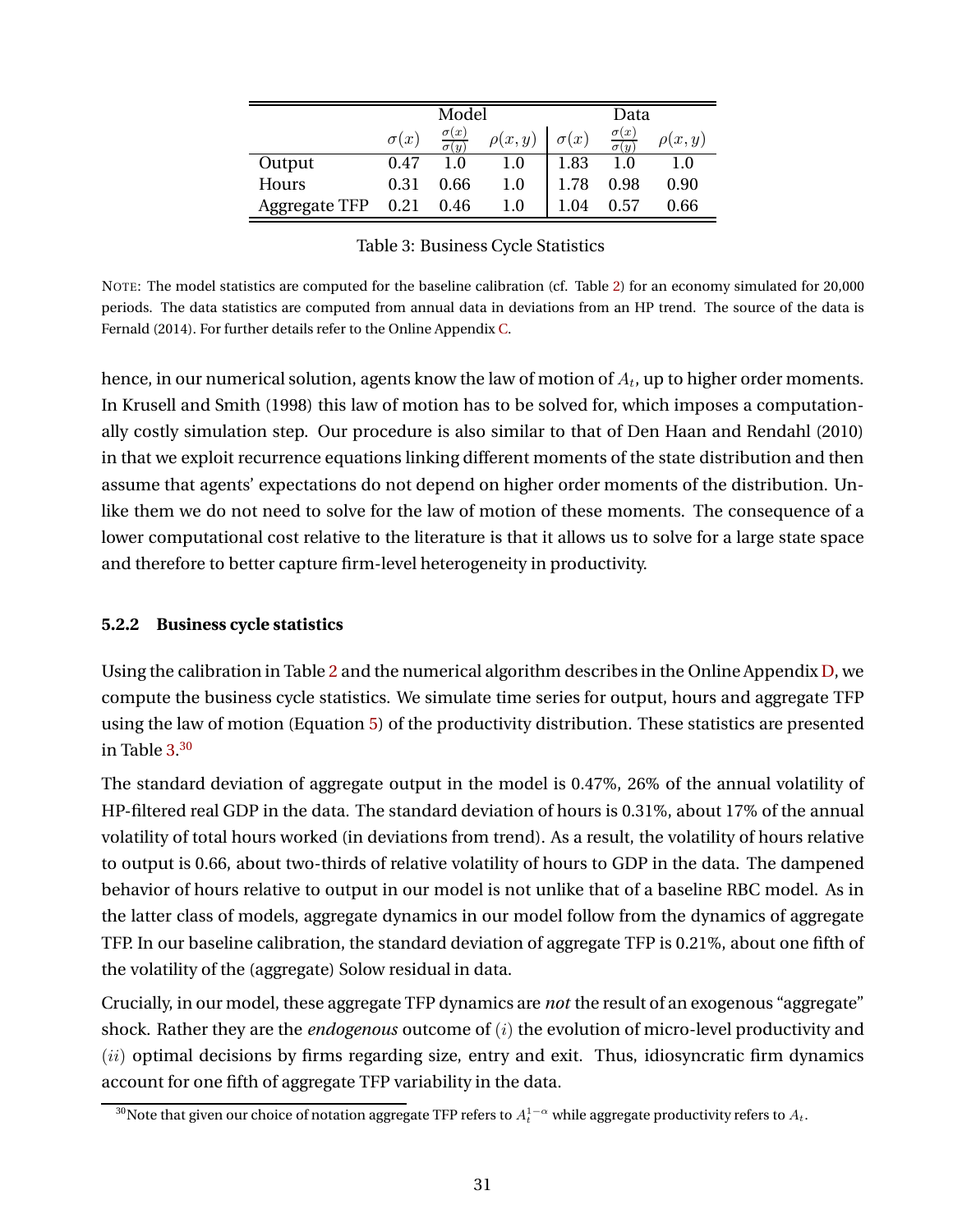| | Model | | | Data | | |
|---|---|---|---|---|---|---|
| | $\sigma(x)$ | $\frac{\sigma(x)}{\sigma(y)}$ | $\rho(x,y)$ | $\sigma(x)$ | $\frac{\sigma(x)}{\sigma(y)}$ | $\rho(x,y)$ |
| Output | 0.47 | 1.0 | 1.0 | 1.83 | 1.0 | 1.0 |
| Hours | 0.31 | 0.66 | 1.0 | 1.78 | 0.98 | 0.90 |
| Aggregate TFP | 0.21 | 0.46 | 1.0 | 1.04 | 0.57 | 0.66 |

Table 3: Business Cycle Statistics

NOTE: The model statistics are computed for the baseline calibration (cf. Table 2) for an economy simulated for 20,000 periods. The data statistics are computed from annual data in deviations from an HP trend. The source of the data is Fernald (2014). For further details refer to the Online Appendix C.

hence, in our numerical solution, agents know the law of motion of $A_t$, up to higher order moments. In Krusell and Smith (1998) this law of motion has to be solved for, which imposes a computationally costly simulation step. Our procedure is also similar to that of Den Haan and Rendahl (2010) in that we exploit recurrence equations linking different moments of the state distribution and then assume that agents' expectations do not depend on higher order moments of the distribution. Unlike them we do not need to solve for the law of motion of these moments. The consequence of a lower computational cost relative to the literature is that it allows us to solve for a large state space and therefore to better capture firm-level heterogeneity in productivity.

### 5.2.2 Business cycle statistics

Using the calibration in Table 2 and the numerical algorithm describes in the Online Appendix D, we compute the business cycle statistics. We simulate time series for output, hours and aggregate TFP using the law of motion (Equation 5) of the productivity distribution. These statistics are presented in Table 3.[30]

The standard deviation of aggregate output in the model is 0.47%, 26% of the annual volatility of HP-filtered real GDP in the data. The standard deviation of hours is 0.31%, about 17% of the annual volatility of total hours worked (in deviations from trend). As a result, the volatility of hours relative to output is 0.66, about two-thirds of relative volatility of hours to GDP in the data. The dampened behavior of hours relative to output in our model is not unlike that of a baseline RBC model. As in the latter class of models, aggregate dynamics in our model follow from the dynamics of aggregate TFP. In our baseline calibration, the standard deviation of aggregate TFP is 0.21%, about one fifth of the volatility of the (aggregate) Solow residual in data.

Crucially, in our model, these aggregate TFP dynamics are *not* the result of an exogenous "aggregate" shock. Rather they are the *endogenous* outcome of $(i)$ the evolution of micro-level productivity and $(ii)$ optimal decisions by firms regarding size, entry and exit. Thus, idiosyncratic firm dynamics account for one fifth of aggregate TFP variability in the data.

[30] Note that given our choice of notation aggregate TFP refers to $A_t^{1-\alpha}$ while aggregate productivity refers to $A_t$.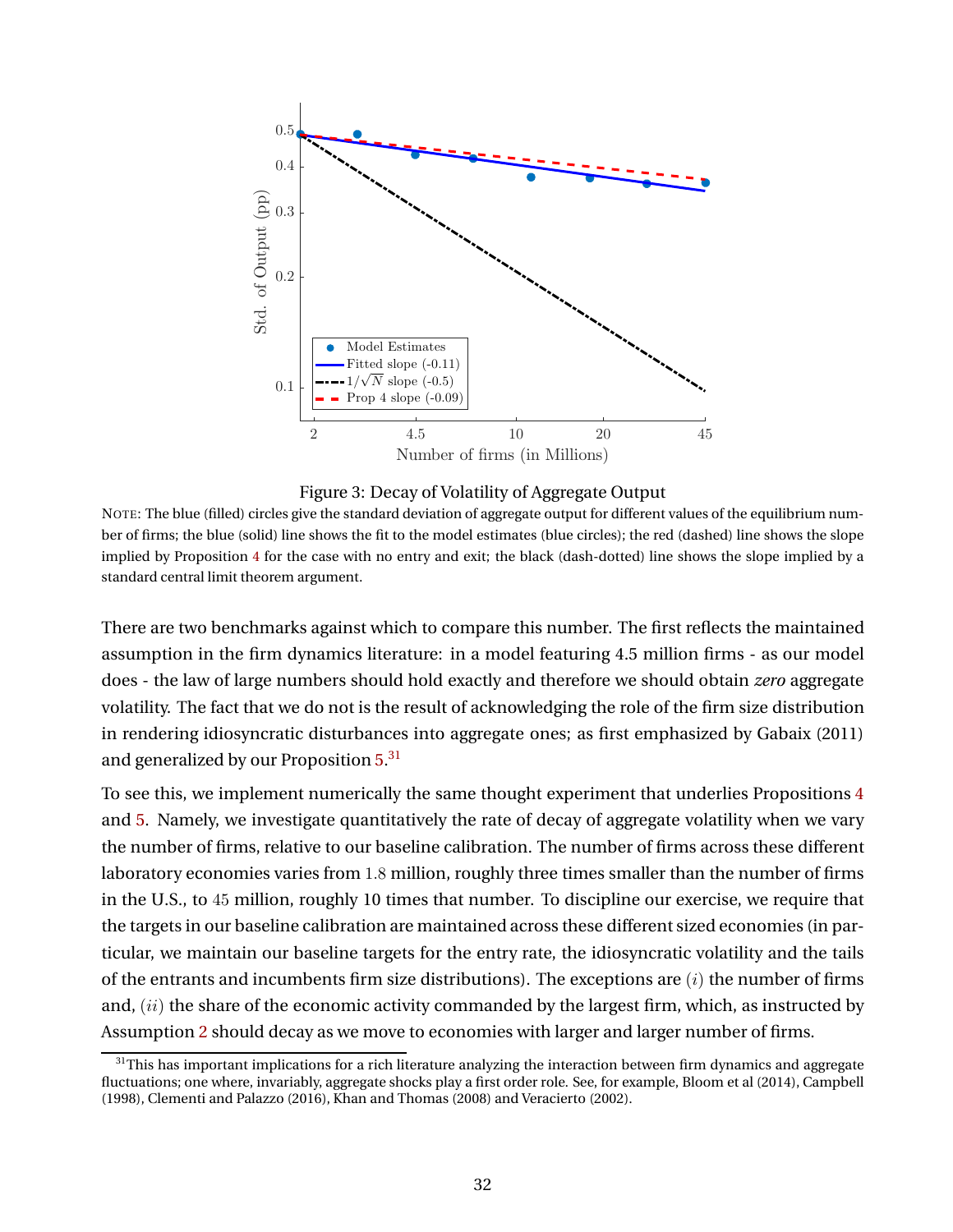Figure 3: Decay of Volatility of Aggregate Output

NOTE: The blue (filled) circles give the standard deviation of aggregate output for different values of the equilibrium number of firms; the blue (solid) line shows the fit to the model estimates (blue circles); the red (dashed) line shows the slope implied by Proposition 4 for the case with no entry and exit; the black (dash-dotted) line shows the slope implied by a standard central limit theorem argument.

There are two benchmarks against which to compare this number. The first reflects the maintained assumption in the firm dynamics literature: in a model featuring 4.5 million firms - as our model does - the law of large numbers should hold exactly and therefore we should obtain *zero* aggregate volatility. The fact that we do not is the result of acknowledging the role of the firm size distribution in rendering idiosyncratic disturbances into aggregate ones; as first emphasized by Gabaix (2011) and generalized by our Proposition 5.[31]

To see this, we implement numerically the same thought experiment that underlies Propositions 4 and 5. Namely, we investigate quantitatively the rate of decay of aggregate volatility when we vary the number of firms, relative to our baseline calibration. The number of firms across these different laboratory economies varies from 1.8 million, roughly three times smaller than the number of firms in the U.S., to 45 million, roughly 10 times that number. To discipline our exercise, we require that the targets in our baseline calibration are maintained across these different sized economies (in particular, we maintain our baseline targets for the entry rate, the idiosyncratic volatility and the tails of the entrants and incumbents firm size distributions). The exceptions are $(i)$ the number of firms and, $(ii)$ the share of the economic activity commanded by the largest firm, which, as instructed by Assumption 2 should decay as we move to economies with larger and larger number of firms.

[31] This has important implications for a rich literature analyzing the interaction between firm dynamics and aggregate fluctuations; one where, invariably, aggregate shocks play a first order role. See, for example, Bloom et al (2014), Campbell (1998), Clementi and Palazzo (2016), Khan and Thomas (2008) and Veracierto (2002).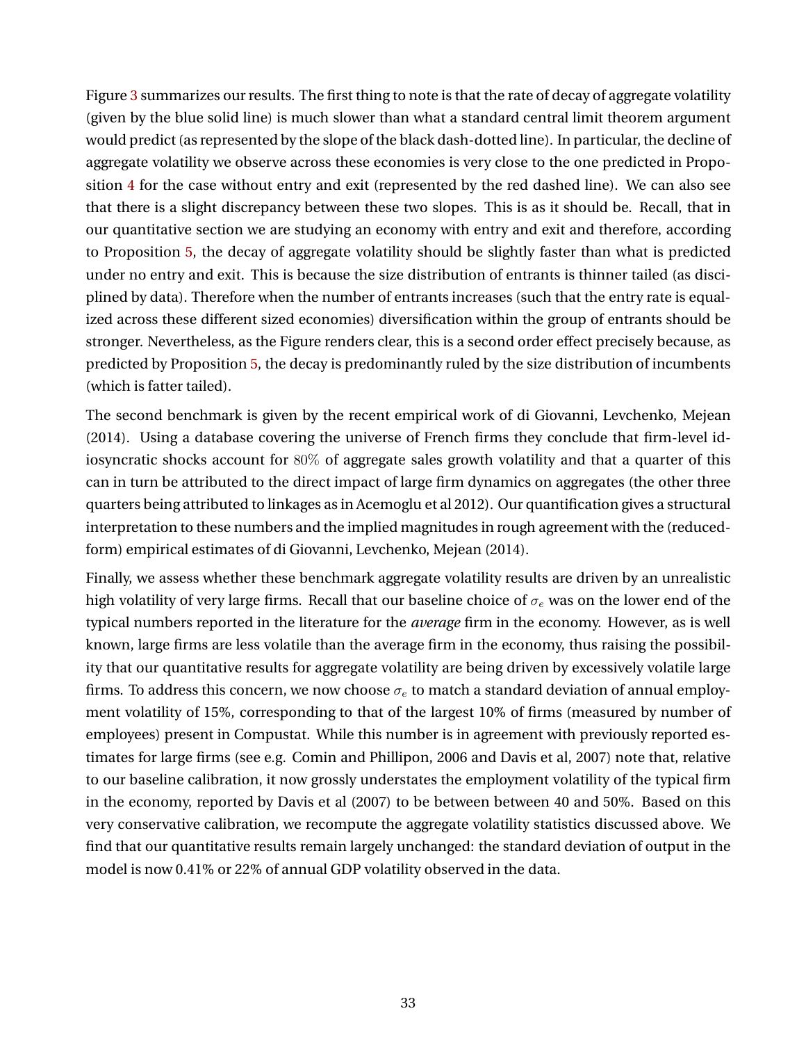Figure 3 summarizes our results. The first thing to note is that the rate of decay of aggregate volatility (given by the blue solid line) is much slower than what a standard central limit theorem argument would predict (as represented by the slope of the black dash-dotted line). In particular, the decline of aggregate volatility we observe across these economies is very close to the one predicted in Proposition 4 for the case without entry and exit (represented by the red dashed line). We can also see that there is a slight discrepancy between these two slopes. This is as it should be. Recall, that in our quantitative section we are studying an economy with entry and exit and therefore, according to Proposition 5, the decay of aggregate volatility should be slightly faster than what is predicted under no entry and exit. This is because the size distribution of entrants is thinner tailed (as disciplined by data). Therefore when the number of entrants increases (such that the entry rate is equalized across these different sized economies) diversification within the group of entrants should be stronger. Nevertheless, as the Figure renders clear, this is a second order effect precisely because, as predicted by Proposition 5, the decay is predominantly ruled by the size distribution of incumbents (which is fatter tailed).

The second benchmark is given by the recent empirical work of di Giovanni, Levchenko, Mejean (2014). Using a database covering the universe of French firms they conclude that firm-level idiosyncratic shocks account for $80\%$ of aggregate sales growth volatility and that a quarter of this can in turn be attributed to the direct impact of large firm dynamics on aggregates (the other three quarters being attributed to linkages as in Acemoglu et al 2012). Our quantification gives a structural interpretation to these numbers and the implied magnitudes in rough agreement with the (reduced-form) empirical estimates of di Giovanni, Levchenko, Mejean (2014).

Finally, we assess whether these benchmark aggregate volatility results are driven by an unrealistic high volatility of very large firms. Recall that our baseline choice of $\sigma_e$ was on the lower end of the typical numbers reported in the literature for the *average* firm in the economy. However, as is well known, large firms are less volatile than the average firm in the economy, thus raising the possibility that our quantitative results for aggregate volatility are being driven by excessively volatile large firms. To address this concern, we now choose $\sigma_e$ to match a standard deviation of annual employment volatility of 15%, corresponding to that of the largest 10% of firms (measured by number of employees) present in Compustat. While this number is in agreement with previously reported estimates for large firms (see e.g. Comin and Phillipon, 2006 and Davis et al, 2007) note that, relative to our baseline calibration, it now grossly understates the employment volatility of the typical firm in the economy, reported by Davis et al (2007) to be between between 40 and 50%. Based on this very conservative calibration, we recompute the aggregate volatility statistics discussed above. We find that our quantitative results remain largely unchanged: the standard deviation of output in the model is now 0.41% or 22% of annual GDP volatility observed in the data.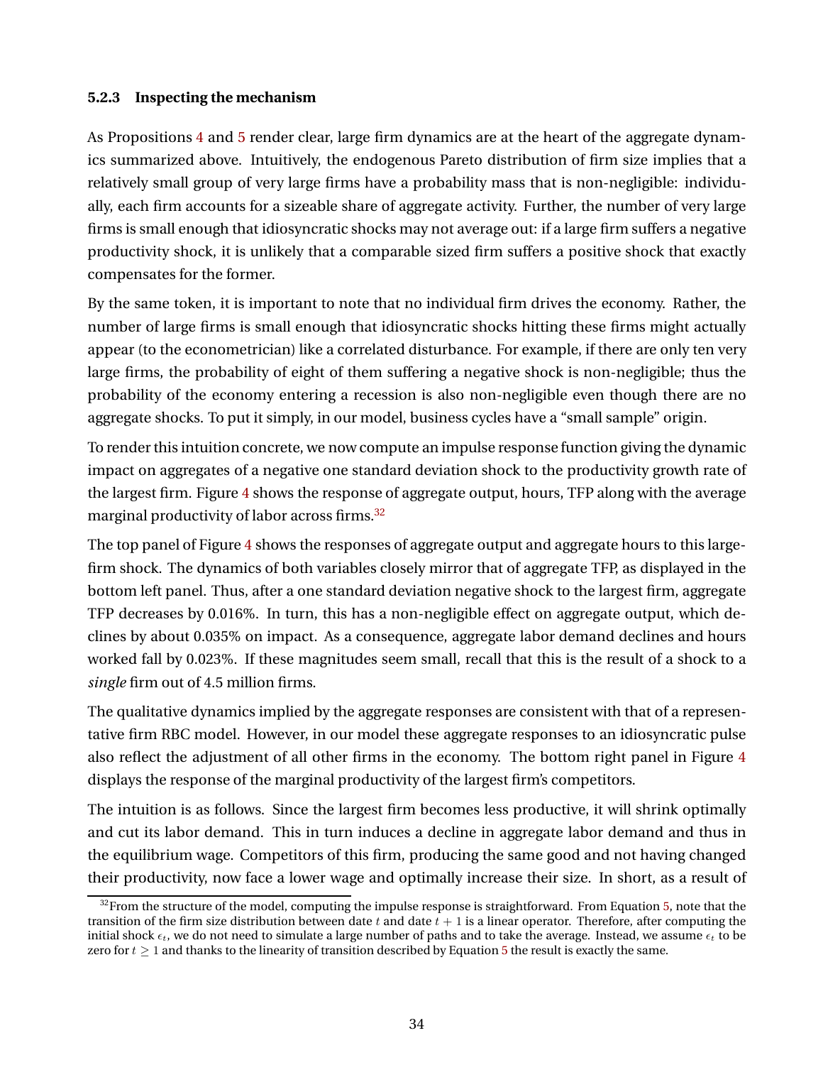### 5.2.3 Inspecting the mechanism

As Propositions 4 and 5 render clear, large firm dynamics are at the heart of the aggregate dynamics summarized above. Intuitively, the endogenous Pareto distribution of firm size implies that a relatively small group of very large firms have a probability mass that is non-negligible: individually, each firm accounts for a sizeable share of aggregate activity. Further, the number of very large firms is small enough that idiosyncratic shocks may not average out: if a large firm suffers a negative productivity shock, it is unlikely that a comparable sized firm suffers a positive shock that exactly compensates for the former.

By the same token, it is important to note that no individual firm drives the economy. Rather, the number of large firms is small enough that idiosyncratic shocks hitting these firms might actually appear (to the econometrician) like a correlated disturbance. For example, if there are only ten very large firms, the probability of eight of them suffering a negative shock is non-negligible; thus the probability of the economy entering a recession is also non-negligible even though there are no aggregate shocks. To put it simply, in our model, business cycles have a "small sample" origin.

To render this intuition concrete, we now compute an impulse response function giving the dynamic impact on aggregates of a negative one standard deviation shock to the productivity growth rate of the largest firm. Figure 4 shows the response of aggregate output, hours, TFP along with the average marginal productivity of labor across firms.[32]

The top panel of Figure 4 shows the responses of aggregate output and aggregate hours to this large-firm shock. The dynamics of both variables closely mirror that of aggregate TFP, as displayed in the bottom left panel. Thus, after a one standard deviation negative shock to the largest firm, aggregate TFP decreases by 0.016%. In turn, this has a non-negligible effect on aggregate output, which declines by about 0.035% on impact. As a consequence, aggregate labor demand declines and hours worked fall by 0.023%. If these magnitudes seem small, recall that this is the result of a shock to a *single* firm out of 4.5 million firms.

The qualitative dynamics implied by the aggregate responses are consistent with that of a representative firm RBC model. However, in our model these aggregate responses to an idiosyncratic pulse also reflect the adjustment of all other firms in the economy. The bottom right panel in Figure 4 displays the response of the marginal productivity of the largest firm's competitors.

The intuition is as follows. Since the largest firm becomes less productive, it will shrink optimally and cut its labor demand. This in turn induces a decline in aggregate labor demand and thus in the equilibrium wage. Competitors of this firm, producing the same good and not having changed their productivity, now face a lower wage and optimally increase their size. In short, as a result of

[32] From the structure of the model, computing the impulse response is straightforward. From Equation 5, note that the transition of the firm size distribution between date $t$ and date $t+1$ is a linear operator. Therefore, after computing the initial shock $\epsilon_t$, we do not need to simulate a large number of paths and to take the average. Instead, we assume $\epsilon_t$ to be zero for $t \geq 1$ and thanks to the linearity of transition described by Equation 5 the result is exactly the same.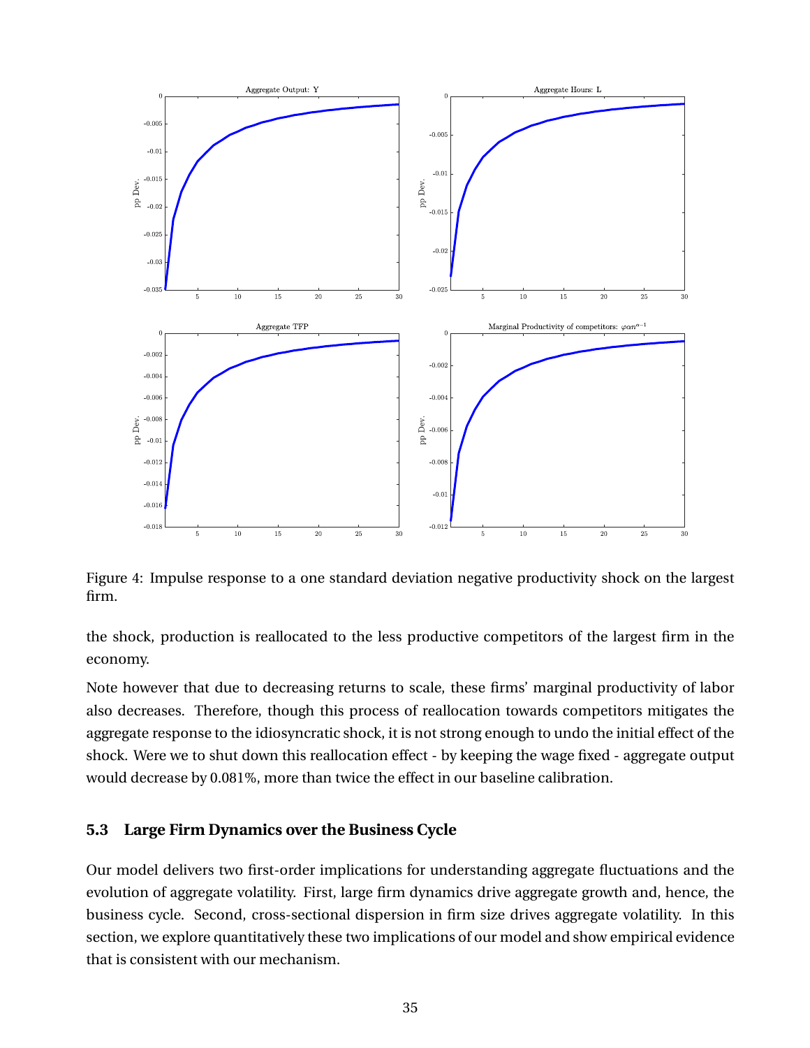Figure 4: Impulse response to a one standard deviation negative productivity shock on the largest firm.

the shock, production is reallocated to the less productive competitors of the largest firm in the economy.

Note however that due to decreasing returns to scale, these firms' marginal productivity of labor also decreases. Therefore, though this process of reallocation towards competitors mitigates the aggregate response to the idiosyncratic shock, it is not strong enough to undo the initial effect of the shock. Were we to shut down this reallocation effect - by keeping the wage fixed - aggregate output would decrease by 0.081%, more than twice the effect in our baseline calibration.

### 5.3 Large Firm Dynamics over the Business Cycle

Our model delivers two first-order implications for understanding aggregate fluctuations and the evolution of aggregate volatility. First, large firm dynamics drive aggregate growth and, hence, the business cycle. Second, cross-sectional dispersion in firm size drives aggregate volatility. In this section, we explore quantitatively these two implications of our model and show empirical evidence that is consistent with our mechanism.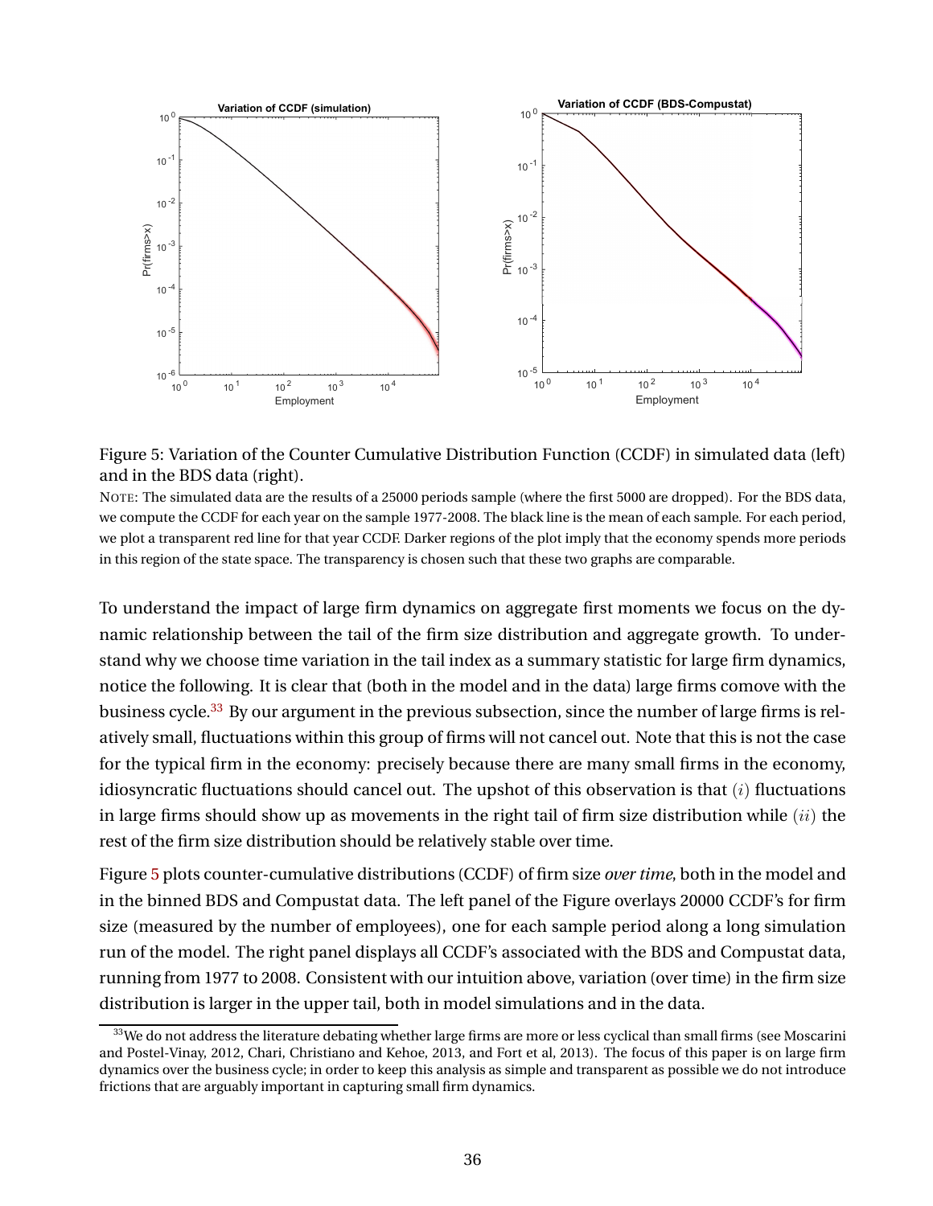Figure 5: Variation of the Counter Cumulative Distribution Function (CCDF) in simulated data (left) and in the BDS data (right).

NOTE: The simulated data are the results of a 25000 periods sample (where the first 5000 are dropped). For the BDS data, we compute the CCDF for each year on the sample 1977-2008. The black line is the mean of each sample. For each period, we plot a transparent red line for that year CCDF. Darker regions of the plot imply that the economy spends more periods in this region of the state space. The transparency is chosen such that these two graphs are comparable.

To understand the impact of large firm dynamics on aggregate first moments we focus on the dynamic relationship between the tail of the firm size distribution and aggregate growth. To understand why we choose time variation in the tail index as a summary statistic for large firm dynamics, notice the following. It is clear that (both in the model and in the data) large firms comove with the business cycle.[33] By our argument in the previous subsection, since the number of large firms is relatively small, fluctuations within this group of firms will not cancel out. Note that this is not the case for the typical firm in the economy: precisely because there are many small firms in the economy, idiosyncratic fluctuations should cancel out. The upshot of this observation is that $(i)$ fluctuations in large firms should show up as movements in the right tail of firm size distribution while $(ii)$ the rest of the firm size distribution should be relatively stable over time.

Figure 5 plots counter-cumulative distributions (CCDF) of firm size *over time*, both in the model and in the binned BDS and Compustat data. The left panel of the Figure overlays 20000 CCDF's for firm size (measured by the number of employees), one for each sample period along a long simulation run of the model. The right panel displays all CCDF's associated with the BDS and Compustat data, running from 1977 to 2008. Consistent with our intuition above, variation (over time) in the firm size distribution is larger in the upper tail, both in model simulations and in the data.

[33] We do not address the literature debating whether large firms are more or less cyclical than small firms (see Moscarini and Postel-Vinay, 2012, Chari, Christiano and Kehoe, 2013, and Fort et al, 2013). The focus of this paper is on large firm dynamics over the business cycle; in order to keep this analysis as simple and transparent as possible we do not introduce frictions that are arguably important in capturing small firm dynamics.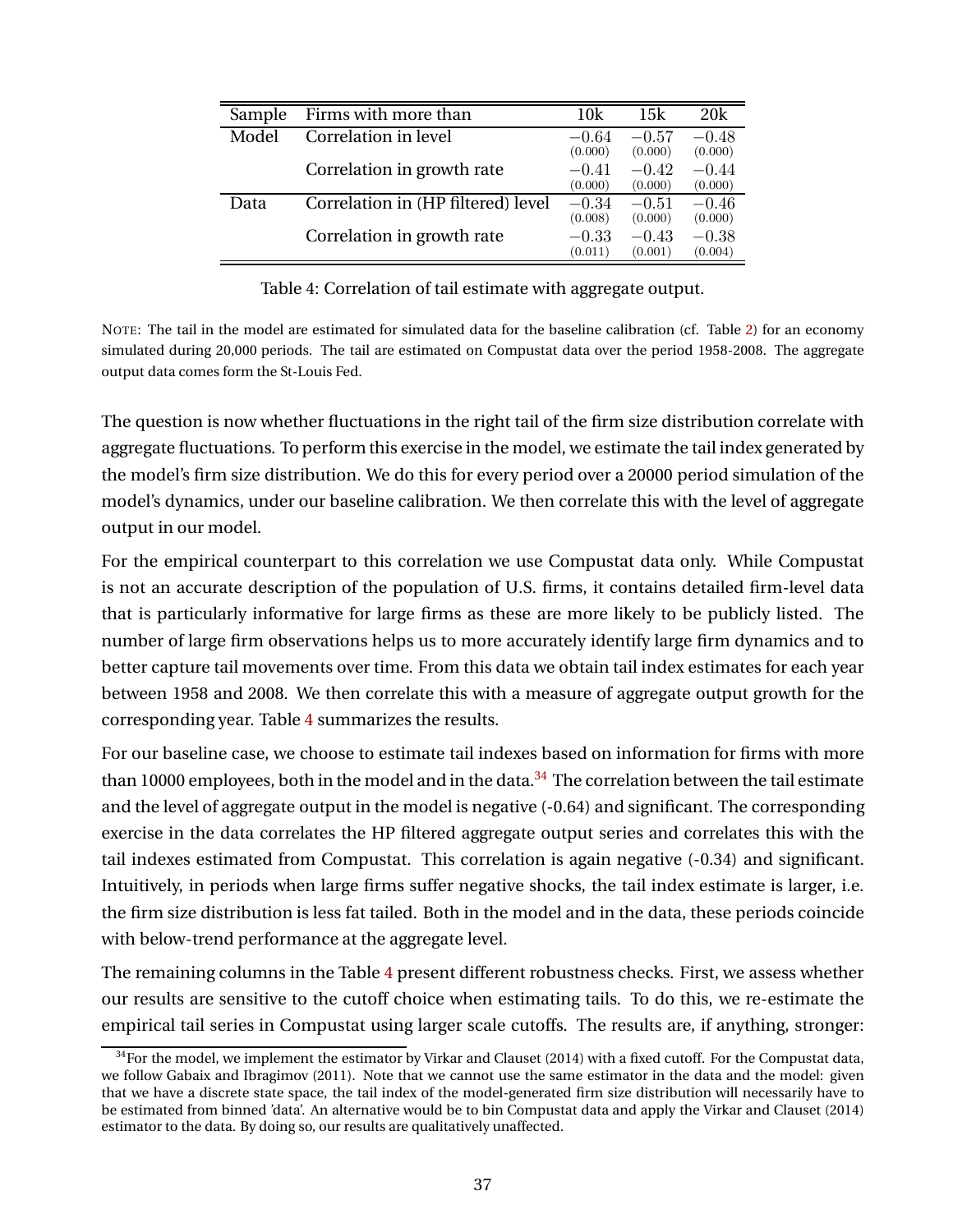| Sample | Firms with more than | 10k | 15k | 20k |
|---|---|---|---|---|
| Model | Correlation in level | $-0.64$ (0.000) | $-0.57$ (0.000) | $-0.48$ (0.000) |
| | Correlation in growth rate | $-0.41$ (0.000) | $-0.42$ (0.000) | $-0.44$ (0.000) |
| Data | Correlation in (HP filtered) level | $-0.34$ (0.008) | $-0.51$ (0.000) | $-0.46$ (0.000) |
| | Correlation in growth rate | $-0.33$ (0.011) | $-0.43$ (0.001) | $-0.38$ (0.004) |

Table 4: Correlation of tail estimate with aggregate output.

NOTE: The tail in the model are estimated for simulated data for the baseline calibration (cf. Table 2) for an economy simulated during 20,000 periods. The tail are estimated on Compustat data over the period 1958-2008. The aggregate output data comes form the St-Louis Fed.

The question is now whether fluctuations in the right tail of the firm size distribution correlate with aggregate fluctuations. To perform this exercise in the model, we estimate the tail index generated by the model's firm size distribution. We do this for every period over a 20000 period simulation of the model's dynamics, under our baseline calibration. We then correlate this with the level of aggregate output in our model.

For the empirical counterpart to this correlation we use Compustat data only. While Compustat is not an accurate description of the population of U.S. firms, it contains detailed firm-level data that is particularly informative for large firms as these are more likely to be publicly listed. The number of large firm observations helps us to more accurately identify large firm dynamics and to better capture tail movements over time. From this data we obtain tail index estimates for each year between 1958 and 2008. We then correlate this with a measure of aggregate output growth for the corresponding year. Table 4 summarizes the results.

For our baseline case, we choose to estimate tail indexes based on information for firms with more than 10000 employees, both in the model and in the data.[34] The correlation between the tail estimate and the level of aggregate output in the model is negative (-0.64) and significant. The corresponding exercise in the data correlates the HP filtered aggregate output series and correlates this with the tail indexes estimated from Compustat. This correlation is again negative (-0.34) and significant. Intuitively, in periods when large firms suffer negative shocks, the tail index estimate is larger, i.e. the firm size distribution is less fat tailed. Both in the model and in the data, these periods coincide with below-trend performance at the aggregate level.

The remaining columns in the Table 4 present different robustness checks. First, we assess whether our results are sensitive to the cutoff choice when estimating tails. To do this, we re-estimate the empirical tail series in Compustat using larger scale cutoffs. The results are, if anything, stronger:

[34] For the model, we implement the estimator by Virkar and Clauset (2014) with a fixed cutoff. For the Compustat data, we follow Gabaix and Ibragimov (2011). Note that we cannot use the same estimator in the data and the model: given that we have a discrete state space, the tail index of the model-generated firm size distribution will necessarily have to be estimated from binned 'data'. An alternative would be to bin Compustat data and apply the Virkar and Clauset (2014) estimator to the data. By doing so, our results are qualitatively unaffected.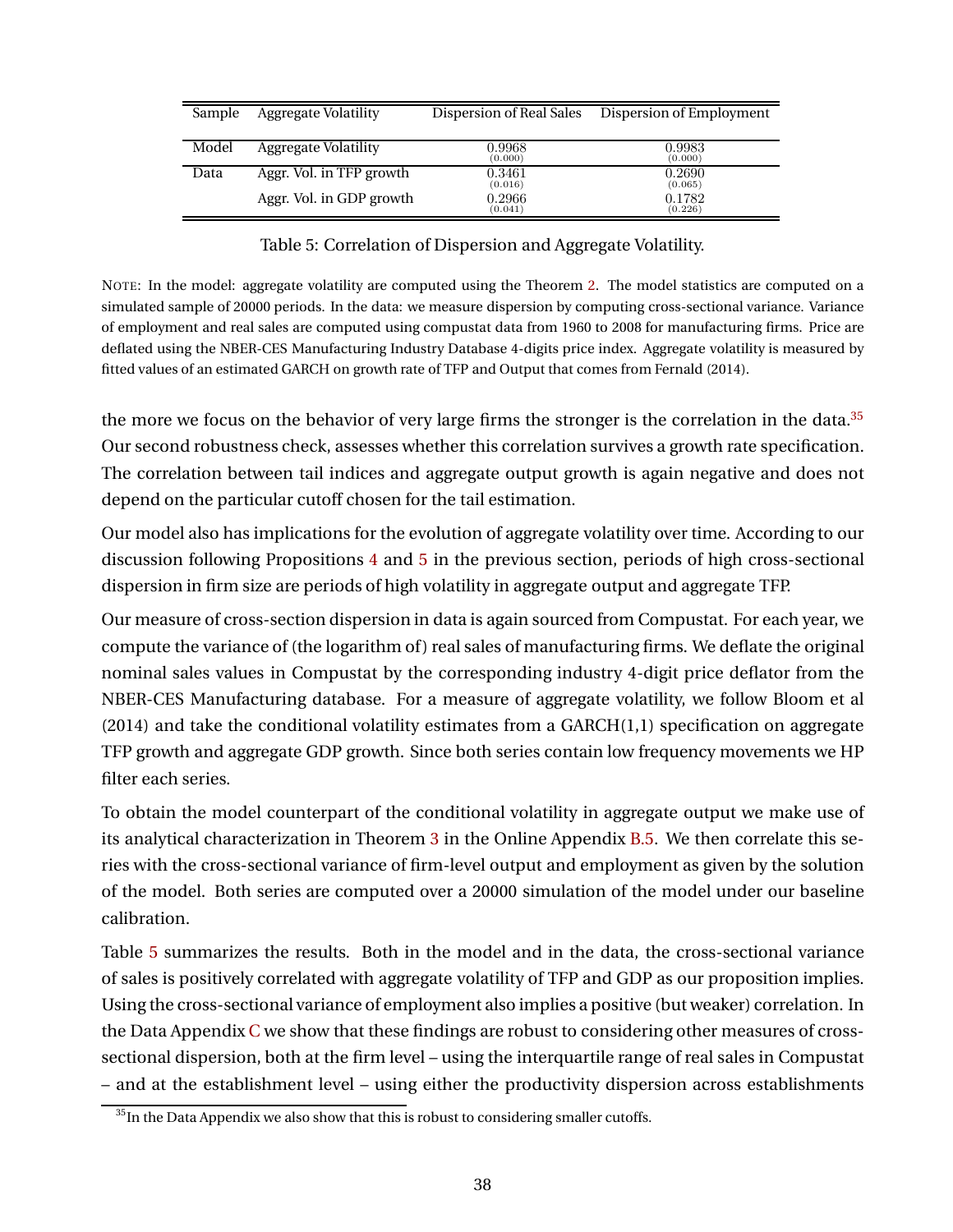| Sample | Aggregate Volatility | Dispersion of Real Sales | Dispersion of Employment |
|---|---|---|---|
| Model | Aggregate Volatility | 0.9968 (0.000) | 0.9983 (0.000) |
| Data | Aggr. Vol. in TFP growth | 0.3461 (0.016) | 0.2690 (0.065) |
| | Aggr. Vol. in GDP growth | 0.2966 (0.041) | 0.1782 (0.226) |

Table 5: Correlation of Dispersion and Aggregate Volatility.

NOTE: In the model: aggregate volatility are computed using the Theorem 2. The model statistics are computed on a simulated sample of 20000 periods. In the data: we measure dispersion by computing cross-sectional variance. Variance of employment and real sales are computed using compustat data from 1960 to 2008 for manufacturing firms. Price are deflated using the NBER-CES Manufacturing Industry Database 4-digits price index. Aggregate volatility is measured by fitted values of an estimated GARCH on growth rate of TFP and Output that comes from Fernald (2014).

the more we focus on the behavior of very large firms the stronger is the correlation in the data.[35] Our second robustness check, assesses whether this correlation survives a growth rate specification. The correlation between tail indices and aggregate output growth is again negative and does not depend on the particular cutoff chosen for the tail estimation.

Our model also has implications for the evolution of aggregate volatility over time. According to our discussion following Propositions 4 and 5 in the previous section, periods of high cross-sectional dispersion in firm size are periods of high volatility in aggregate output and aggregate TFP.

Our measure of cross-section dispersion in data is again sourced from Compustat. For each year, we compute the variance of (the logarithm of) real sales of manufacturing firms. We deflate the original nominal sales values in Compustat by the corresponding industry 4-digit price deflator from the NBER-CES Manufacturing database. For a measure of aggregate volatility, we follow Bloom et al (2014) and take the conditional volatility estimates from a GARCH(1,1) specification on aggregate TFP growth and aggregate GDP growth. Since both series contain low frequency movements we HP filter each series.

To obtain the model counterpart of the conditional volatility in aggregate output we make use of its analytical characterization in Theorem 3 in the Online Appendix B.5. We then correlate this series with the cross-sectional variance of firm-level output and employment as given by the solution of the model. Both series are computed over a 20000 simulation of the model under our baseline calibration.

Table 5 summarizes the results. Both in the model and in the data, the cross-sectional variance of sales is positively correlated with aggregate volatility of TFP and GDP as our proposition implies. Using the cross-sectional variance of employment also implies a positive (but weaker) correlation. In the Data Appendix C we show that these findings are robust to considering other measures of cross-sectional dispersion, both at the firm level – using the interquartile range of real sales in Compustat – and at the establishment level – using either the productivity dispersion across establishments

[35] In the Data Appendix we also show that this is robust to considering smaller cutoffs.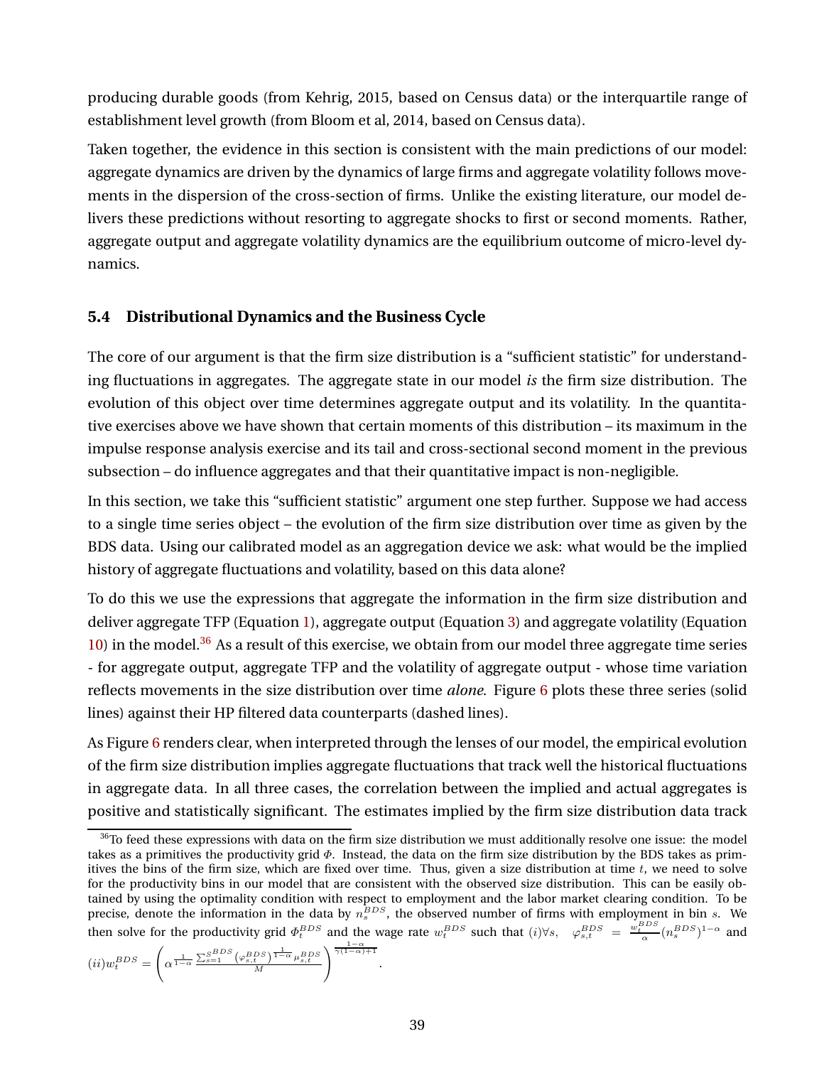producing durable goods (from Kehrig, 2015, based on Census data) or the interquartile range of establishment level growth (from Bloom et al, 2014, based on Census data).

Taken together, the evidence in this section is consistent with the main predictions of our model: aggregate dynamics are driven by the dynamics of large firms and aggregate volatility follows movements in the dispersion of the cross-section of firms. Unlike the existing literature, our model delivers these predictions without resorting to aggregate shocks to first or second moments. Rather, aggregate output and aggregate volatility dynamics are the equilibrium outcome of micro-level dynamics.

### 5.4 Distributional Dynamics and the Business Cycle

The core of our argument is that the firm size distribution is a "sufficient statistic" for understanding fluctuations in aggregates. The aggregate state in our model *is* the firm size distribution. The evolution of this object over time determines aggregate output and its volatility. In the quantitative exercises above we have shown that certain moments of this distribution – its maximum in the impulse response analysis exercise and its tail and cross-sectional second moment in the previous subsection – do influence aggregates and that their quantitative impact is non-negligible.

In this section, we take this "sufficient statistic" argument one step further. Suppose we had access to a single time series object – the evolution of the firm size distribution over time as given by the BDS data. Using our calibrated model as an aggregation device we ask: what would be the implied history of aggregate fluctuations and volatility, based on this data alone?

To do this we use the expressions that aggregate the information in the firm size distribution and deliver aggregate TFP (Equation 1), aggregate output (Equation 3) and aggregate volatility (Equation 10) in the model.[36] As a result of this exercise, we obtain from our model three aggregate time series - for aggregate output, aggregate TFP and the volatility of aggregate output - whose time variation reflects movements in the size distribution over time *alone*. Figure 6 plots these three series (solid lines) against their HP filtered data counterparts (dashed lines).

As Figure 6 renders clear, when interpreted through the lenses of our model, the empirical evolution of the firm size distribution implies aggregate fluctuations that track well the historical fluctuations in aggregate data. In all three cases, the correlation between the implied and actual aggregates is positive and statistically significant. The estimates implied by the firm size distribution data track

[36]To feed these expressions with data on the firm size distribution we must additionally resolve one issue: the model takes as a primitives the productivity grid $\Phi$. Instead, the data on the firm size distribution by the BDS takes as primitives the bins of the firm size, which are fixed over time. Thus, given a size distribution at time $t$, we need to solve for the productivity bins in our model that are consistent with the observed size distribution. This can be easily obtained by using the optimality condition with respect to employment and the labor market clearing condition. To be precise, denote the information in the data by $n_s^{BDS}$, the observed number of firms with employment in bin $s$. We then solve for the productivity grid $\Phi_t^{BDS}$ and the wage rate $w_t^{BDS}$ such that $(i)\forall s, \quad \varphi_{s,t}^{BDS} = \frac{w_t^{BDS}}{\alpha}(n_s^{BDS})^{1-\alpha}$ and $(ii) w_t^{BDS} = \left( \alpha^{\frac{1}{1-\alpha}} \frac{\sum_{s=1}^{S^{BDS}} (\varphi_{s,t}^{BDS})^{\frac{1}{1-\alpha}} \mu_{s,t}^{BDS}}{M} \right)^{\frac{1-\alpha}{\gamma(1-\alpha)+1}}$.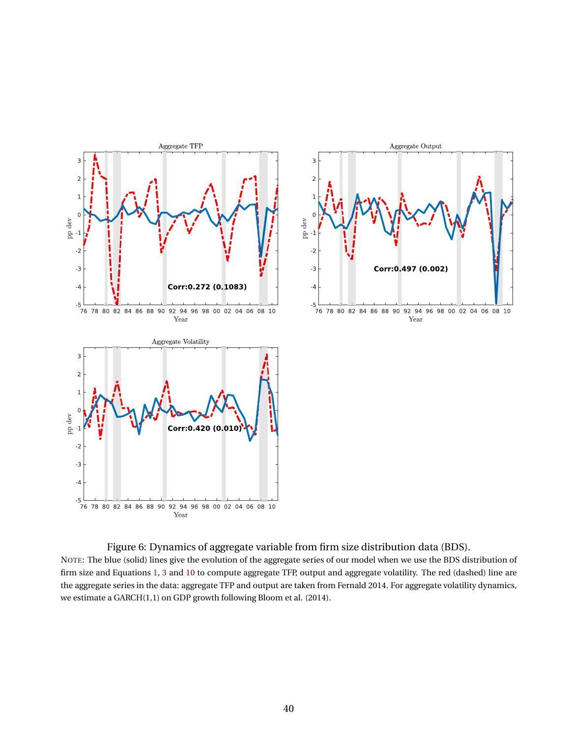Figure 6: Dynamics of aggregate variable from firm size distribution data (BDS).

NOTE: The blue (solid) lines give the evolution of the aggregate series of our model when we use the BDS distribution of firm size and Equations 1, 3 and 10 to compute aggregate TFP, output and aggregate volatility. The red (dashed) line are the aggregate series in the data: aggregate TFP and output are taken from Fernald 2014. For aggregate volatility dynamics, we estimate a GARCH(1,1) on GDP growth following Bloom et al. (2014).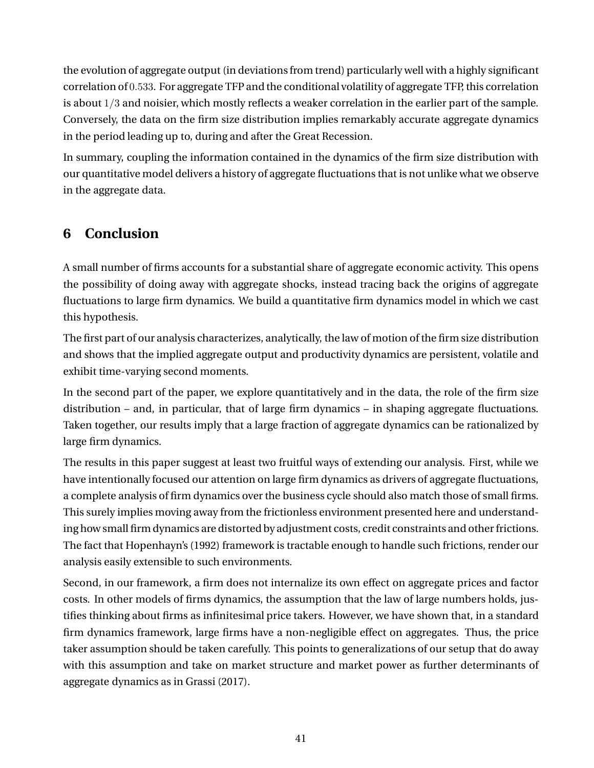the evolution of aggregate output (in deviations from trend) particularly well with a highly significant correlation of $0.533$. For aggregate TFP and the conditional volatility of aggregate TFP, this correlation is about $1/3$ and noisier, which mostly reflects a weaker correlation in the earlier part of the sample. Conversely, the data on the firm size distribution implies remarkably accurate aggregate dynamics in the period leading up to, during and after the Great Recession.

In summary, coupling the information contained in the dynamics of the firm size distribution with our quantitative model delivers a history of aggregate fluctuations that is not unlike what we observe in the aggregate data.

## 6 Conclusion

A small number of firms accounts for a substantial share of aggregate economic activity. This opens the possibility of doing away with aggregate shocks, instead tracing back the origins of aggregate fluctuations to large firm dynamics. We build a quantitative firm dynamics model in which we cast this hypothesis.

The first part of our analysis characterizes, analytically, the law of motion of the firm size distribution and shows that the implied aggregate output and productivity dynamics are persistent, volatile and exhibit time-varying second moments.

In the second part of the paper, we explore quantitatively and in the data, the role of the firm size distribution – and, in particular, that of large firm dynamics – in shaping aggregate fluctuations. Taken together, our results imply that a large fraction of aggregate dynamics can be rationalized by large firm dynamics.

The results in this paper suggest at least two fruitful ways of extending our analysis. First, while we have intentionally focused our attention on large firm dynamics as drivers of aggregate fluctuations, a complete analysis of firm dynamics over the business cycle should also match those of small firms. This surely implies moving away from the frictionless environment presented here and understanding how small firm dynamics are distorted by adjustment costs, credit constraints and other frictions. The fact that Hopenhayn's (1992) framework is tractable enough to handle such frictions, render our analysis easily extensible to such environments.

Second, in our framework, a firm does not internalize its own effect on aggregate prices and factor costs. In other models of firms dynamics, the assumption that the law of large numbers holds, justifies thinking about firms as infinitesimal price takers. However, we have shown that, in a standard firm dynamics framework, large firms have a non-negligible effect on aggregates. Thus, the price taker assumption should be taken carefully. This points to generalizations of our setup that do away with this assumption and take on market structure and market power as further determinants of aggregate dynamics as in Grassi (2017).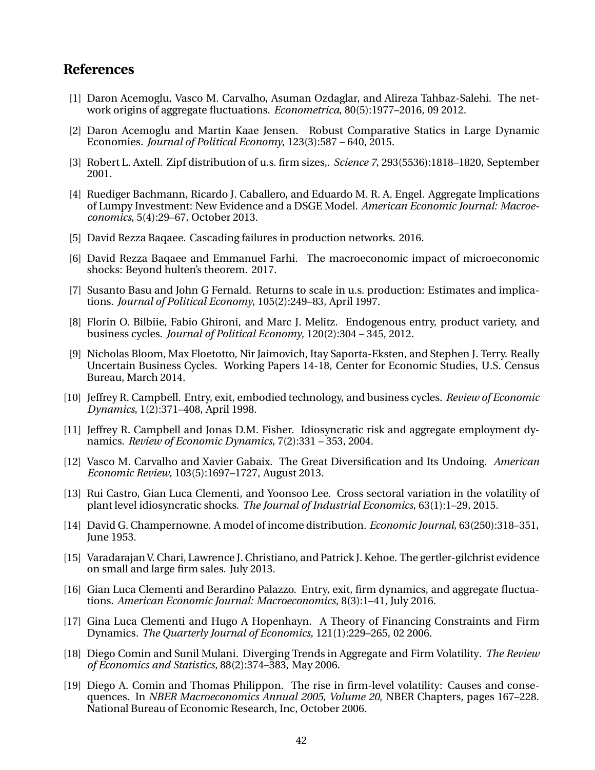## References

[1] Daron Acemoglu, Vasco M. Carvalho, Asuman Ozdaglar, and Alireza Tahbaz-Salehi. The network origins of aggregate fluctuations. *Econometrica*, 80(5):1977–2016, 09 2012.

[2] Daron Acemoglu and Martin Kaae Jensen. Robust Comparative Statics in Large Dynamic Economies. *Journal of Political Economy*, 123(3):587 – 640, 2015.

[3] Robert L. Axtell. Zipf distribution of u.s. firm sizes,. *Science 7*, 293(5536):1818–1820, September 2001.

[4] Ruediger Bachmann, Ricardo J. Caballero, and Eduardo M. R. A. Engel. Aggregate Implications of Lumpy Investment: New Evidence and a DSGE Model. *American Economic Journal: Macroeconomics*, 5(4):29–67, October 2013.

[5] David Rezza Baqaee. Cascading failures in production networks. 2016.

[6] David Rezza Baqaee and Emmanuel Farhi. The macroeconomic impact of microeconomic shocks: Beyond hulten's theorem. 2017.

[7] Susanto Basu and John G Fernald. Returns to scale in u.s. production: Estimates and implications. *Journal of Political Economy*, 105(2):249–83, April 1997.

[8] Florin O. Bilbiie, Fabio Ghironi, and Marc J. Melitz. Endogenous entry, product variety, and business cycles. *Journal of Political Economy*, 120(2):304 – 345, 2012.

[9] Nicholas Bloom, Max Floetotto, Nir Jaimovich, Itay Saporta-Eksten, and Stephen J. Terry. Really Uncertain Business Cycles. Working Papers 14-18, Center for Economic Studies, U.S. Census Bureau, March 2014.

[10] Jeffrey R. Campbell. Entry, exit, embodied technology, and business cycles. *Review of Economic Dynamics*, 1(2):371–408, April 1998.

[11] Jeffrey R. Campbell and Jonas D.M. Fisher. Idiosyncratic risk and aggregate employment dynamics. *Review of Economic Dynamics*, 7(2):331 – 353, 2004.

[12] Vasco M. Carvalho and Xavier Gabaix. The Great Diversification and Its Undoing. *American Economic Review*, 103(5):1697–1727, August 2013.

[13] Rui Castro, Gian Luca Clementi, and Yoonsoo Lee. Cross sectoral variation in the volatility of plant level idiosyncratic shocks. *The Journal of Industrial Economics*, 63(1):1–29, 2015.

[14] David G. Champernowne. A model of income distribution. *Economic Journal*, 63(250):318–351, June 1953.

[15] Varadarajan V. Chari, Lawrence J. Christiano, and Patrick J. Kehoe. The gertler-gilchrist evidence on small and large firm sales. July 2013.

[16] Gian Luca Clementi and Berardino Palazzo. Entry, exit, firm dynamics, and aggregate fluctuations. *American Economic Journal: Macroeconomics*, 8(3):1–41, July 2016.

[17] Gina Luca Clementi and Hugo A Hopenhayn. A Theory of Financing Constraints and Firm Dynamics. *The Quarterly Journal of Economics*, 121(1):229–265, 02 2006.

[18] Diego Comin and Sunil Mulani. Diverging Trends in Aggregate and Firm Volatility. *The Review of Economics and Statistics*, 88(2):374–383, May 2006.

[19] Diego A. Comin and Thomas Philippon. The rise in firm-level volatility: Causes and consequences. In *NBER Macroeconomics Annual 2005, Volume 20*, NBER Chapters, pages 167–228. National Bureau of Economic Research, Inc, October 2006.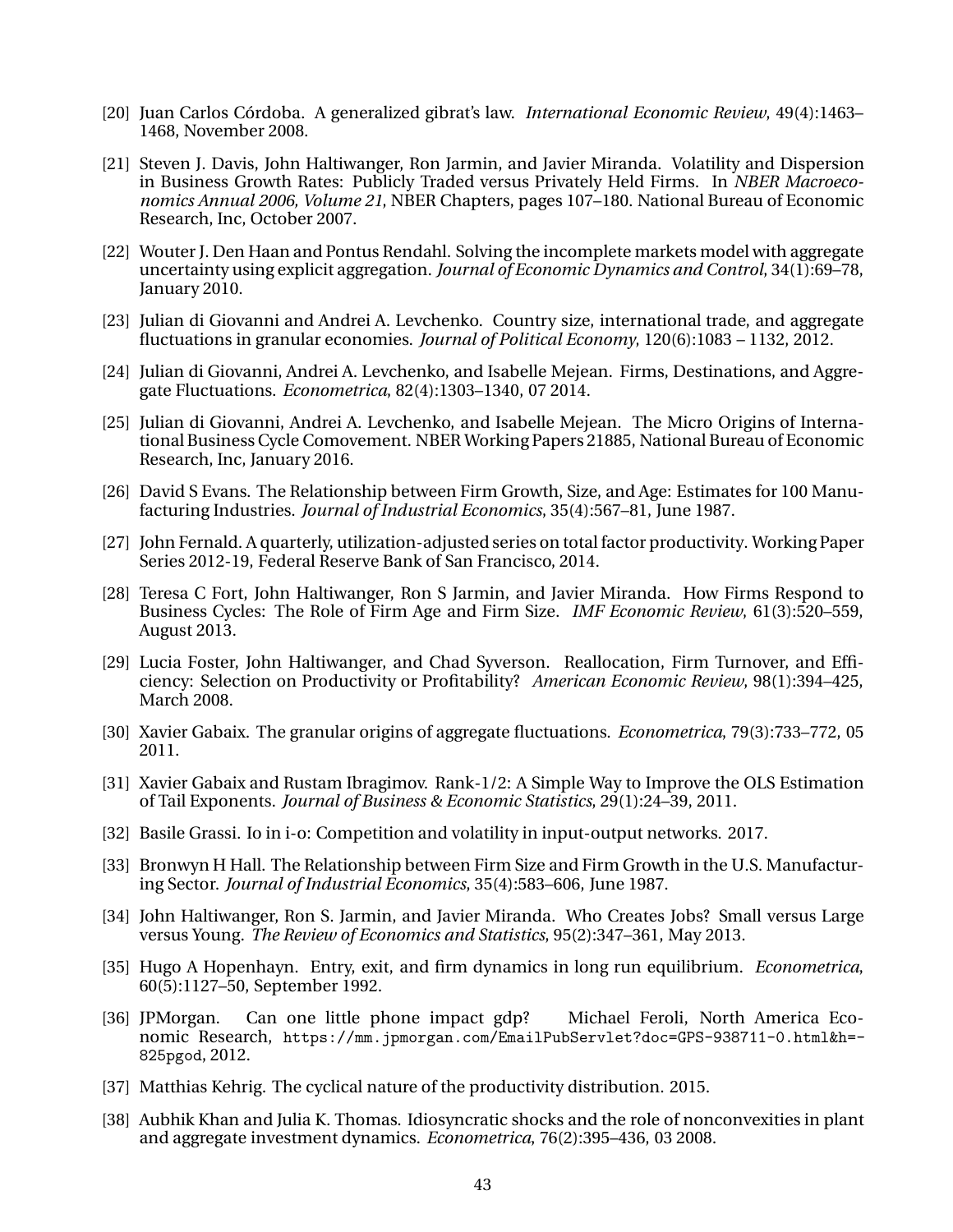[20] Juan Carlos Córdoba. A generalized gibrat's law. *International Economic Review*, 49(4):1463–1468, November 2008.

[21] Steven J. Davis, John Haltiwanger, Ron Jarmin, and Javier Miranda. Volatility and Dispersion in Business Growth Rates: Publicly Traded versus Privately Held Firms. In *NBER Macroeconomics Annual 2006, Volume 21*, NBER Chapters, pages 107–180. National Bureau of Economic Research, Inc, October 2007.

[22] Wouter J. Den Haan and Pontus Rendahl. Solving the incomplete markets model with aggregate uncertainty using explicit aggregation. *Journal of Economic Dynamics and Control*, 34(1):69–78, January 2010.

[23] Julian di Giovanni and Andrei A. Levchenko. Country size, international trade, and aggregate fluctuations in granular economies. *Journal of Political Economy*, 120(6):1083 – 1132, 2012.

[24] Julian di Giovanni, Andrei A. Levchenko, and Isabelle Mejean. Firms, Destinations, and Aggregate Fluctuations. *Econometrica*, 82(4):1303–1340, 07 2014.

[25] Julian di Giovanni, Andrei A. Levchenko, and Isabelle Mejean. The Micro Origins of International Business Cycle Comovement. NBER Working Papers 21885, National Bureau of Economic Research, Inc, January 2016.

[26] David S Evans. The Relationship between Firm Growth, Size, and Age: Estimates for 100 Manufacturing Industries. *Journal of Industrial Economics*, 35(4):567–81, June 1987.

[27] John Fernald. A quarterly, utilization-adjusted series on total factor productivity. Working Paper Series 2012-19, Federal Reserve Bank of San Francisco, 2014.

[28] Teresa C Fort, John Haltiwanger, Ron S Jarmin, and Javier Miranda. How Firms Respond to Business Cycles: The Role of Firm Age and Firm Size. *IMF Economic Review*, 61(3):520–559, August 2013.

[29] Lucia Foster, John Haltiwanger, and Chad Syverson. Reallocation, Firm Turnover, and Efficiency: Selection on Productivity or Profitability? *American Economic Review*, 98(1):394–425, March 2008.

[30] Xavier Gabaix. The granular origins of aggregate fluctuations. *Econometrica*, 79(3):733–772, 05 2011.

[31] Xavier Gabaix and Rustam Ibragimov. Rank-1/2: A Simple Way to Improve the OLS Estimation of Tail Exponents. *Journal of Business & Economic Statistics*, 29(1):24–39, 2011.

[32] Basile Grassi. Io in i-o: Competition and volatility in input-output networks. 2017.

[33] Bronwyn H Hall. The Relationship between Firm Size and Firm Growth in the U.S. Manufacturing Sector. *Journal of Industrial Economics*, 35(4):583–606, June 1987.

[34] John Haltiwanger, Ron S. Jarmin, and Javier Miranda. Who Creates Jobs? Small versus Large versus Young. *The Review of Economics and Statistics*, 95(2):347–361, May 2013.

[35] Hugo A Hopenhayn. Entry, exit, and firm dynamics in long run equilibrium. *Econometrica*, 60(5):1127–50, September 1992.

[36] JPMorgan. Can one little phone impact gdp? Michael Feroli, North America Economic Research, `https://mm.jpmorgan.com/EmailPubServlet?doc=GPS-938711-0.html&h=-825pgod`, 2012.

[37] Matthias Kehrig. The cyclical nature of the productivity distribution. 2015.

[38] Aubhik Khan and Julia K. Thomas. Idiosyncratic shocks and the role of nonconvexities in plant and aggregate investment dynamics. *Econometrica*, 76(2):395–436, 03 2008.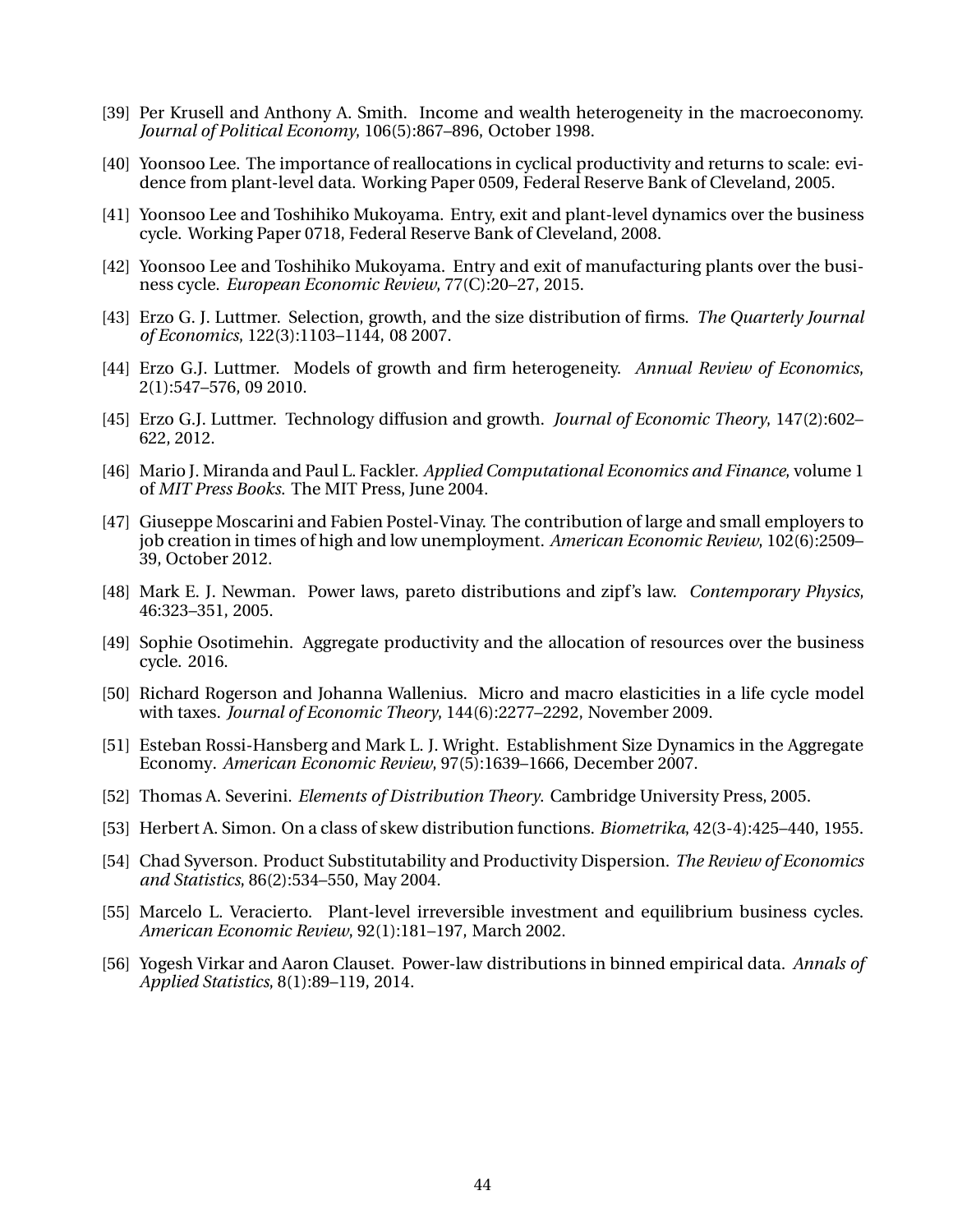[39] Per Krusell and Anthony A. Smith. Income and wealth heterogeneity in the macroeconomy. *Journal of Political Economy*, 106(5):867–896, October 1998.

[40] Yoonsoo Lee. The importance of reallocations in cyclical productivity and returns to scale: evidence from plant-level data. Working Paper 0509, Federal Reserve Bank of Cleveland, 2005.

[41] Yoonsoo Lee and Toshihiko Mukoyama. Entry, exit and plant-level dynamics over the business cycle. Working Paper 0718, Federal Reserve Bank of Cleveland, 2008.

[42] Yoonsoo Lee and Toshihiko Mukoyama. Entry and exit of manufacturing plants over the business cycle. *European Economic Review*, 77(C):20–27, 2015.

[43] Erzo G. J. Luttmer. Selection, growth, and the size distribution of firms. *The Quarterly Journal of Economics*, 122(3):1103–1144, 08 2007.

[44] Erzo G.J. Luttmer. Models of growth and firm heterogeneity. *Annual Review of Economics*, 2(1):547–576, 09 2010.

[45] Erzo G.J. Luttmer. Technology diffusion and growth. *Journal of Economic Theory*, 147(2):602–622, 2012.

[46] Mario J. Miranda and Paul L. Fackler. *Applied Computational Economics and Finance*, volume 1 of *MIT Press Books*. The MIT Press, June 2004.

[47] Giuseppe Moscarini and Fabien Postel-Vinay. The contribution of large and small employers to job creation in times of high and low unemployment. *American Economic Review*, 102(6):2509–39, October 2012.

[48] Mark E. J. Newman. Power laws, pareto distributions and zipf's law. *Contemporary Physics*, 46:323–351, 2005.

[49] Sophie Osotimehin. Aggregate productivity and the allocation of resources over the business cycle. 2016.

[50] Richard Rogerson and Johanna Wallenius. Micro and macro elasticities in a life cycle model with taxes. *Journal of Economic Theory*, 144(6):2277–2292, November 2009.

[51] Esteban Rossi-Hansberg and Mark L. J. Wright. Establishment Size Dynamics in the Aggregate Economy. *American Economic Review*, 97(5):1639–1666, December 2007.

[52] Thomas A. Severini. *Elements of Distribution Theory*. Cambridge University Press, 2005.

[53] Herbert A. Simon. On a class of skew distribution functions. *Biometrika*, 42(3-4):425–440, 1955.

[54] Chad Syverson. Product Substitutability and Productivity Dispersion. *The Review of Economics and Statistics*, 86(2):534–550, May 2004.

[55] Marcelo L. Veracierto. Plant-level irreversible investment and equilibrium business cycles. *American Economic Review*, 92(1):181–197, March 2002.

[56] Yogesh Virkar and Aaron Clauset. Power-law distributions in binned empirical data. *Annals of Applied Statistics*, 8(1):89–119, 2014.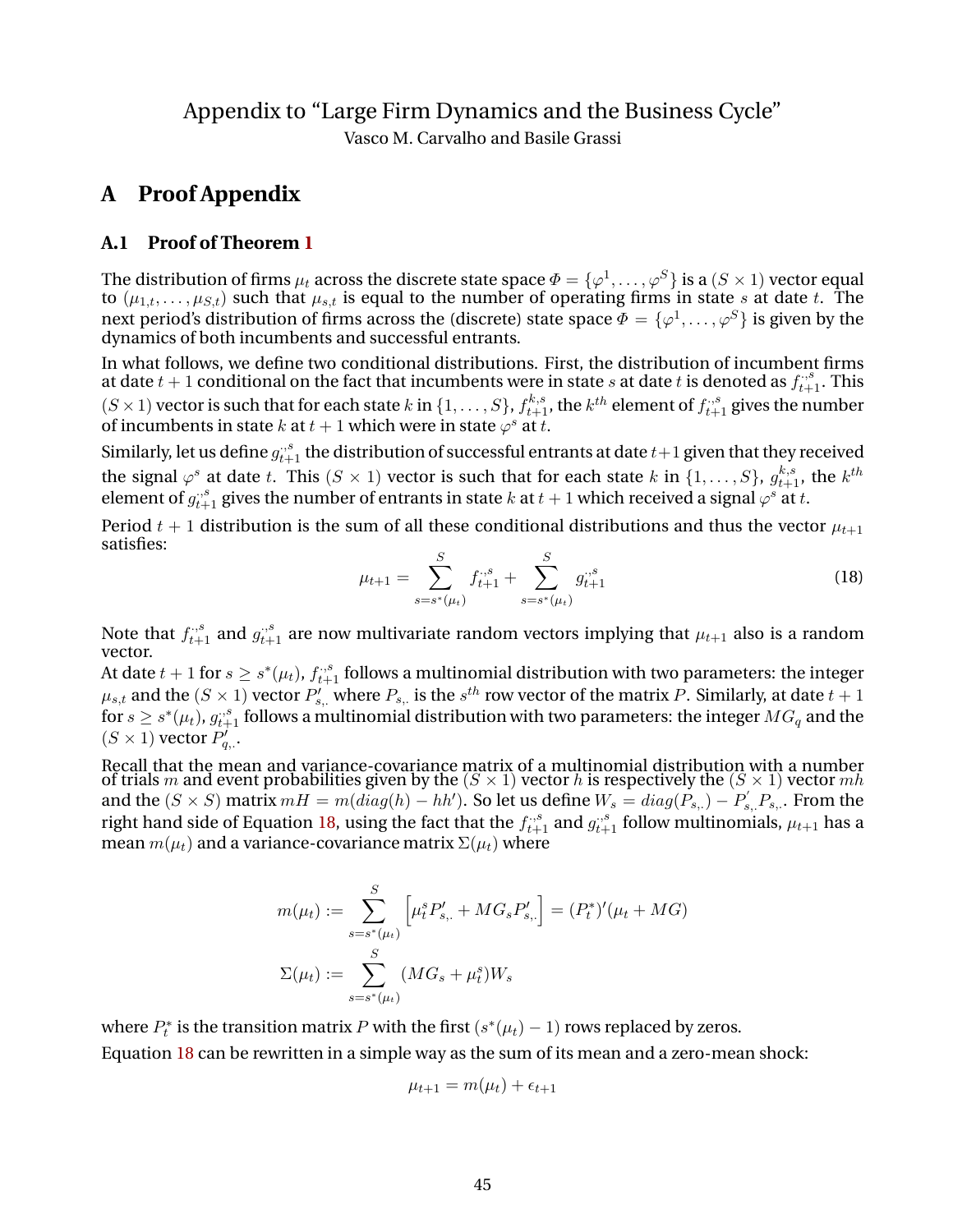# Appendix to "Large Firm Dynamics and the Business Cycle"

Vasco M. Carvalho and Basile Grassi

## A Proof Appendix

### A.1 Proof of Theorem 1

The distribution of firms $\mu_t$ across the discrete state space $\Phi = \{\varphi^1, \ldots, \varphi^S\}$ is a $(S \times 1)$ vector equal to $(\mu_{1,t}, \ldots, \mu_{S,t})$ such that $\mu_{s,t}$ is equal to the number of operating firms in state $s$ at date $t$. The next period's distribution of firms across the (discrete) state space $\Phi = \{\varphi^1, \ldots, \varphi^S\}$ is given by the dynamics of both incumbents and successful entrants.

In what follows, we define two conditional distributions. First, the distribution of incumbent firms at date $t+1$ conditional on the fact that incumbents were in state $s$ at date $t$ is denoted as $f_{t+1}^{.,s}$. This $(S \times 1)$ vector is such that for each state $k$ in $\{1, \ldots, S\}$, $f_{t+1}^{k,s}$, the $k^{th}$ element of $f_{t+1}^{.,s}$ gives the number of incumbents in state $k$ at $t+1$ which were in state $\varphi^s$ at $t$.

Similarly, let us define $g_{t+1}^{.,s}$ the distribution of successful entrants at date $t+1$ given that they received the signal $\varphi^s$ at date $t$. This $(S \times 1)$ vector is such that for each state $k$ in $\{1, \ldots, S\}$, $g_{t+1}^{k,s}$, the $k^{th}$ element of $g_{t+1}^{.,s}$ gives the number of entrants in state $k$ at $t+1$ which received a signal $\varphi^s$ at $t$.

Period $t+1$ distribution is the sum of all these conditional distributions and thus the vector $\mu_{t+1}$ satisfies:

$$\mu_{t+1} = \sum_{s=s^*(\mu_t)}^{S} f_{t+1}^{.,s} + \sum_{s=s^*(\mu_t)}^{S} g_{t+1}^{.,s} \tag{18}$$

Note that $f_{t+1}^{.,s}$ and $g_{t+1}^{.,s}$ are now multivariate random vectors implying that $\mu_{t+1}$ also is a random vector.

At date $t+1$ for $s \geq s^*(\mu_t)$, $f_{t+1}^{.,s}$ follows a multinomial distribution with two parameters: the integer $\mu_{s,t}$ and the $(S \times 1)$ vector $P'_{s,.}$ where $P_{s,.}$ is the $s^{th}$ row vector of the matrix $P$. Similarly, at date $t+1$ for $s \geq s^*(\mu_t)$, $g_{t+1}^{.,s}$ follows a multinomial distribution with two parameters: the integer $MG_q$ and the $(S \times 1)$ vector $P'_{q,.}$.

Recall that the mean and variance-covariance matrix of a multinomial distribution with a number of trials $m$ and event probabilities given by the $(S \times 1)$ vector $h$ is respectively the $(S \times 1)$ vector $mh$ and the $(S \times S)$ matrix $mH = m(diag(h) - hh')$. So let us define $W_s = diag(P_{s,.}) - P'_{s,.}P_{s,.}$. From the right hand side of Equation 18, using the fact that the $f_{t+1}^{.,s}$ and $g_{t+1}^{.,s}$ follow multinomials, $\mu_{t+1}$ has a mean $m(\mu_t)$ and a variance-covariance matrix $\Sigma(\mu_t)$ where

$$m(\mu_t) := \sum_{s=s^*(\mu_t)}^{S} \left[\mu_t^s P'_{s,.} + MG_s P'_{s,.}\right] = (P_t^*)'(\mu_t + MG)$$

$$\Sigma(\mu_t) := \sum_{s=s^*(\mu_t)}^{S} (MG_s + \mu_t^s) W_s$$

where $P_t^*$ is the transition matrix $P$ with the first $(s^*(\mu_t) - 1)$ rows replaced by zeros.

Equation 18 can be rewritten in a simple way as the sum of its mean and a zero-mean shock:

$$\mu_{t+1} = m(\mu_t) + \epsilon_{t+1}$$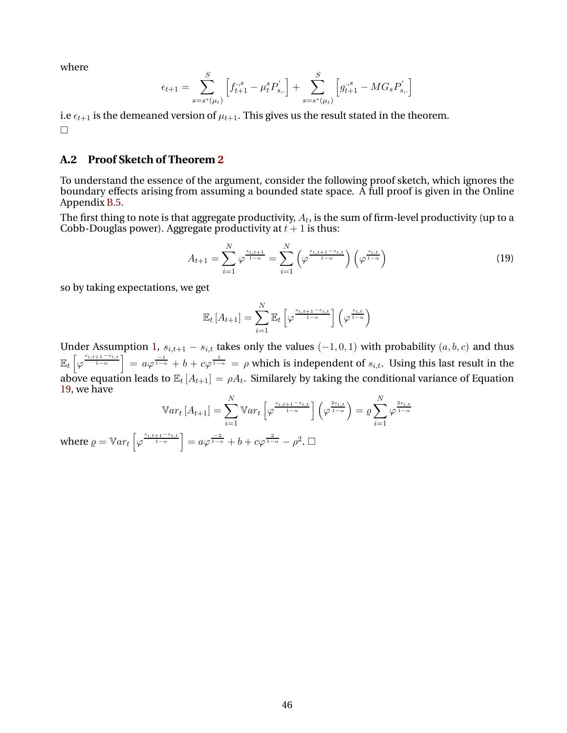where

$$\epsilon_{t+1} = \sum_{s=s^*(\mu_t)}^{S} \left[ f_{t+1}^{\cdot,\cdot s} - \mu_t^s P_{s,\cdot}^{'} \right] + \sum_{s=s^*(\mu_t)}^{S} \left[ g_{t+1}^{\cdot,\cdot s} - MG_s P_{s,\cdot}^{'} \right]$$

i.e $\epsilon_{t+1}$ is the demeaned version of $\mu_{t+1}$. This gives us the result stated in the theorem.

□

### A.2 Proof Sketch of Theorem 2

To understand the essence of the argument, consider the following proof sketch, which ignores the boundary effects arising from assuming a bounded state space. A full proof is given in the Online Appendix B.5.

The first thing to note is that aggregate productivity, $A_t$, is the sum of firm-level productivity (up to a Cobb-Douglas power). Aggregate productivity at $t+1$ is thus:

$$A_{t+1} = \sum_{i=1}^{N} \varphi^{\frac{s_{i,t+1}}{1-\alpha}} = \sum_{i=1}^{N} \left( \varphi^{\frac{s_{i,t+1} - s_{i,t}}{1-\alpha}} \right) \left( \varphi^{\frac{s_{i,t}}{1-\alpha}} \right) \tag{19}$$

so by taking expectations, we get

$$\mathbb{E}_t \left[ A_{t+1} \right] = \sum_{i=1}^{N} \mathbb{E}_t \left[ \varphi^{\frac{s_{i,t+1} - s_{i,t}}{1-\alpha}} \right] \left( \varphi^{\frac{s_{i,t}}{1-\alpha}} \right)$$

Under Assumption 1, $s_{i,t+1} - s_{i,t}$ takes only the values $(-1, 0, 1)$ with probability $(a, b, c)$ and thus $\mathbb{E}_t \left[ \varphi^{\frac{s_{i,t+1} - s_{i,t}}{1-\alpha}} \right] = a\varphi^{\frac{-1}{1-\alpha}} + b + c\varphi^{\frac{1}{1-\alpha}} = \rho$ which is independent of $s_{i,t}$. Using this last result in the above equation leads to $\mathbb{E}_t \left[ A_{t+1} \right] = \rho A_t$. Similarely by taking the conditional variance of Equation 19, we have

$$\mathbb{V}ar_t \left[ A_{t+1} \right] = \sum_{i=1}^{N} \mathbb{V}ar_t \left[ \varphi^{\frac{s_{i,t+1} - s_{i,t}}{1-\alpha}} \right] \left( \varphi^{\frac{2s_{i,t}}{1-\alpha}} \right) = \varrho \sum_{i=1}^{N} \varphi^{\frac{2s_{i,t}}{1-\alpha}}$$

where $\varrho = \mathbb{V}ar_t \left[ \varphi^{\frac{s_{i,t+1} - s_{i,t}}{1-\alpha}} \right] = a\varphi^{\frac{-2}{1-\alpha}} + b + c\varphi^{\frac{2}{1-\alpha}} - \rho^2$. □